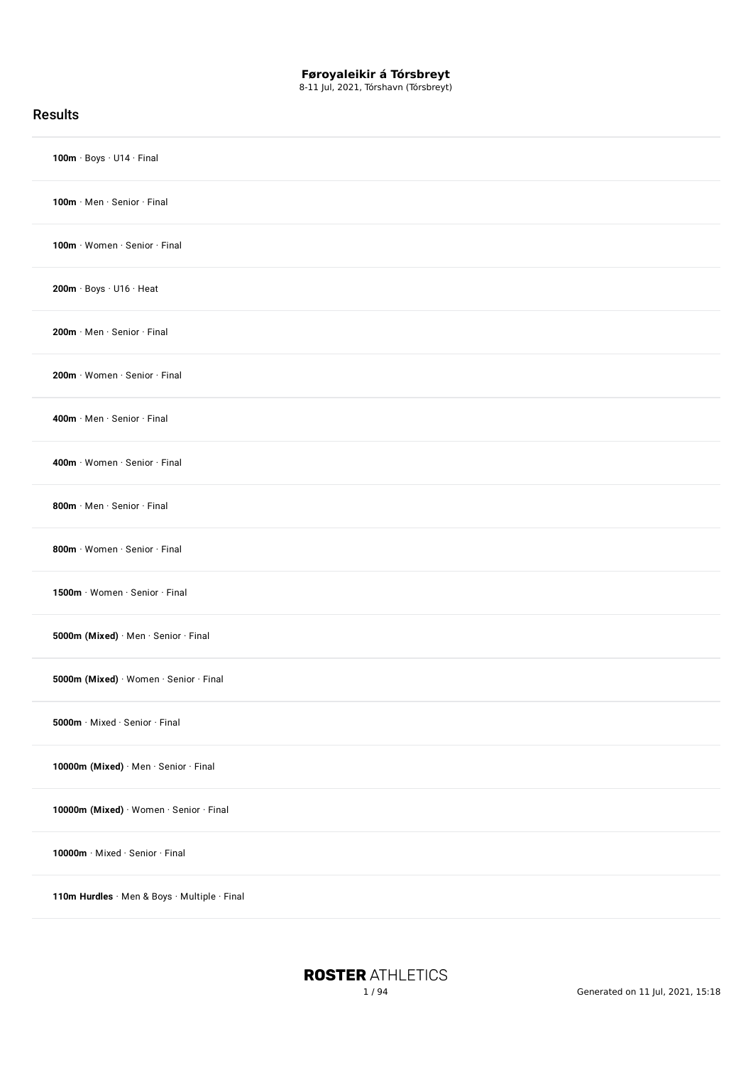# Føroyaleikir á Tórsbreyt

8-11 Jul, 2021, Tórshavn (Tórsbreyt)

## Results

**100m** · Boys · U14 · Final

**100m** · Men · Senior · Final

**100m** · Women · Senior · Final

**200m** · Boys · U16 · Heat

**200m** · Men · Senior · Final

**200m** · Women · Senior · Final

**400m** · Men · Senior · Final

**400m** · Women · Senior · Final

**800m** · Men · Senior · Final

**800m** · Women · Senior · Final

**1500m** · Women · Senior · Final

**5000m (Mixed)** · Men · Senior · Final

**5000m (Mixed)** · Women · Senior · Final

**5000m** · Mixed · Senior · Final

**10000m (Mixed)** · Men · Senior · Final

**10000m (Mixed)** · Women · Senior · Final

**10000m** · Mixed · Senior · Final

**110m Hurdles** · Men & Boys · Multiple · Final

**ROSTER** ATHLETICS

Generated on 11 Jul, 2021, 15:18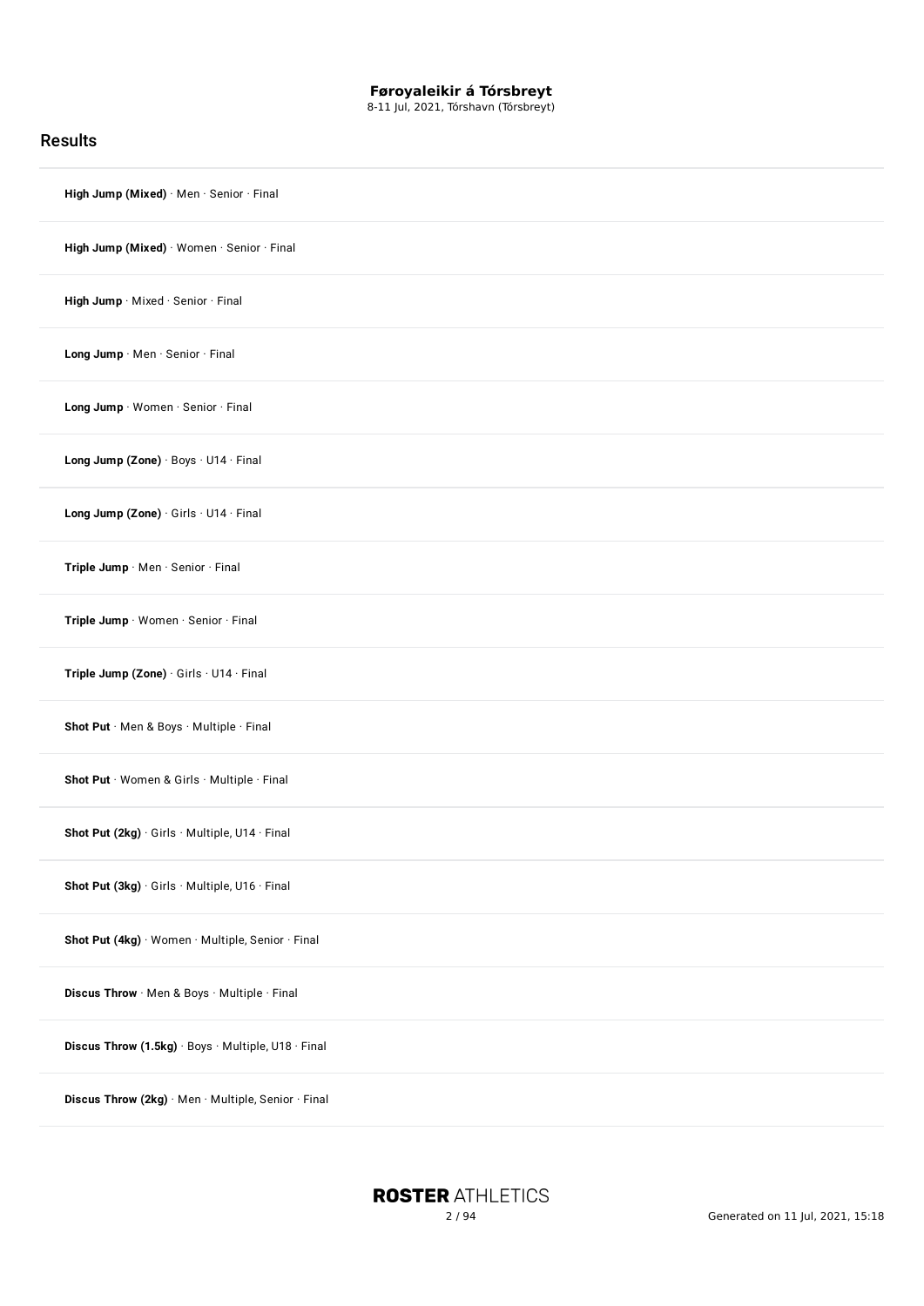# Results

**High Jump (Mixed)** · Men · Senior · Final

**High Jump (Mixed)** · Women · Senior · Final

**High Jump** · Mixed · Senior · Final

**Long Jump** · Men · Senior · Final

**Long Jump** · Women · Senior · Final

**Long Jump (Zone)** · Boys · U14 · Final

**Long Jump (Zone)** · Girls · U14 · Final

**Triple Jump** · Men · Senior · Final

**Triple Jump** · Women · Senior · Final

**Triple Jump (Zone)** · Girls · U14 · Final

**Shot Put** · Men & Boys · Multiple · Final

**Shot Put** · Women & Girls · Multiple · Final

**Shot Put (2kg)** · Girls · Multiple, U14 · Final

**Shot Put (3kg)** · Girls · Multiple, U16 · Final

**Shot Put (4kg)** · Women · Multiple, Senior · Final

**Discus Throw** · Men & Boys · Multiple · Final

**Discus Throw (1.5kg)** · Boys · Multiple, U18 · Final

**Discus Throw (2kg)** · Men · Multiple, Senior · Final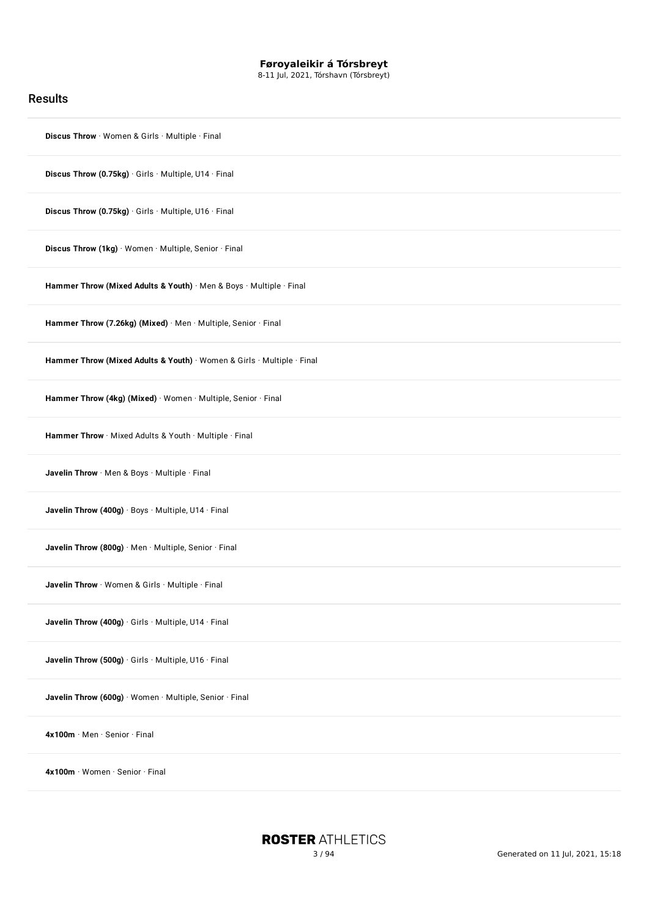**Føroyaleikir á Tórsbreyt**

8-11 Jul, 2021, Tórshavn (Tórsbreyt)

## Results

**Discus Throw** · Women & Girls · Multiple · Final

**Discus Throw (0.75kg)** · Girls · Multiple, U14 · Final

**Discus Throw (0.75kg)** · Girls · Multiple, U16 · Final

**Discus Throw (1kg)** · Women · Multiple, Senior · Final

**Hammer Throw (Mixed Adults & Youth)** · Men & Boys · Multiple · Final

**Hammer Throw (7.26kg) (Mixed)** · Men · Multiple, Senior · Final

**Hammer Throw (Mixed Adults & Youth)** · Women & Girls · Multiple · Final

**Hammer Throw (4kg) (Mixed)** · Women · Multiple, Senior · Final

**Hammer Throw** · Mixed Adults & Youth · Multiple · Final

**Javelin Throw** · Men & Boys · Multiple · Final

**Javelin Throw (400g)** · Boys · Multiple, U14 · Final

**Javelin Throw (800g)** · Men · Multiple, Senior · Final

**Javelin Throw** · Women & Girls · Multiple · Final

**Javelin Throw (400g)** · Girls · Multiple, U14 · Final

**Javelin Throw (500g)** · Girls · Multiple, U16 · Final

**Javelin Throw (600g)** · Women · Multiple, Senior · Final

**4x100m** · Men · Senior · Final

**4x100m** · Women · Senior · Final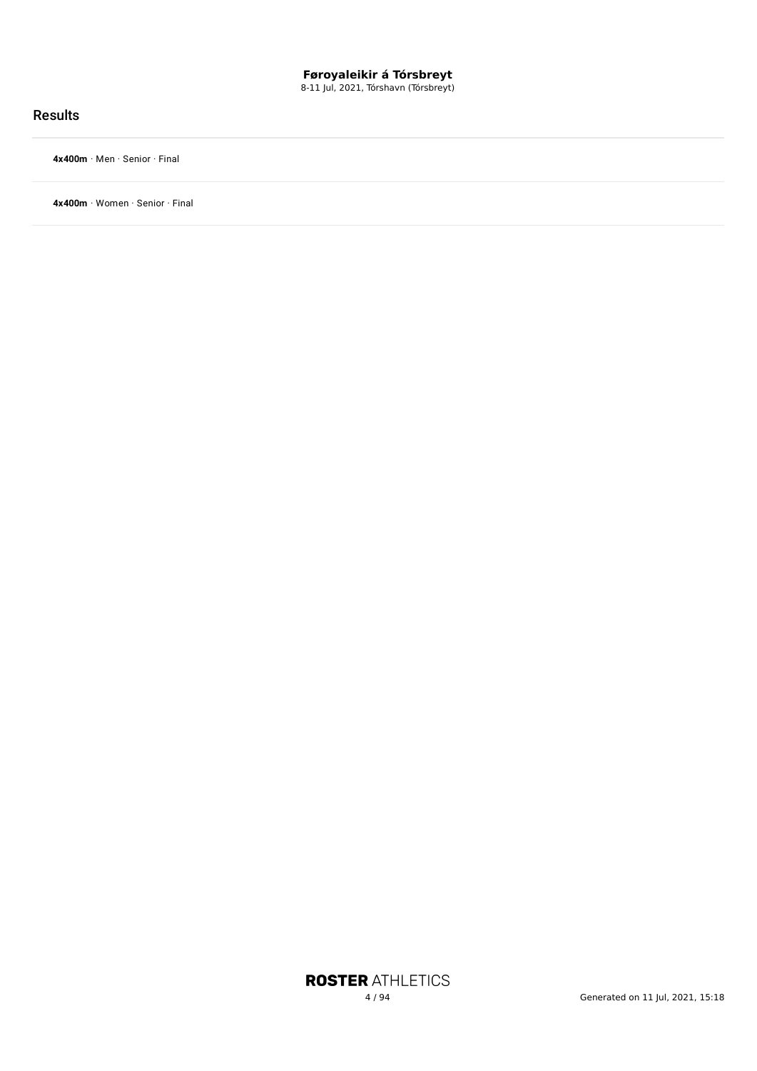# Føroyaleikir á Tórsbreyt

8-11 Jul, 2021, Tórshavn (Tórsbreyt)

## Results

**4x400m** · Men · Senior · Final

**4x400m** · Women · Senior · Final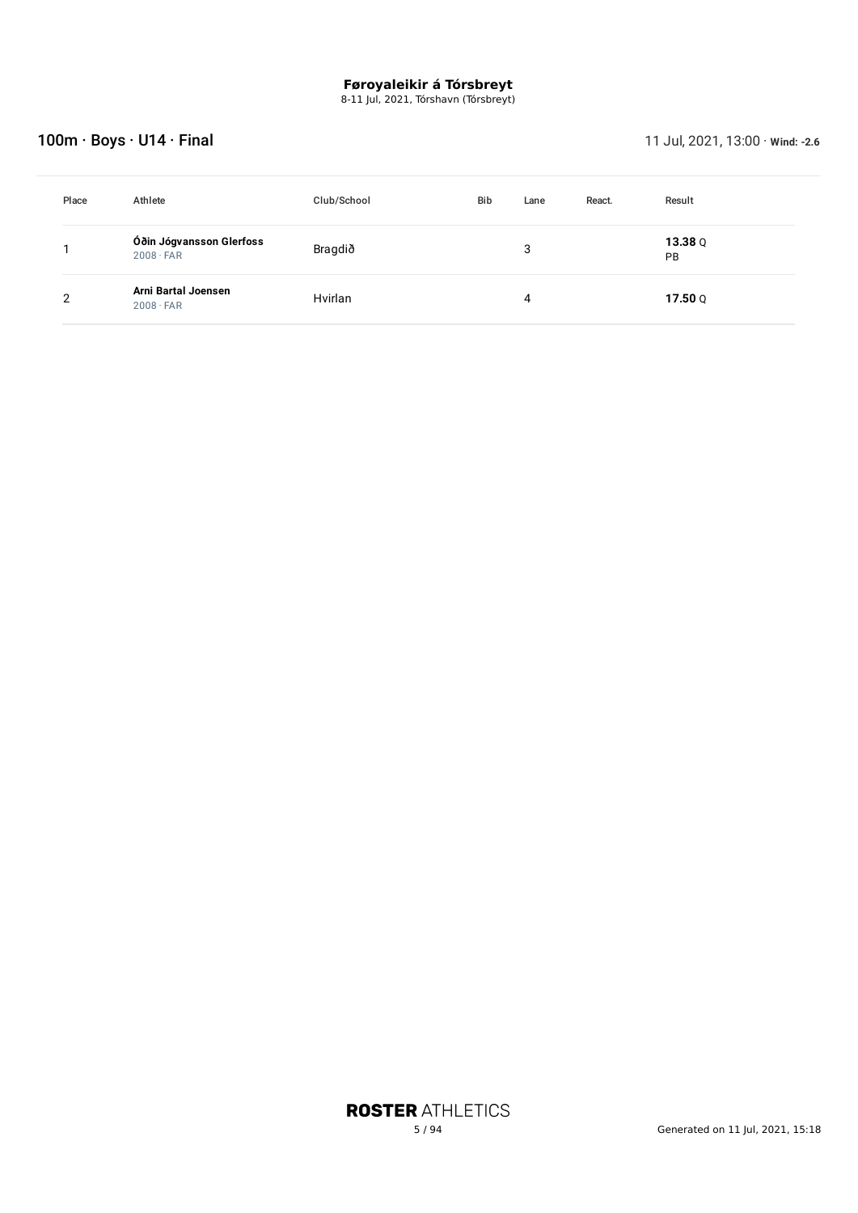**Føroyaleikir á Tórsbreyt**
8-11 Jul, 2021, Tórshavn (Tórsbreyt)

## 100m · Boys · U14 · Final

11 Jul, 2021, 13:00 · **Wind: -2.6**

| Place | Athlete | Club/School | Bib | Lane | React. | Result |
|---|---|---|---|---|---|---|
| 1 | **Óðin Jógvansson Glerfoss** 2008 · FAR | Bragdið | | 3 | | **13.38** Q PB |
| 2 | **Arni Bartal Joensen** 2008 · FAR | Hvirlan | | 4 | | **17.50** Q |

**ROSTER** ATHLETICS

Generated on 11 Jul, 2021, 15:18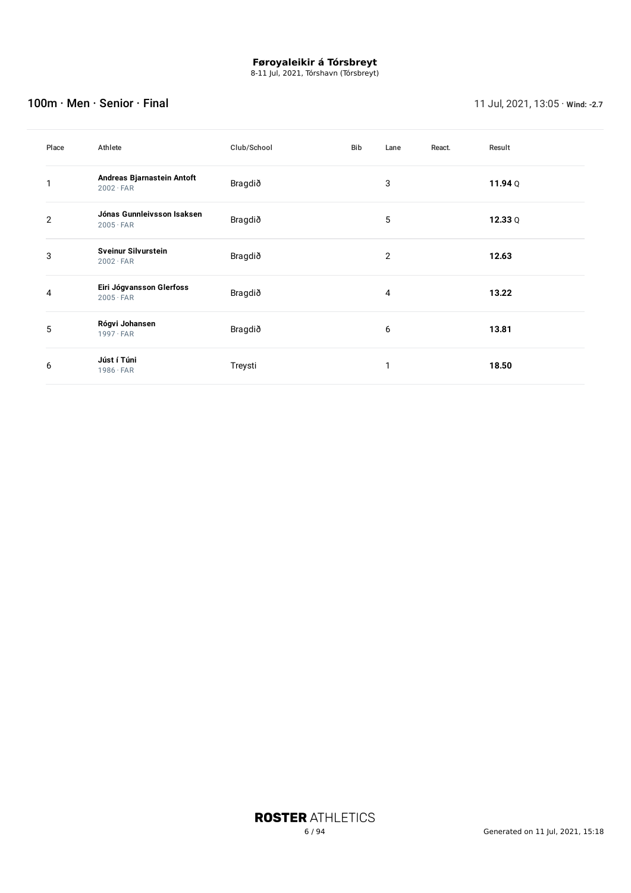**Føroyaleikir á Tórsbreyt**
8-11 Jul, 2021, Tórshavn (Tórsbreyt)

## 100m · Men · Senior · Final

11 Jul, 2021, 13:05 · **Wind: -2.7**

| Place | Athlete | Club/School | Bib | Lane | React. | Result |
|---|---|---|---|---|---|---|
| 1 | **Andreas Bjarnastein Antoft** 2002 · FAR | Bragdið | | 3 | | **11.94** Q |
| 2 | **Jónas Gunnleivsson Isaksen** 2005 · FAR | Bragdið | | 5 | | **12.33** Q |
| 3 | **Sveinur Silvurstein** 2002 · FAR | Bragdið | | 2 | | **12.63** |
| 4 | **Eiri Jógvansson Glerfoss** 2005 · FAR | Bragdið | | 4 | | **13.22** |
| 5 | **Rógvi Johansen** 1997 · FAR | Bragdið | | 6 | | **13.81** |
| 6 | **Júst í Túni** 1986 · FAR | Treysti | | 1 | | **18.50** |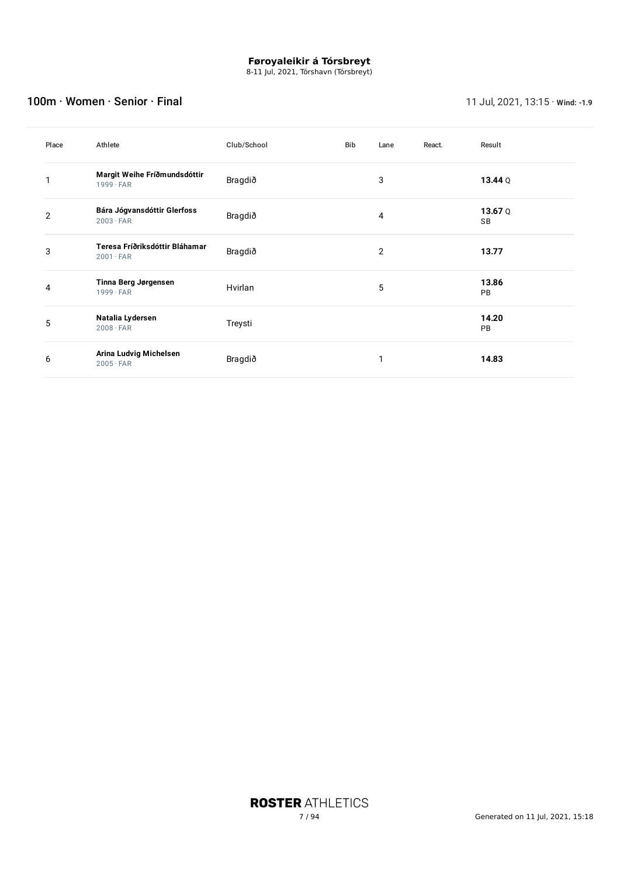**Føroyaleikir á Tórsbreyt**
8-11 Jul, 2021, Tórshavn (Tórsbreyt)

## 100m · Women · Senior · Final

11 Jul, 2021, 13:15 · **Wind: -1.9**

| Place | Athlete | Club/School | Bib | Lane | React. | Result |
|---|---|---|---|---|---|---|
| 1 | **Margit Weihe Fríðmundsdóttir** 1999 · FAR | Bragdið | | 3 | | **13.44** Q |
| 2 | **Bára Jógvansdóttir Glerfoss** 2003 · FAR | Bragdið | | 4 | | **13.67** Q SB |
| 3 | **Teresa Fríðriksdóttir Bláhamar** 2001 · FAR | Bragdið | | 2 | | **13.77** |
| 4 | **Tinna Berg Jørgensen** 1999 · FAR | Hvirlan | | 5 | | **13.86** PB |
| 5 | **Natalia Lydersen** 2008 · FAR | Treysti | | | | **14.20** PB |
| 6 | **Arina Ludvig Michelsen** 2005 · FAR | Bragdið | | 1 | | **14.83** |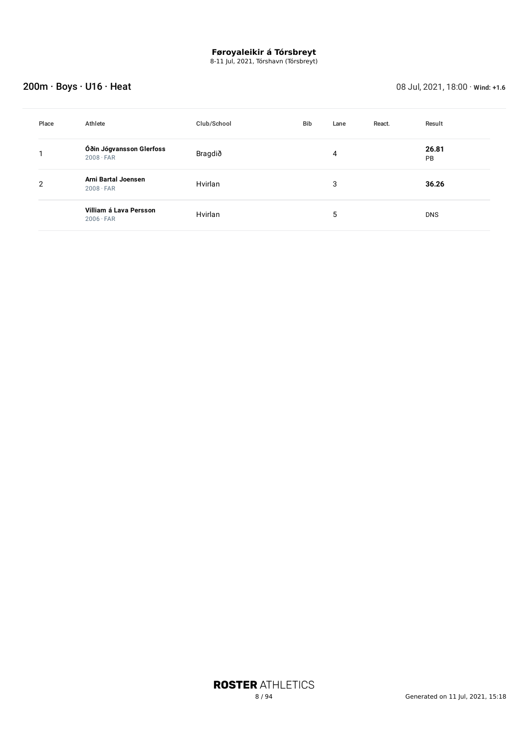**Føroyaleikir á Tórsbreyt**

8-11 Jul, 2021, Tórshavn (Tórsbreyt)

## 200m · Boys · U16 · Heat

08 Jul, 2021, 18:00 · **Wind: +1.6**

| Place | Athlete | Club/School | Bib | Lane | React. | Result |
|---|---|---|---|---|---|---|
| 1 | **Óðin Jógvansson Glerfoss** 2008 · FAR | Bragdið | | 4 | | **26.81** PB |
| 2 | **Arni Bartal Joensen** 2008 · FAR | Hvirlan | | 3 | | **36.26** |
| | **Villiam á Lava Persson** 2006 · FAR | Hvirlan | | 5 | | DNS |

**ROSTER** ATHLETICS

Generated on 11 Jul, 2021, 15:18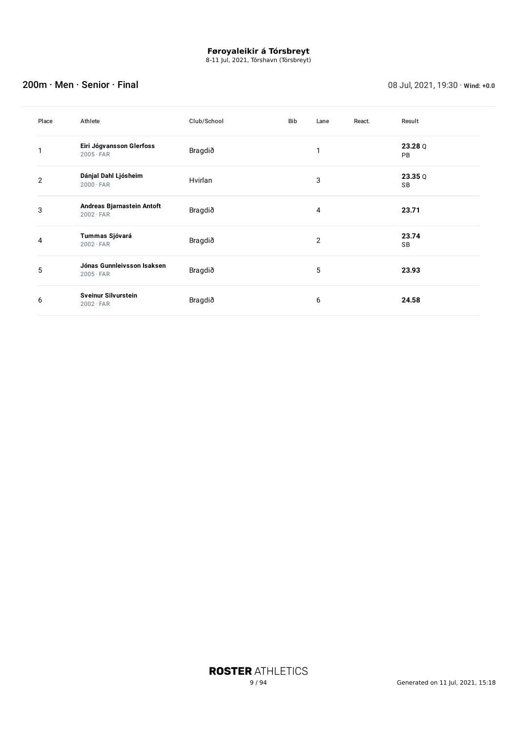**Føroyaleikir á Tórsbreyt**
8-11 Jul, 2021, Tórshavn (Tórsbreyt)

## 200m · Men · Senior · Final

08 Jul, 2021, 19:30 · **Wind: +0.0**

| Place | Athlete | Club/School | Bib | Lane | React. | Result |
|---|---|---|---|---|---|---|
| 1 | **Eiri Jógvansson Glerfoss** 2005 · FAR | Bragdið | | 1 | | **23.28** Q PB |
| 2 | **Dánjal Dahl Ljósheim** 2000 · FAR | Hvirlan | | 3 | | **23.35** Q SB |
| 3 | **Andreas Bjarnastein Antoft** 2002 · FAR | Bragdið | | 4 | | **23.71** |
| 4 | **Tummas Sjóvará** 2002 · FAR | Bragdið | | 2 | | **23.74** SB |
| 5 | **Jónas Gunnleivsson Isaksen** 2005 · FAR | Bragdið | | 5 | | **23.93** |
| 6 | **Sveinur Silvurstein** 2002 · FAR | Bragdið | | 6 | | **24.58** |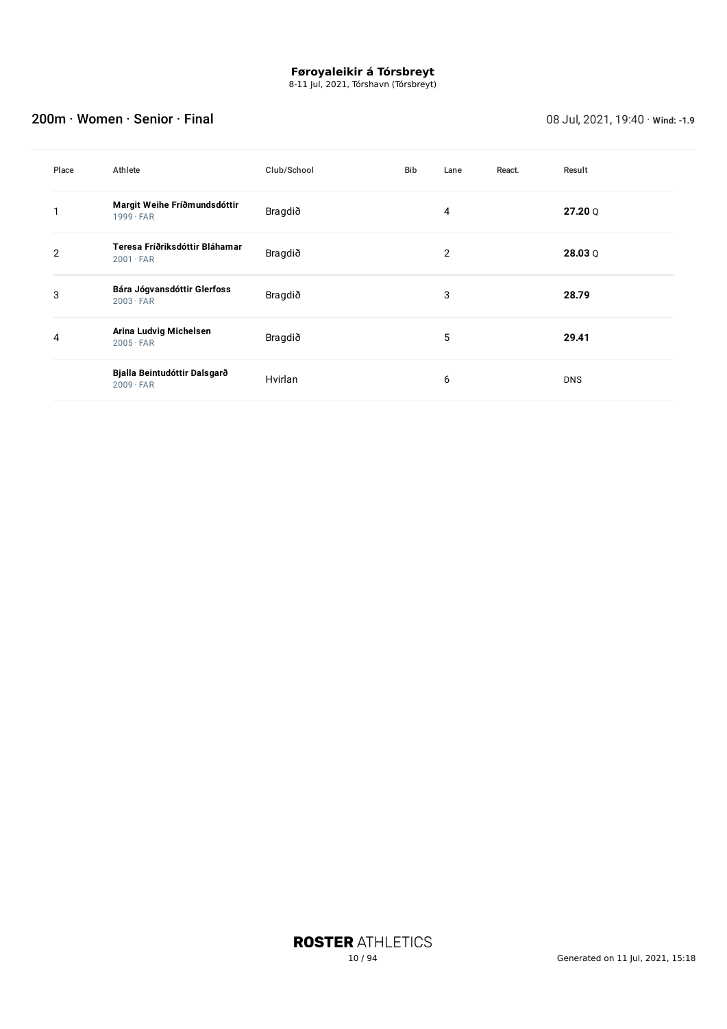**Føroyaleikir á Tórsbreyt**

8-11 Jul, 2021, Tórshavn (Tórsbreyt)

## 200m · Women · Senior · Final

08 Jul, 2021, 19:40 · **Wind: -1.9**

| Place | Athlete | Club/School | Bib | Lane | React. | Result |
|---|---|---|---|---|---|---|
| 1 | **Margit Weihe Fríðmundsdóttir** 1999 · FAR | Bragdið | | 4 | | **27.20** Q |
| 2 | **Teresa Fríðriksdóttir Bláhamar** 2001 · FAR | Bragdið | | 2 | | **28.03** Q |
| 3 | **Bára Jógvansdóttir Glerfoss** 2003 · FAR | Bragdið | | 3 | | **28.79** |
| 4 | **Arina Ludvig Michelsen** 2005 · FAR | Bragdið | | 5 | | **29.41** |
| | **Bjalla Beintudóttir Dalsgarð** 2009 · FAR | Hvirlan | | 6 | | DNS |

Generated on 11 Jul, 2021, 15:18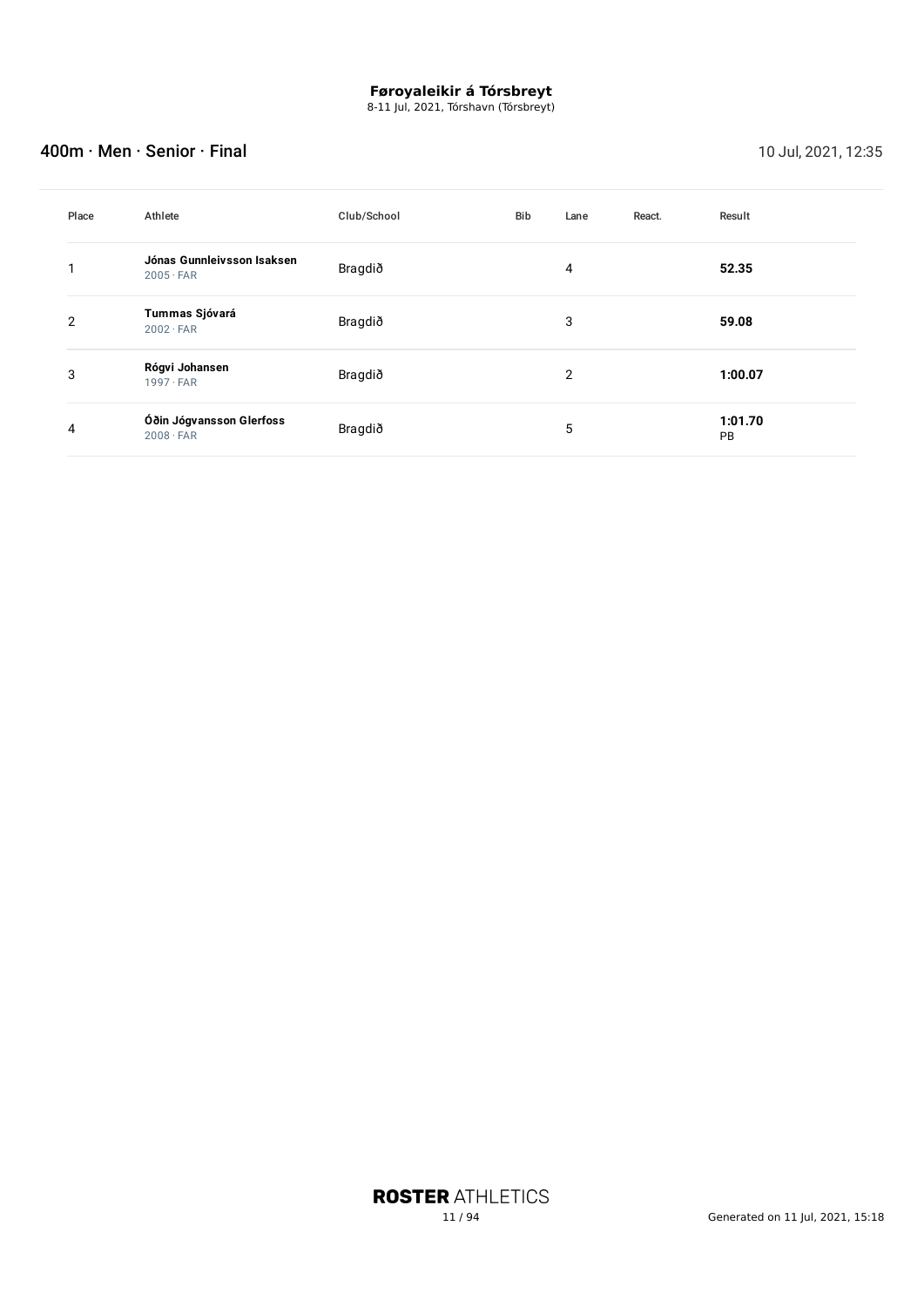**Føroyaleikir á Tórsbreyt**
8-11 Jul, 2021, Tórshavn (Tórsbreyt)

## 400m · Men · Senior · Final

10 Jul, 2021, 12:35

| Place | Athlete | Club/School | Bib | Lane | React. | Result |
|---|---|---|---|---|---|---|
| 1 | **Jónas Gunnleivsson Isaksen** 2005 · FAR | Bragdið | | 4 | | **52.35** |
| 2 | **Tummas Sjóvará** 2002 · FAR | Bragdið | | 3 | | **59.08** |
| 3 | **Rógvi Johansen** 1997 · FAR | Bragdið | | 2 | | **1:00.07** |
| 4 | **Óðin Jógvansson Glerfoss** 2008 · FAR | Bragdið | | 5 | | **1:01.70** PB |

Generated on 11 Jul, 2021, 15:18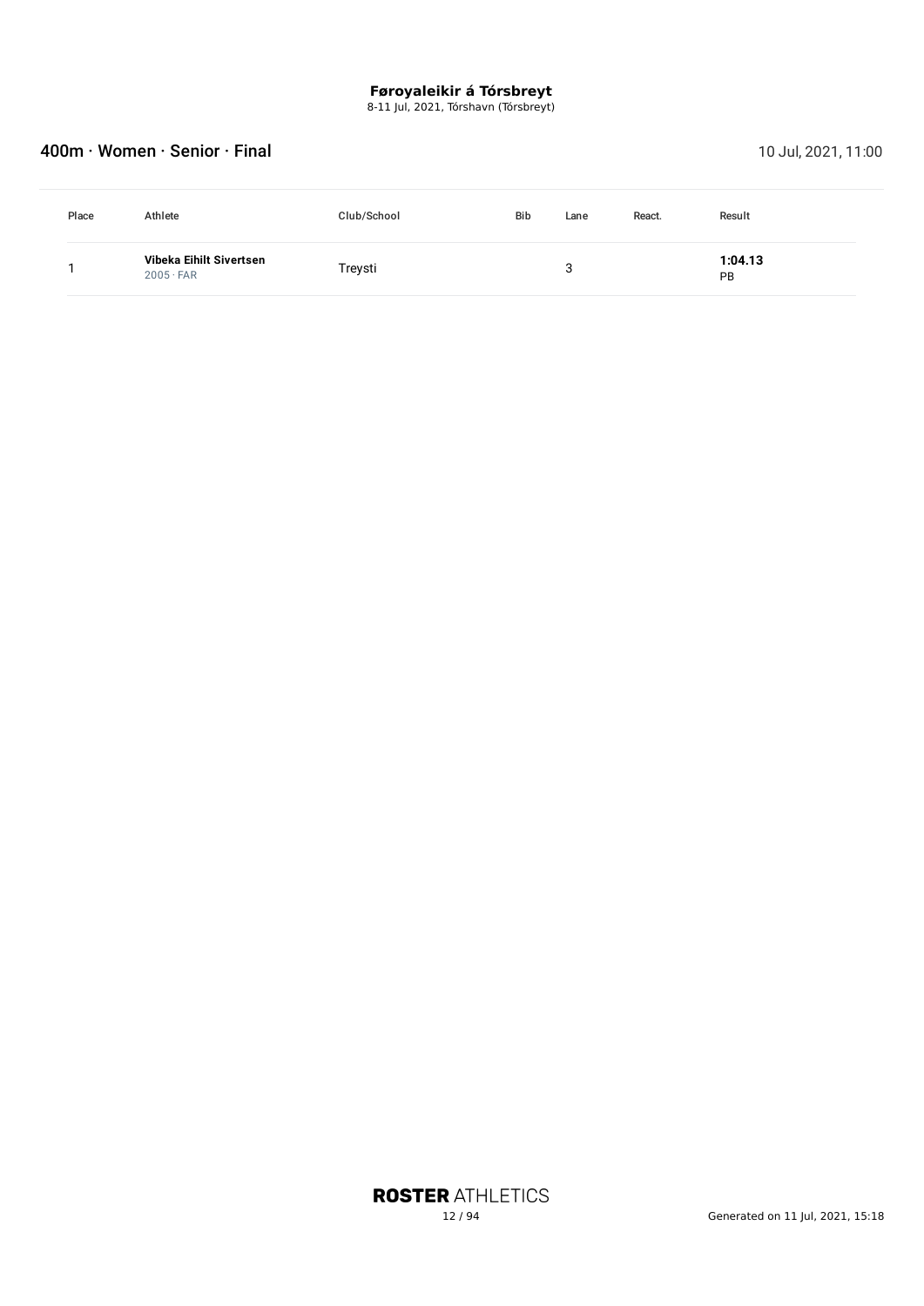**Føroyaleikir á Tórsbreyt**
8-11 Jul, 2021, Tórshavn (Tórsbreyt)

## 400m · Women · Senior · Final

10 Jul, 2021, 11:00

| Place | Athlete | Club/School | Bib | Lane | React. | Result |
|---|---|---|---|---|---|---|
| 1 | **Vibeka Eihilt Sivertsen** 2005 · FAR | Treysti | | 3 | | **1:04.13** PB |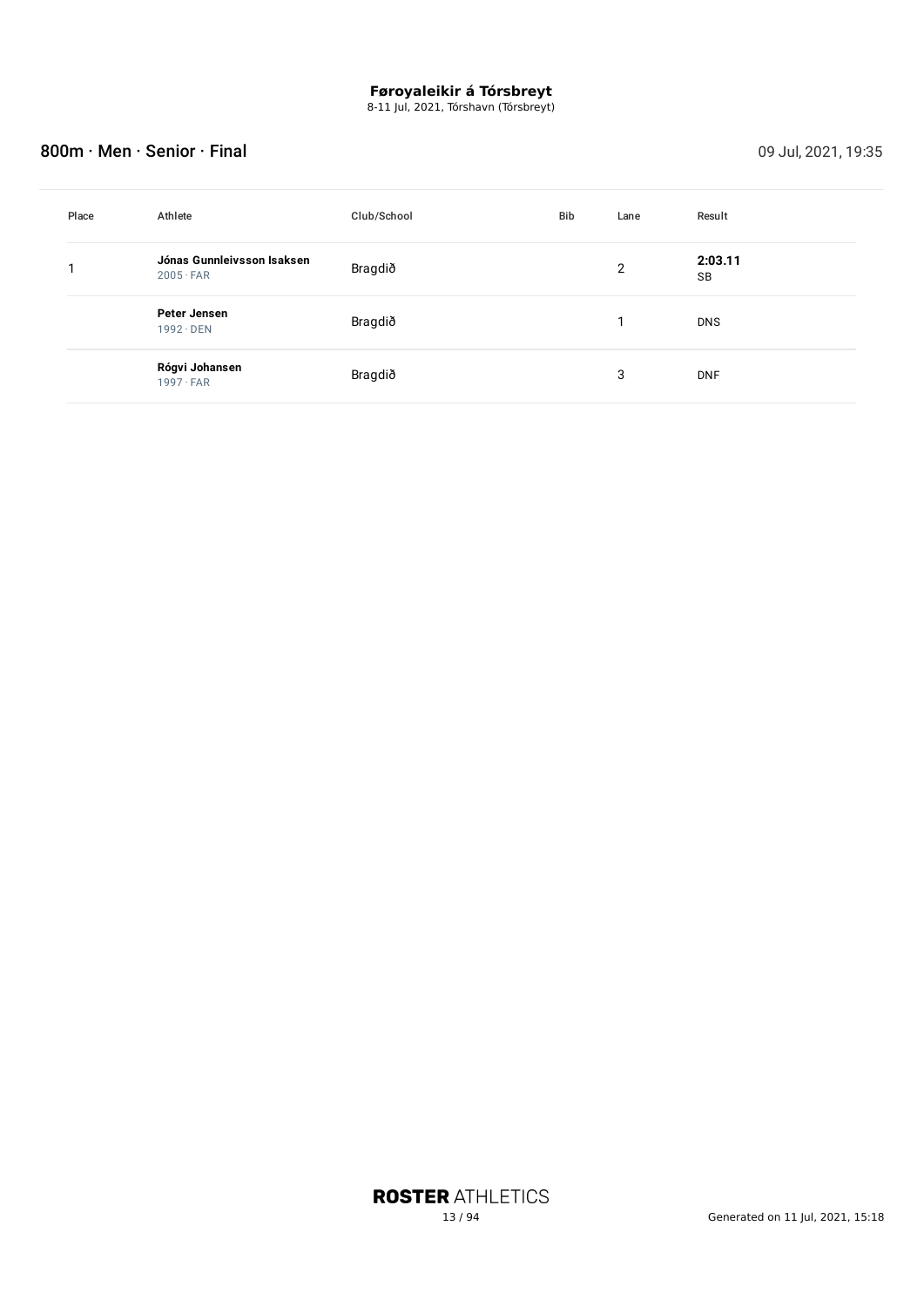**Føroyaleikir á Tórsbreyt**
8-11 Jul, 2021, Tórshavn (Tórsbreyt)

## 800m · Men · Senior · Final

09 Jul, 2021, 19:35

| Place | Athlete | Club/School | Bib | Lane | Result |
|---|---|---|---|---|---|
| 1 | **Jónas Gunnleivsson Isaksen** 2005 · FAR | Bragdið | | 2 | **2:03.11** SB |
| | **Peter Jensen** 1992 · DEN | Bragdið | | 1 | DNS |
| | **Rógvi Johansen** 1997 · FAR | Bragdið | | 3 | DNF |

Generated on 11 Jul, 2021, 15:18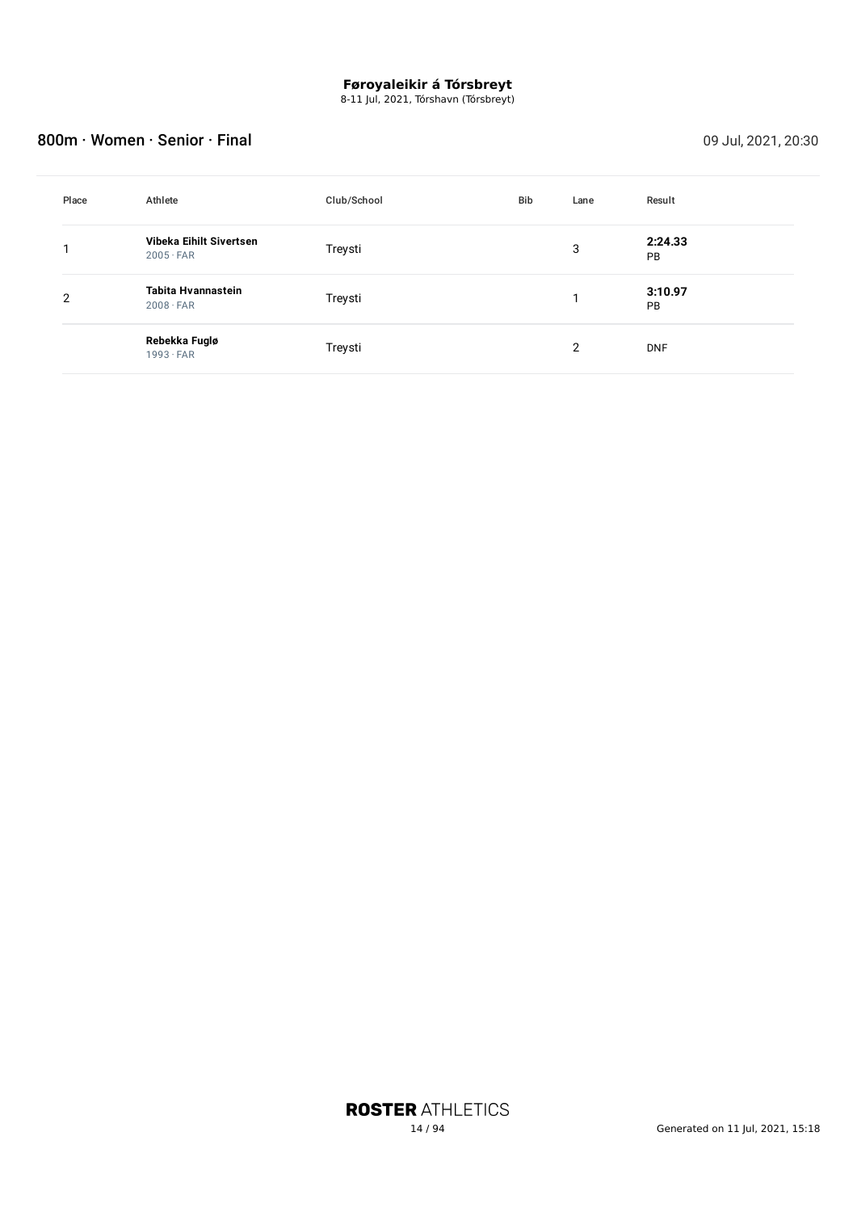**Føroyaleikir á Tórsbreyt**
8-11 Jul, 2021, Tórshavn (Tórsbreyt)

## 800m · Women · Senior · Final

09 Jul, 2021, 20:30

| Place | Athlete | Club/School | Bib | Lane | Result |
| --- | --- | --- | --- | --- | --- |
| 1 | **Vibeka Eihilt Sivertsen** 2005 · FAR | Treysti | | 3 | **2:24.33** PB |
| 2 | **Tabita Hvannastein** 2008 · FAR | Treysti | | 1 | **3:10.97** PB |
| | **Rebekka Fuglø** 1993 · FAR | Treysti | | 2 | DNF |

**ROSTER** ATHLETICS

Generated on 11 Jul, 2021, 15:18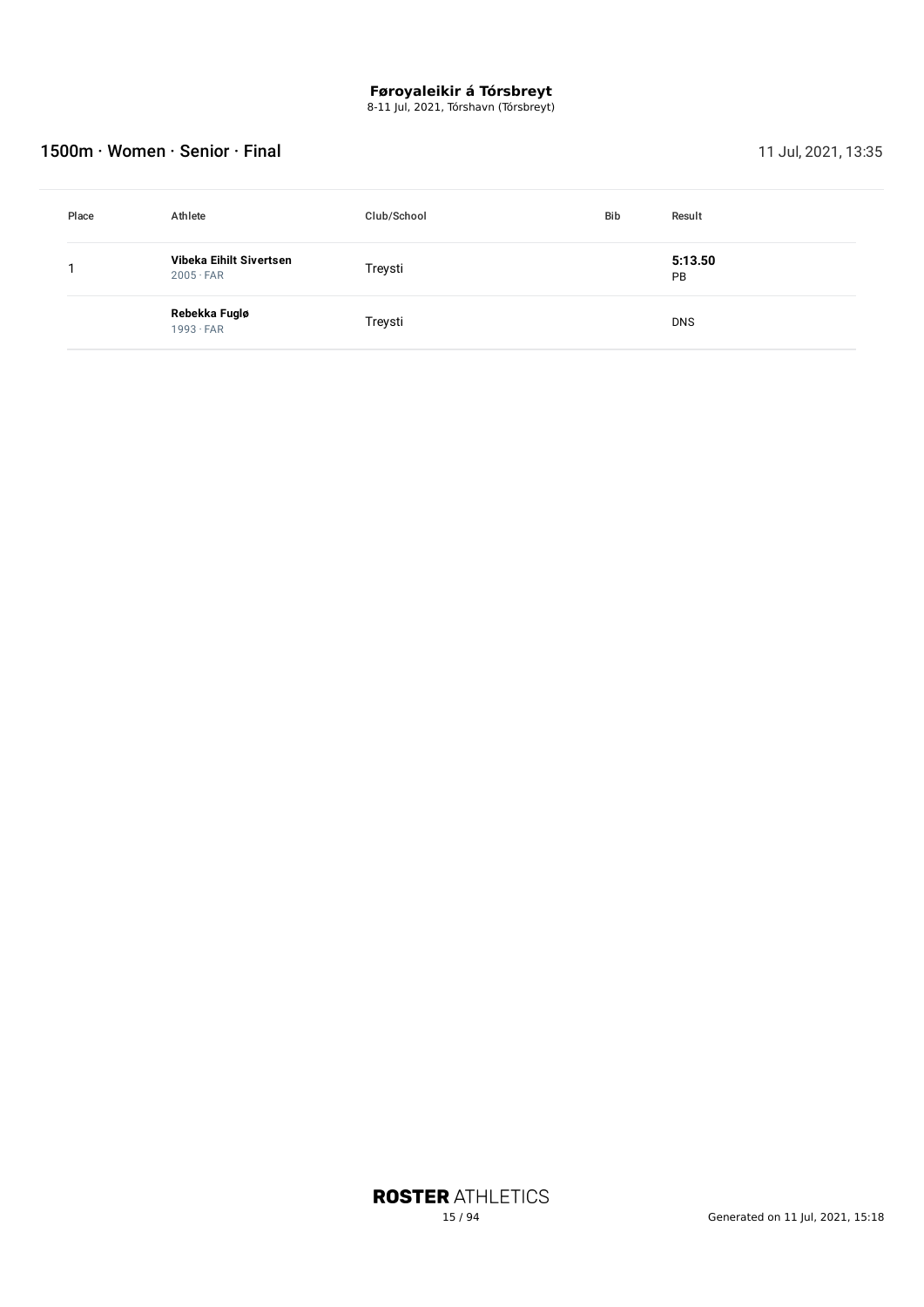**Føroyaleikir á Tórsbreyt**
8-11 Jul, 2021, Tórshavn (Tórsbreyt)

## 1500m · Women · Senior · Final

11 Jul, 2021, 13:35

| Place | Athlete | Club/School | Bib | Result |
| --- | --- | --- | --- | --- |
| 1 | **Vibeka Eihilt Sivertsen** 2005 · FAR | Treysti | | **5:13.50** PB |
| | **Rebekka Fuglø** 1993 · FAR | Treysti | | DNS |

**ROSTER** ATHLETICS

Generated on 11 Jul, 2021, 15:18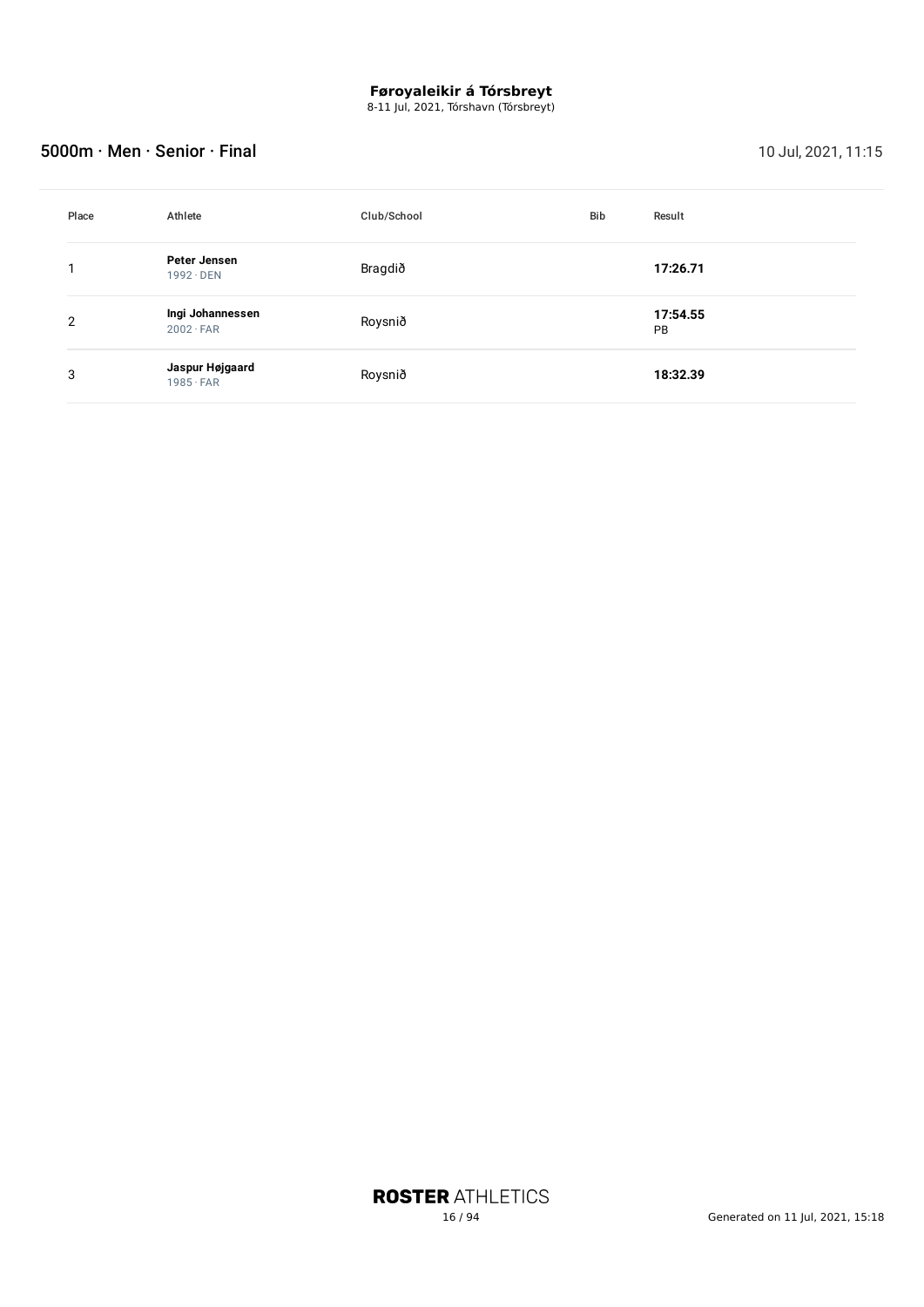**Føroyaleikir á Tórsbreyt**
8-11 Jul, 2021, Tórshavn (Tórsbreyt)

## 5000m · Men · Senior · Final

10 Jul, 2021, 11:15

| Place | Athlete | Club/School | Bib | Result |
|---|---|---|---|---|
| 1 | **Peter Jensen** 1992 · DEN | Bragdið | | **17:26.71** |
| 2 | **Ingi Johannessen** 2002 · FAR | Roysnið | | **17:54.55** PB |
| 3 | **Jaspur Højgaard** 1985 · FAR | Roysnið | | **18:32.39** |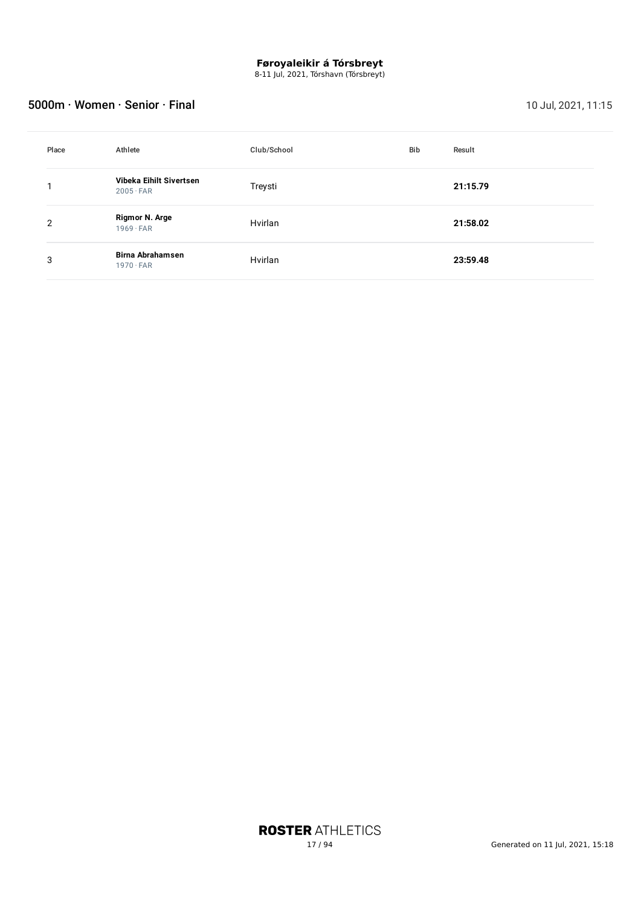**Føroyaleikir á Tórsbreyt**
8-11 Jul, 2021, Tórshavn (Tórsbreyt)

## 5000m · Women · Senior · Final

10 Jul, 2021, 11:15

| Place | Athlete | Club/School | Bib | Result |
|---|---|---|---|---|
| 1 | **Vibeka Eihilt Sivertsen**<br>2005 · FAR | Treysti | | **21:15.79** |
| 2 | **Rigmor N. Arge**<br>1969 · FAR | Hvirlan | | **21:58.02** |
| 3 | **Birna Abrahamsen**<br>1970 · FAR | Hvirlan | | **23:59.48** |

**ROSTER** ATHLETICS

Generated on 11 Jul, 2021, 15:18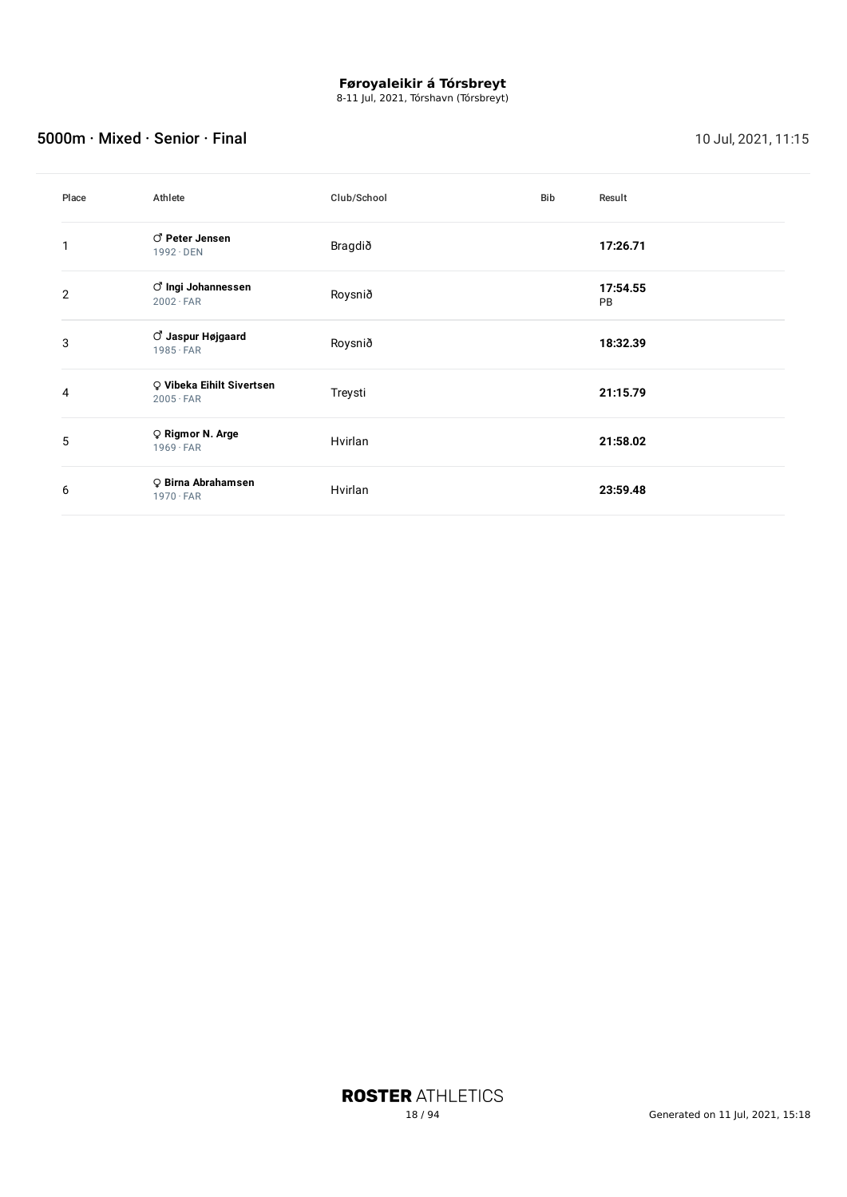# Føroyaleikir á Tórsbreyt

8-11 Jul, 2021, Tórshavn (Tórsbreyt)

## 5000m · Mixed · Senior · Final

10 Jul, 2021, 11:15

| Place | Athlete | Club/School | Bib | Result |
|---|---|---|---|---|
| 1 | ♂ **Peter Jensen** 1992 · DEN | Bragdið | | **17:26.71** |
| 2 | ♂ **Ingi Johannessen** 2002 · FAR | Roysnið | | **17:54.55** PB |
| 3 | ♂ **Jaspur Højgaard** 1985 · FAR | Roysnið | | **18:32.39** |
| 4 | ♀ **Vibeka Eihilt Sivertsen** 2005 · FAR | Treysti | | **21:15.79** |
| 5 | ♀ **Rigmor N. Arge** 1969 · FAR | Hvirlan | | **21:58.02** |
| 6 | ♀ **Birna Abrahamsen** 1970 · FAR | Hvirlan | | **23:59.48** |

**ROSTER** ATHLETICS

Generated on 11 Jul, 2021, 15:18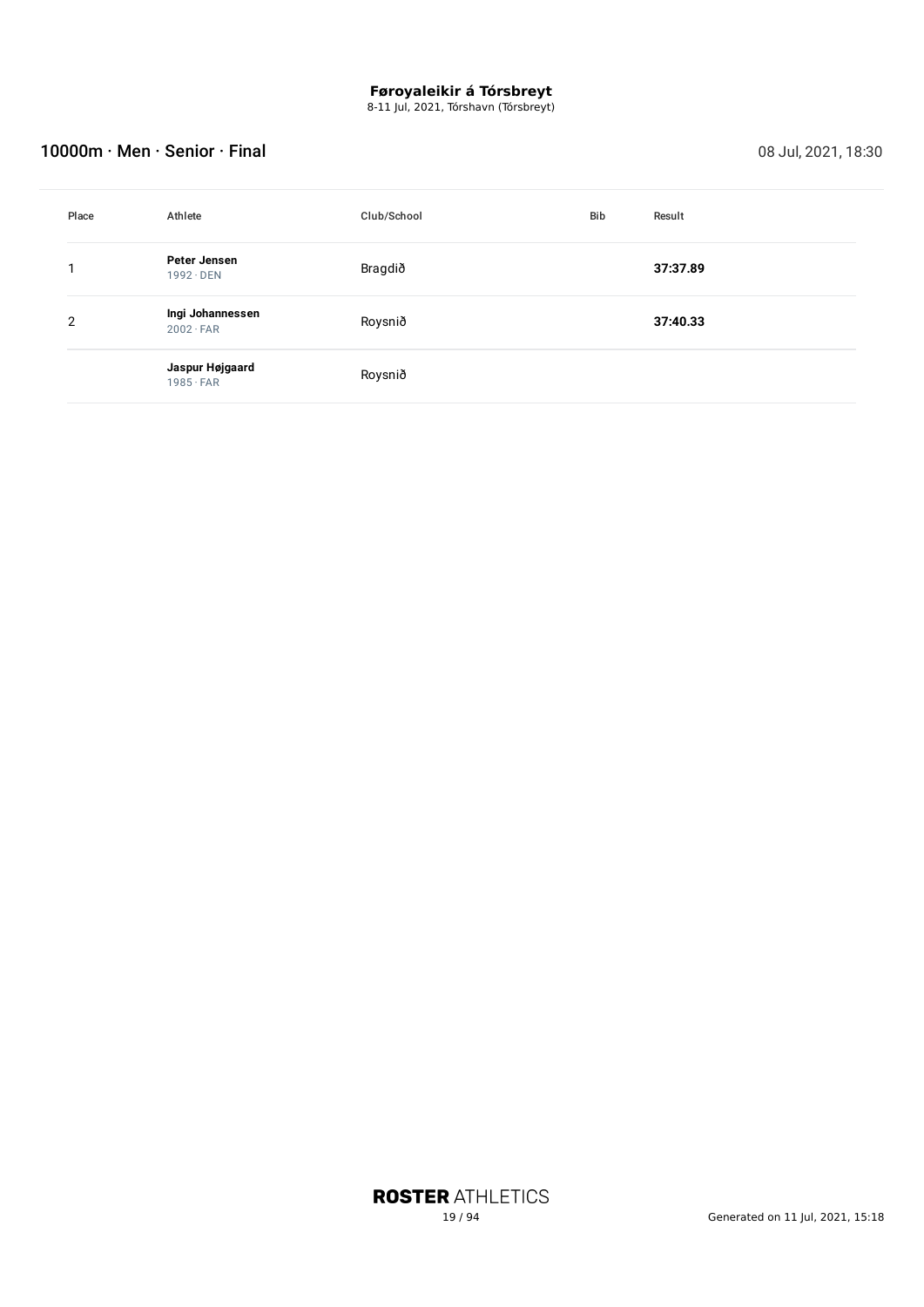**Føroyaleikir á Tórsbreyt**
8-11 Jul, 2021, Tórshavn (Tórsbreyt)

## 10000m · Men · Senior · Final

08 Jul, 2021, 18:30

| Place | Athlete | Club/School | Bib | Result |
|---|---|---|---|---|
| 1 | **Peter Jensen** 1992 · DEN | Bragdið | | **37:37.89** |
| 2 | **Ingi Johannessen** 2002 · FAR | Roysnið | | **37:40.33** |
| | **Jaspur Højgaard** 1985 · FAR | Roysnið | | |

**ROSTER** ATHLETICS

Generated on 11 Jul, 2021, 15:18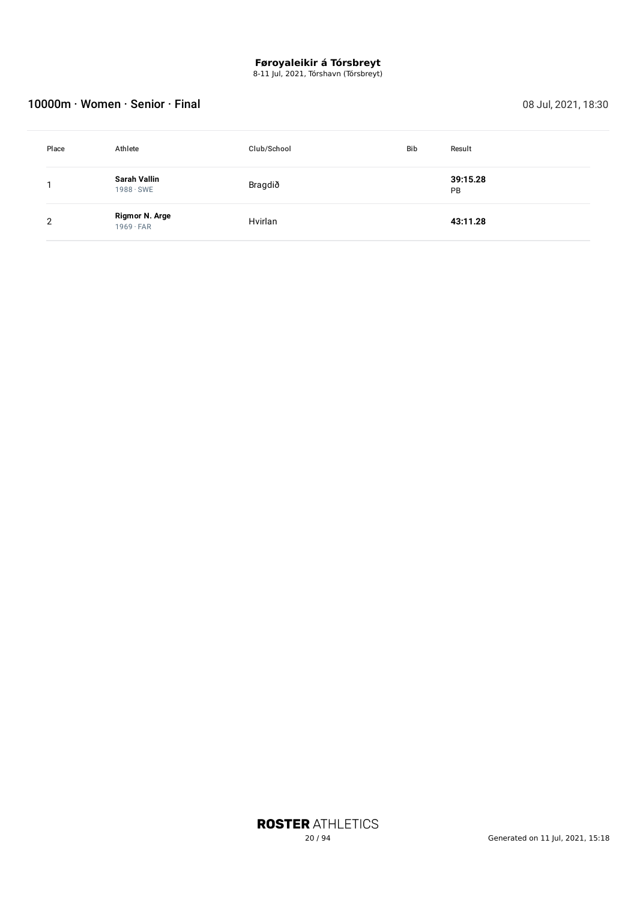**Føroyaleikir á Tórsbreyt**
8-11 Jul, 2021, Tórshavn (Tórsbreyt)

## 10000m · Women · Senior · Final

08 Jul, 2021, 18:30

| Place | Athlete | Club/School | Bib | Result |
|---|---|---|---|---|
| 1 | **Sarah Vallin** 1988 · SWE | Bragdið | | **39:15.28** PB |
| 2 | **Rigmor N. Arge** 1969 · FAR | Hvirlan | | **43:11.28** |

**ROSTER** ATHLETICS

Generated on 11 Jul, 2021, 15:18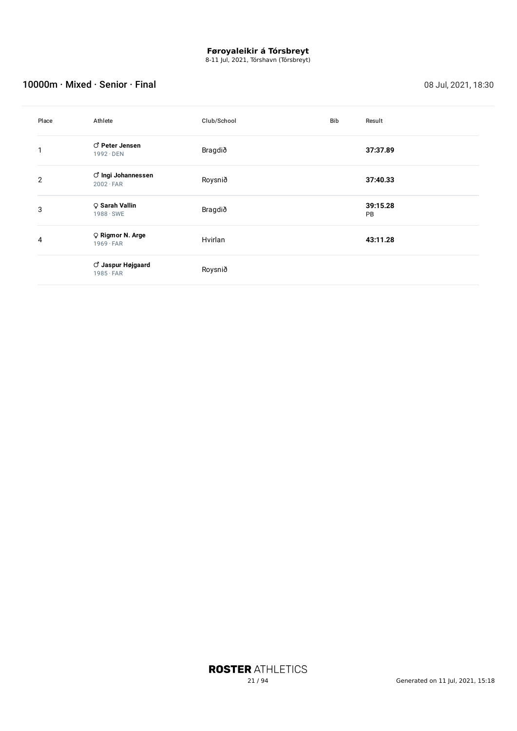# Føroyaleikir á Tórsbreyt

8-11 Jul, 2021, Tórshavn (Tórsbreyt)

## 10000m · Mixed · Senior · Final

08 Jul, 2021, 18:30

| Place | Athlete | Club/School | Bib | Result |
|---|---|---|---|---|
| 1 | ♂ **Peter Jensen** 1992 · DEN | Bragdið | | **37:37.89** |
| 2 | ♂ **Ingi Johannessen** 2002 · FAR | Roysnið | | **37:40.33** |
| 3 | ♀ **Sarah Vallin** 1988 · SWE | Bragdið | | **39:15.28** PB |
| 4 | ♀ **Rigmor N. Arge** 1969 · FAR | Hvirlan | | **43:11.28** |
| | ♂ **Jaspur Højgaard** 1985 · FAR | Roysnið | | |

Generated on 11 Jul, 2021, 15:18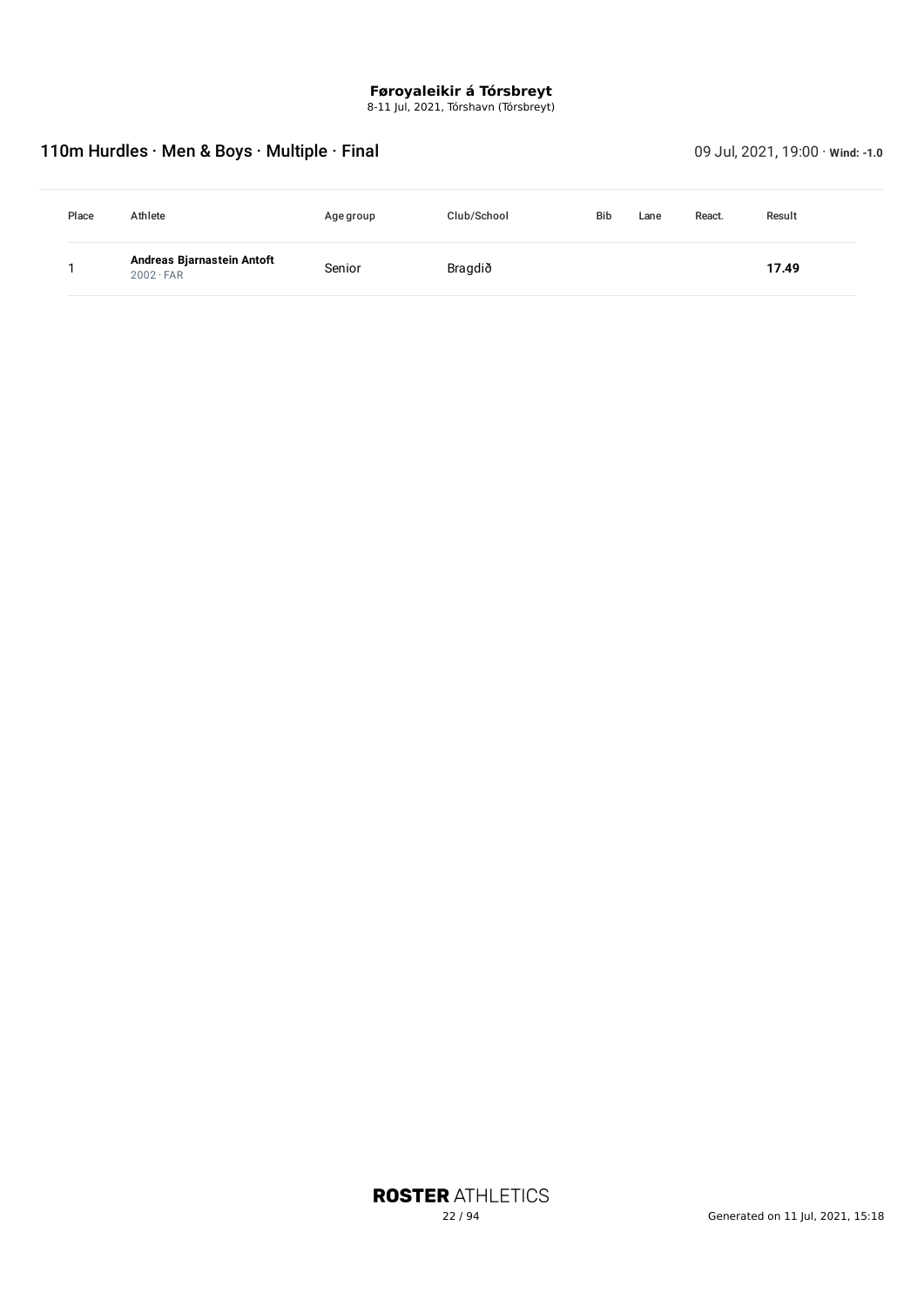**Føroyaleikir á Tórsbreyt**
8-11 Jul, 2021, Tórshavn (Tórsbreyt)

## 110m Hurdles · Men & Boys · Multiple · Final

09 Jul, 2021, 19:00 · **Wind: -1.0**

| Place | Athlete | Age group | Club/School | Bib | Lane | React. | Result |
|---|---|---|---|---|---|---|---|
| 1 | **Andreas Bjarnastein Antoft**<br>2002 · FAR | Senior | Bragdið | | | | **17.49** |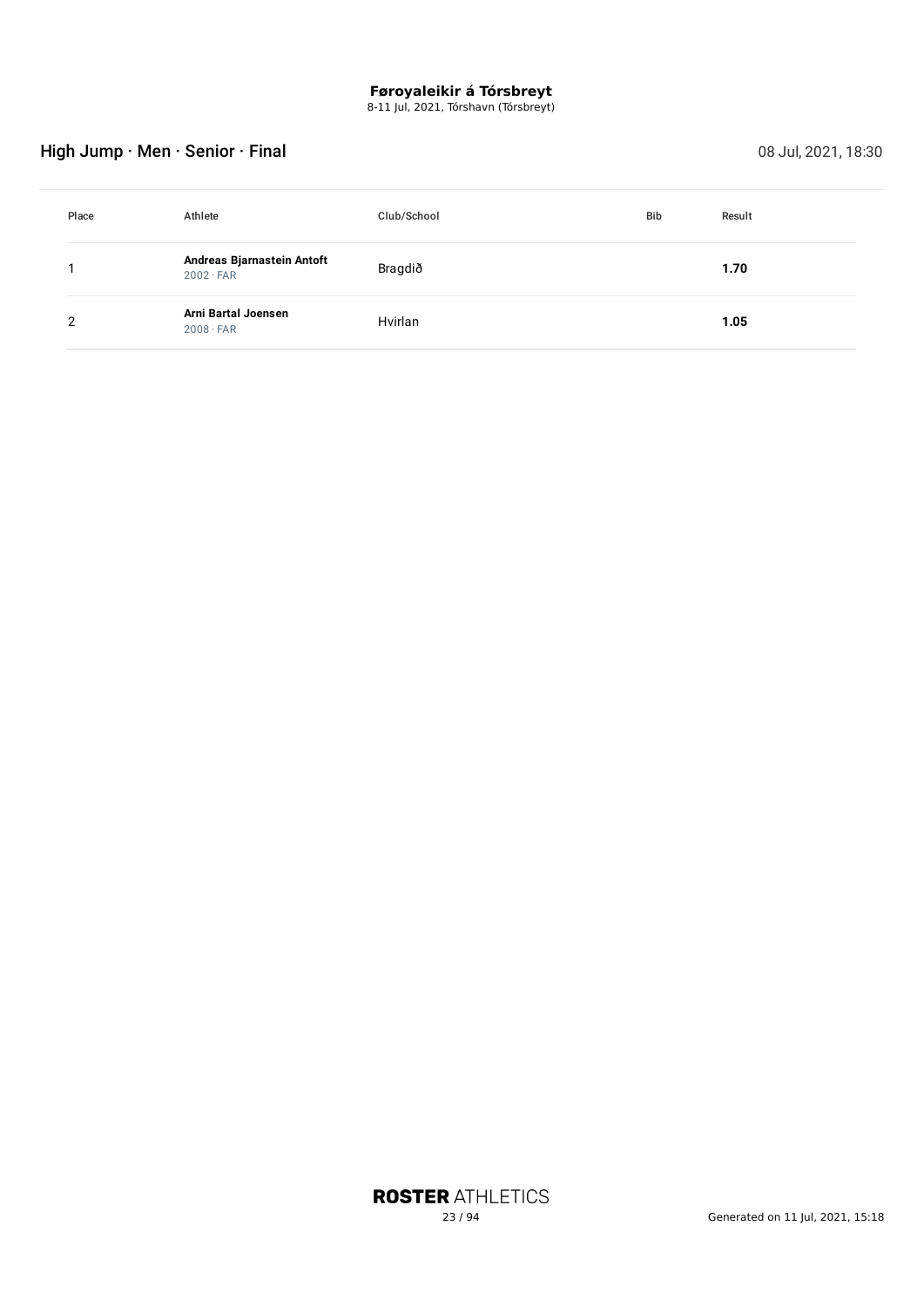**Føroyaleikir á Tórsbreyt**
8-11 Jul, 2021, Tórshavn (Tórsbreyt)

## High Jump · Men · Senior · Final

08 Jul, 2021, 18:30

| Place | Athlete | Club/School | Bib | Result |
|---|---|---|---|---|
| 1 | **Andreas Bjarnastein Antoft** 2002 · FAR | Bragdið | | **1.70** |
| 2 | **Arni Bartal Joensen** 2008 · FAR | Hvirlan | | **1.05** |

Generated on 11 Jul, 2021, 15:18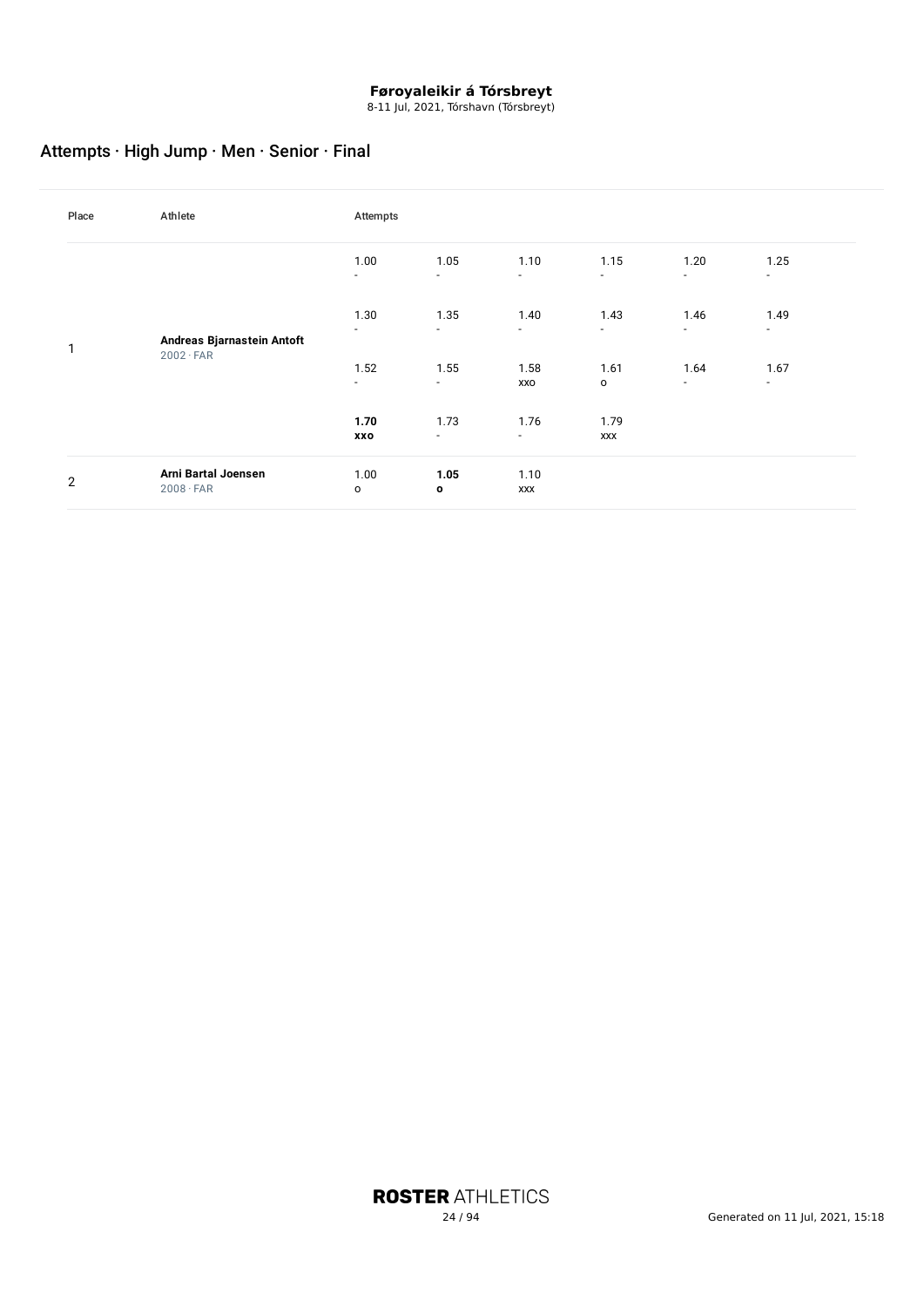**Føroyaleikir á Tórsbreyt**
8-11 Jul, 2021, Tórshavn (Tórsbreyt)

## Attempts · High Jump · Men · Senior · Final

| Place | Athlete | Attempts | | | | | |
|---|---|---|---|---|---|---|---|
| 1 | **Andreas Bjarnastein Antoft** 2002 · FAR | 1.00 - | 1.05 - | 1.10 - | 1.15 - | 1.20 - | 1.25 - |
| | | 1.30 - | 1.35 - | 1.40 - | 1.43 - | 1.46 - | 1.49 - |
| | | 1.52 - | 1.55 - | 1.58 xxo | 1.61 o | 1.64 - | 1.67 - |
| | | **1.70 xxo** | 1.73 - | 1.76 - | 1.79 xxx | | |
| 2 | **Arni Bartal Joensen** 2008 · FAR | 1.00 o | **1.05 o** | 1.10 xxx | | | |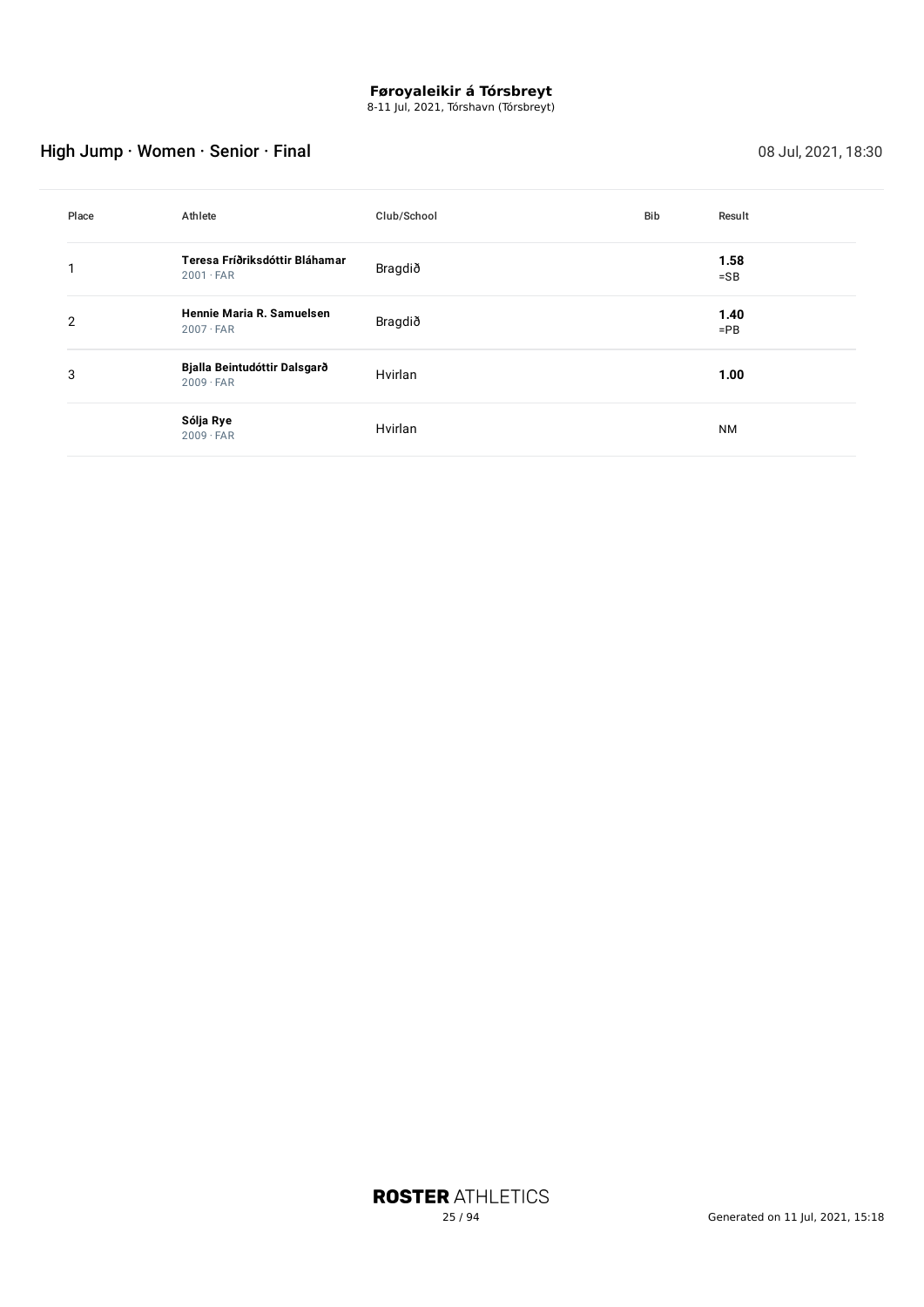**Føroyaleikir á Tórsbreyt**
8-11 Jul, 2021, Tórshavn (Tórsbreyt)

## High Jump · Women · Senior · Final

08 Jul, 2021, 18:30

| Place | Athlete | Club/School | Bib | Result |
|---|---|---|---|---|
| 1 | **Teresa Fríðriksdóttir Bláhamar** 2001 · FAR | Bragdið | | **1.58** =SB |
| 2 | **Hennie Maria R. Samuelsen** 2007 · FAR | Bragdið | | **1.40** =PB |
| 3 | **Bjalla Beintudóttir Dalsgarð** 2009 · FAR | Hvirlan | | **1.00** |
| | **Sólja Rye** 2009 · FAR | Hvirlan | | NM |

Generated on 11 Jul, 2021, 15:18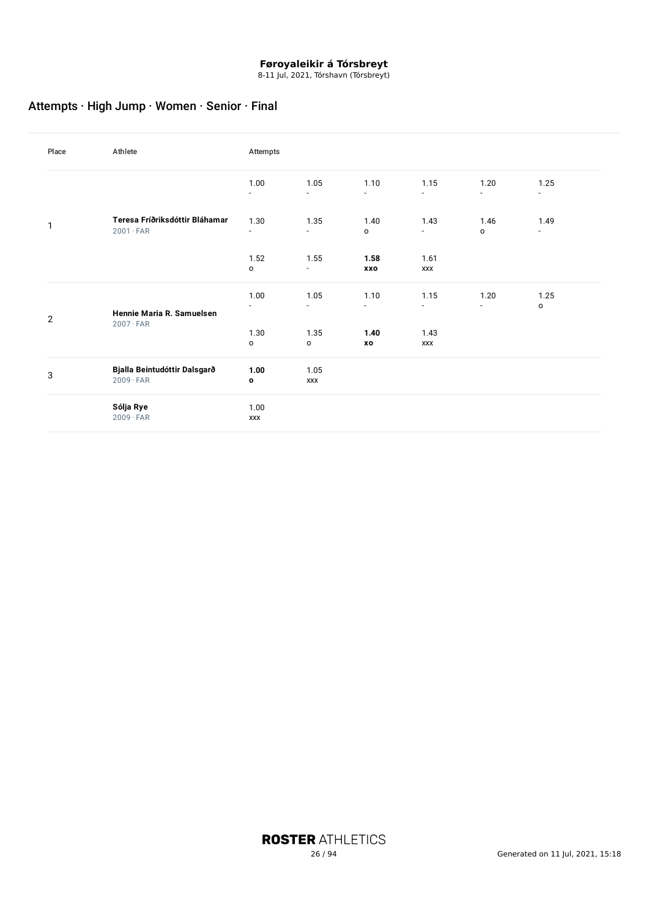**Føroyaleikir á Tórsbreyt**
8-11 Jul, 2021, Tórshavn (Tórsbreyt)

## Attempts · High Jump · Women · Senior · Final

| Place | Athlete | Attempts | | | | | |
|---|---|---|---|---|---|---|---|
| 1 | **Teresa Fríðriksdóttir Bláhamar** 2001 · FAR | 1.00 - | 1.05 - | 1.10 - | 1.15 - | 1.20 - | 1.25 - |
| | | 1.30 - | 1.35 - | 1.40 o | 1.43 - | 1.46 o | 1.49 - |
| | | 1.52 o | 1.55 - | **1.58** **xxo** | 1.61 xxx | | |
| 2 | **Hennie Maria R. Samuelsen** 2007 · FAR | 1.00 - | 1.05 - | 1.10 - | 1.15 - | 1.20 - | 1.25 o |
| | | 1.30 o | 1.35 o | **1.40** **xo** | 1.43 xxx | | |
| 3 | **Bjalla Beintudóttir Dalsgarð** 2009 · FAR | **1.00** **o** | 1.05 xxx | | | | |
| | **Sólja Rye** 2009 · FAR | 1.00 xxx | | | | | |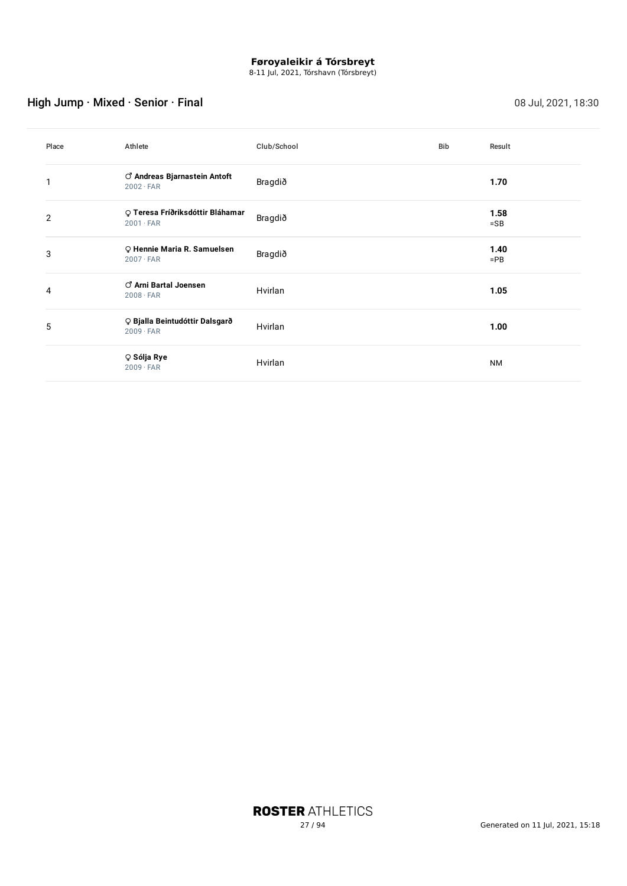**Føroyaleikir á Tórsbreyt**
8-11 Jul, 2021, Tórshavn (Tórsbreyt)

## High Jump · Mixed · Senior · Final

08 Jul, 2021, 18:30

| Place | Athlete | Club/School | Bib | Result |
|---|---|---|---|---|
| 1 | ♂ **Andreas Bjarnastein Antoft** 2002 · FAR | Bragdið | | **1.70** |
| 2 | ♀ **Teresa Fríðriksdóttir Bláhamar** 2001 · FAR | Bragdið | | **1.58** =SB |
| 3 | ♀ **Hennie Maria R. Samuelsen** 2007 · FAR | Bragdið | | **1.40** =PB |
| 4 | ♂ **Arni Bartal Joensen** 2008 · FAR | Hvirlan | | **1.05** |
| 5 | ♀ **Bjalla Beintudóttir Dalsgarð** 2009 · FAR | Hvirlan | | **1.00** |
| | ♀ **Sólja Rye** 2009 · FAR | Hvirlan | | NM |

Generated on 11 Jul, 2021, 15:18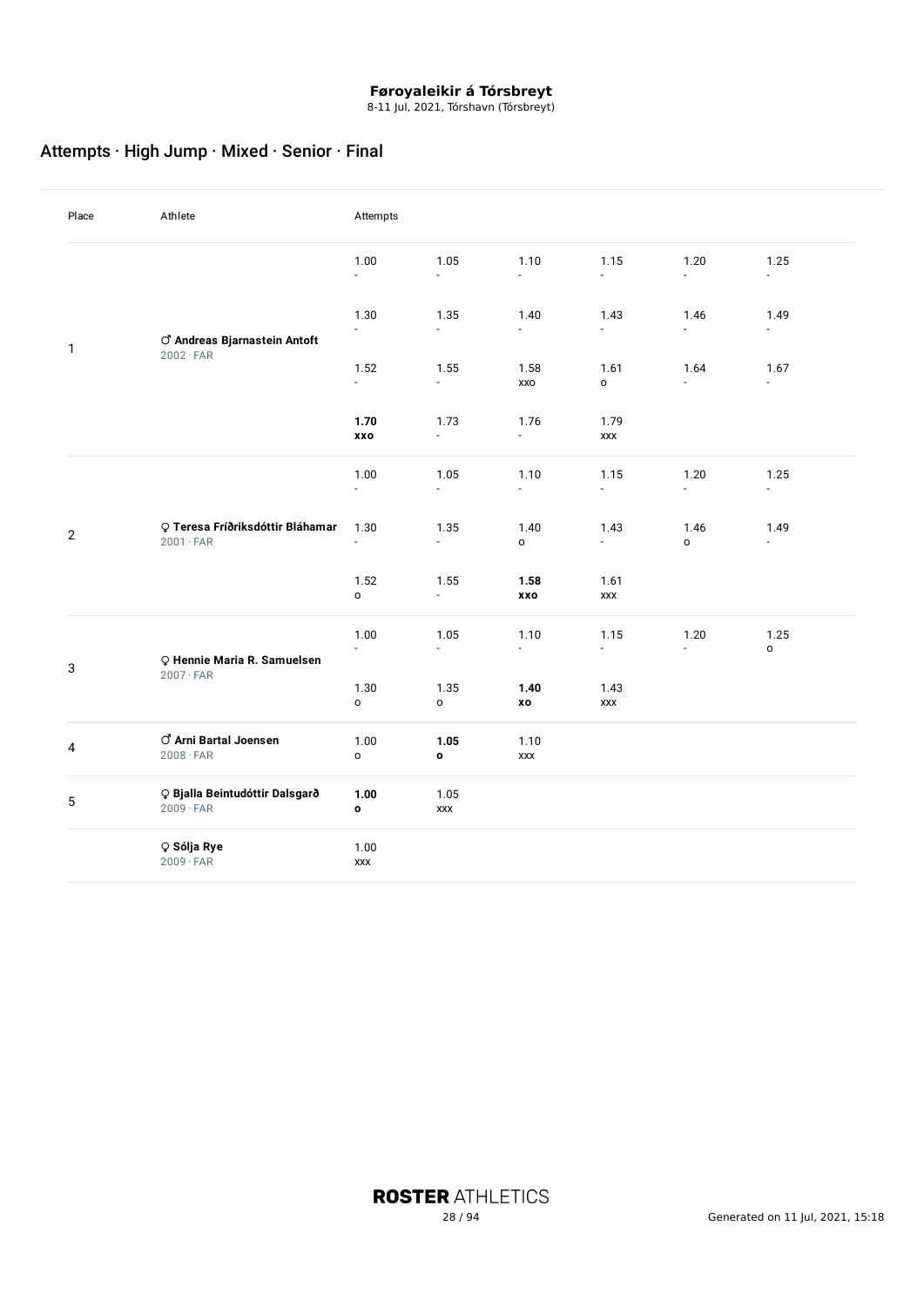**Føroyaleikir á Tórsbreyt**
8-11 Jul, 2021, Tórshavn (Tórsbreyt)

## Attempts · High Jump · Mixed · Senior · Final

| Place | Athlete | Attempts | | | | | |
|---|---|---|---|---|---|---|---|
| 1 | ♂ **Andreas Bjarnastein Antoft** 2002 · FAR | 1.00 - | 1.05 - | 1.10 - | 1.15 - | 1.20 - | 1.25 - |
| | | 1.30 - | 1.35 - | 1.40 - | 1.43 - | 1.46 - | 1.49 - |
| | | 1.52 - | 1.55 - | 1.58 xxo | 1.61 o | 1.64 - | 1.67 - |
| | | **1.70 xxo** | 1.73 - | 1.76 - | 1.79 xxx | | |
| 2 | ♀ **Teresa Fríðriksdóttir Bláhamar** 2001 · FAR | 1.00 - | 1.05 - | 1.10 - | 1.15 - | 1.20 - | 1.25 - |
| | | 1.30 - | 1.35 - | 1.40 o | 1.43 - | 1.46 o | 1.49 - |
| | | 1.52 o | 1.55 - | **1.58 xxo** | 1.61 xxx | | |
| 3 | ♀ **Hennie Maria R. Samuelsen** 2007 · FAR | 1.00 - | 1.05 - | 1.10 - | 1.15 - | 1.20 - | 1.25 o |
| | | 1.30 o | 1.35 o | **1.40 xo** | 1.43 xxx | | |
| 4 | ♂ **Arni Bartal Joensen** 2008 · FAR | 1.00 o | **1.05 o** | 1.10 xxx | | | |
| 5 | ♀ **Bjalla Beintudóttir Dalsgarð** 2009 · FAR | **1.00 o** | 1.05 xxx | | | | |
| | ♀ **Sólja Rye** 2009 · FAR | 1.00 xxx | | | | | |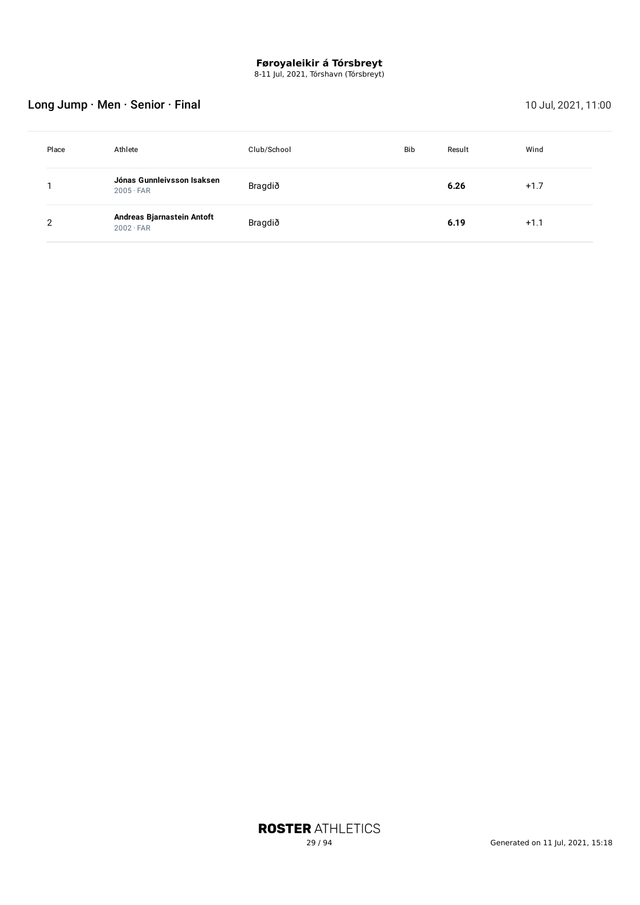**Føroyaleikir á Tórsbreyt**
8-11 Jul, 2021, Tórshavn (Tórsbreyt)

## Long Jump · Men · Senior · Final

10 Jul, 2021, 11:00

| Place | Athlete | Club/School | Bib | Result | Wind |
|---|---|---|---|---|---|
| 1 | **Jónas Gunnleivsson Isaksen** 2005 · FAR | Bragdið | | **6.26** | +1.7 |
| 2 | **Andreas Bjarnastein Antoft** 2002 · FAR | Bragdið | | **6.19** | +1.1 |

**ROSTER** ATHLETICS

Generated on 11 Jul, 2021, 15:18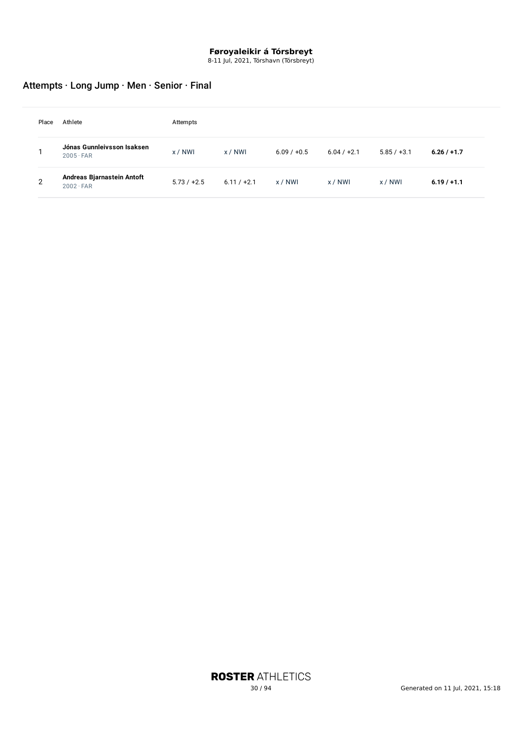**Føroyaleikir á Tórsbreyt**
8-11 Jul, 2021, Tórshavn (Tórsbreyt)

## Attempts · Long Jump · Men · Senior · Final

| Place | Athlete | Attempts | | | | | |
|---|---|---|---|---|---|---|---|
| 1 | **Jónas Gunnleivsson Isaksen** 2005 · FAR | x / NWI | x / NWI | 6.09 / +0.5 | 6.04 / +2.1 | 5.85 / +3.1 | **6.26 / +1.7** |
| 2 | **Andreas Bjarnastein Antoft** 2002 · FAR | 5.73 / +2.5 | 6.11 / +2.1 | x / NWI | x / NWI | x / NWI | **6.19 / +1.1** |

**ROSTER** ATHLETICS

Generated on 11 Jul, 2021, 15:18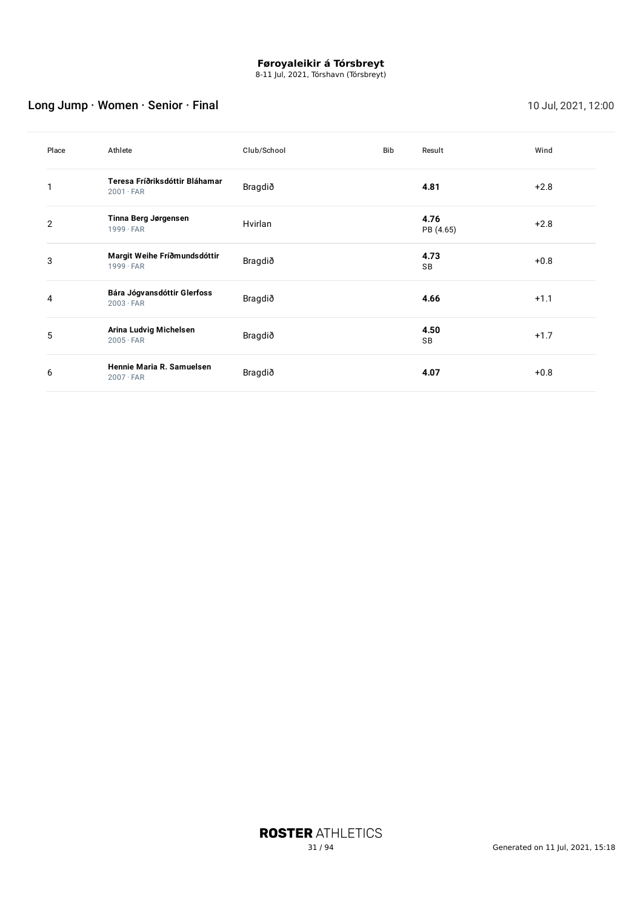**Føroyaleikir á Tórsbreyt**
8-11 Jul, 2021, Tórshavn (Tórsbreyt)

## Long Jump · Women · Senior · Final

10 Jul, 2021, 12:00

| Place | Athlete | Club/School | Bib | Result | Wind |
|---|---|---|---|---|---|
| 1 | **Teresa Fríðriksdóttir Bláhamar** 2001 · FAR | Bragdið | | **4.81** | +2.8 |
| 2 | **Tinna Berg Jørgensen** 1999 · FAR | Hvirlan | | **4.76** PB (4.65) | +2.8 |
| 3 | **Margit Weihe Fríðmundsdóttir** 1999 · FAR | Bragdið | | **4.73** SB | +0.8 |
| 4 | **Bára Jógvansdóttir Glerfoss** 2003 · FAR | Bragdið | | **4.66** | +1.1 |
| 5 | **Arina Ludvig Michelsen** 2005 · FAR | Bragdið | | **4.50** SB | +1.7 |
| 6 | **Hennie Maria R. Samuelsen** 2007 · FAR | Bragdið | | **4.07** | +0.8 |

Generated on 11 Jul, 2021, 15:18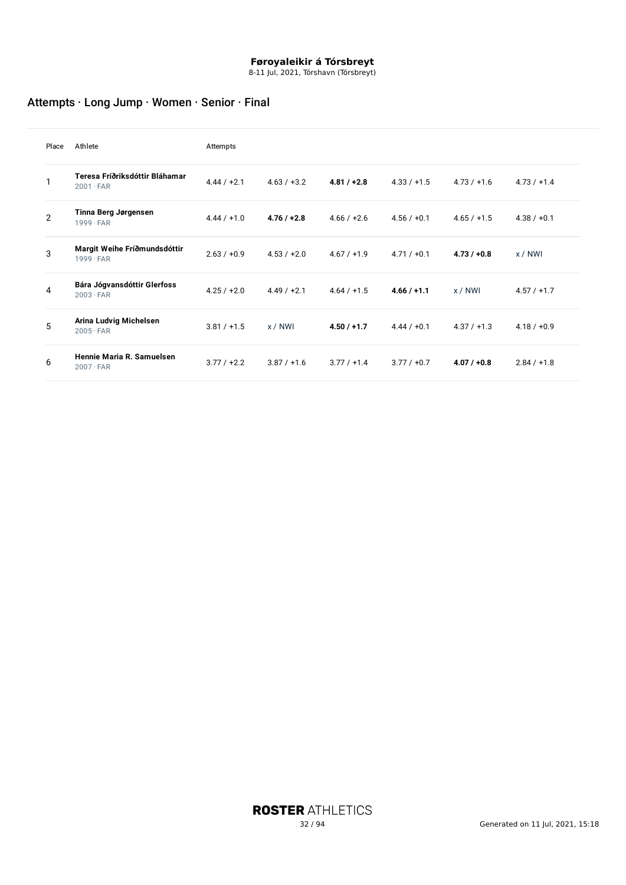**Føroyaleikir á Tórsbreyt**
8-11 Jul, 2021, Tórshavn (Tórsbreyt)

## Attempts · Long Jump · Women · Senior · Final

| Place | Athlete | Attempts | | | | | |
|---|---|---|---|---|---|---|---|
| 1 | **Teresa Fríðriksdóttir Bláhamar** 2001 · FAR | 4.44 / +2.1 | 4.63 / +3.2 | **4.81 / +2.8** | 4.33 / +1.5 | 4.73 / +1.6 | 4.73 / +1.4 |
| 2 | **Tinna Berg Jørgensen** 1999 · FAR | 4.44 / +1.0 | **4.76 / +2.8** | 4.66 / +2.6 | 4.56 / +0.1 | 4.65 / +1.5 | 4.38 / +0.1 |
| 3 | **Margit Weihe Fríðmundsdóttir** 1999 · FAR | 2.63 / +0.9 | 4.53 / +2.0 | 4.67 / +1.9 | 4.71 / +0.1 | **4.73 / +0.8** | x / NWI |
| 4 | **Bára Jógvansdóttir Glerfoss** 2003 · FAR | 4.25 / +2.0 | 4.49 / +2.1 | 4.64 / +1.5 | **4.66 / +1.1** | x / NWI | 4.57 / +1.7 |
| 5 | **Arina Ludvig Michelsen** 2005 · FAR | 3.81 / +1.5 | x / NWI | **4.50 / +1.7** | 4.44 / +0.1 | 4.37 / +1.3 | 4.18 / +0.9 |
| 6 | **Hennie Maria R. Samuelsen** 2007 · FAR | 3.77 / +2.2 | 3.87 / +1.6 | 3.77 / +1.4 | 3.77 / +0.7 | **4.07 / +0.8** | 2.84 / +1.8 |

**ROSTER** ATHLETICS

Generated on 11 Jul, 2021, 15:18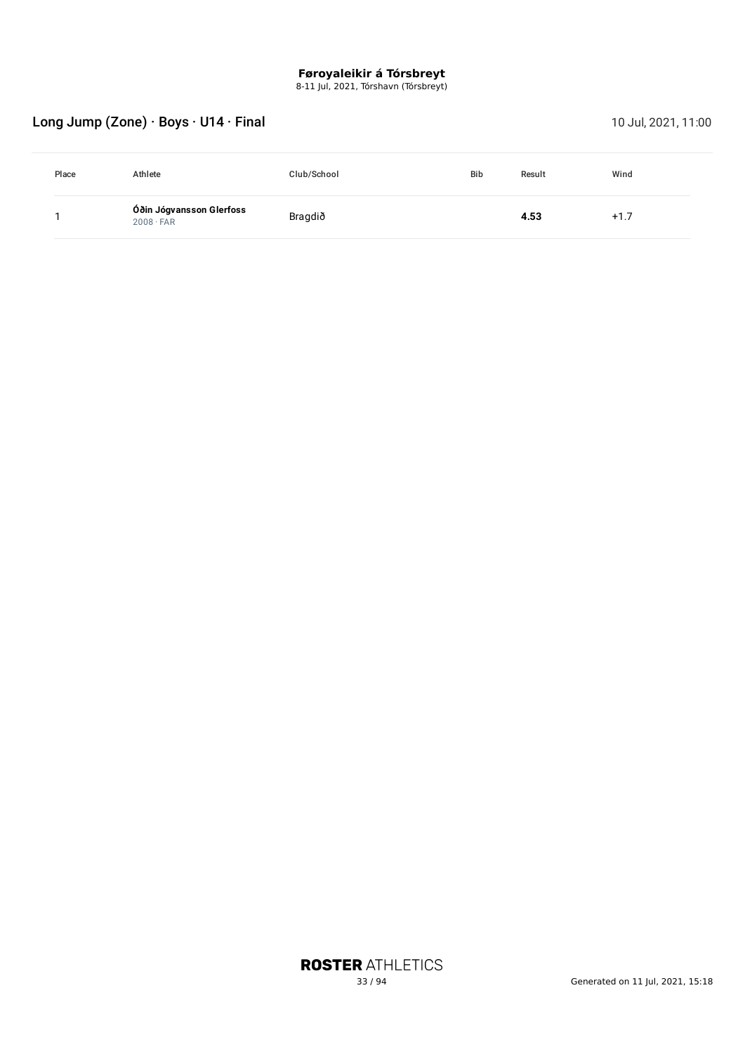**Føroyaleikir á Tórsbreyt**
8-11 Jul, 2021, Tórshavn (Tórsbreyt)

## Long Jump (Zone) · Boys · U14 · Final

10 Jul, 2021, 11:00

| Place | Athlete | Club/School | Bib | Result | Wind |
|---|---|---|---|---|---|
| 1 | **Óðin Jógvansson Glerfoss** 2008 · FAR | Bragdið | | **4.53** | +1.7 |

ROSTER ATHLETICS

Generated on 11 Jul, 2021, 15:18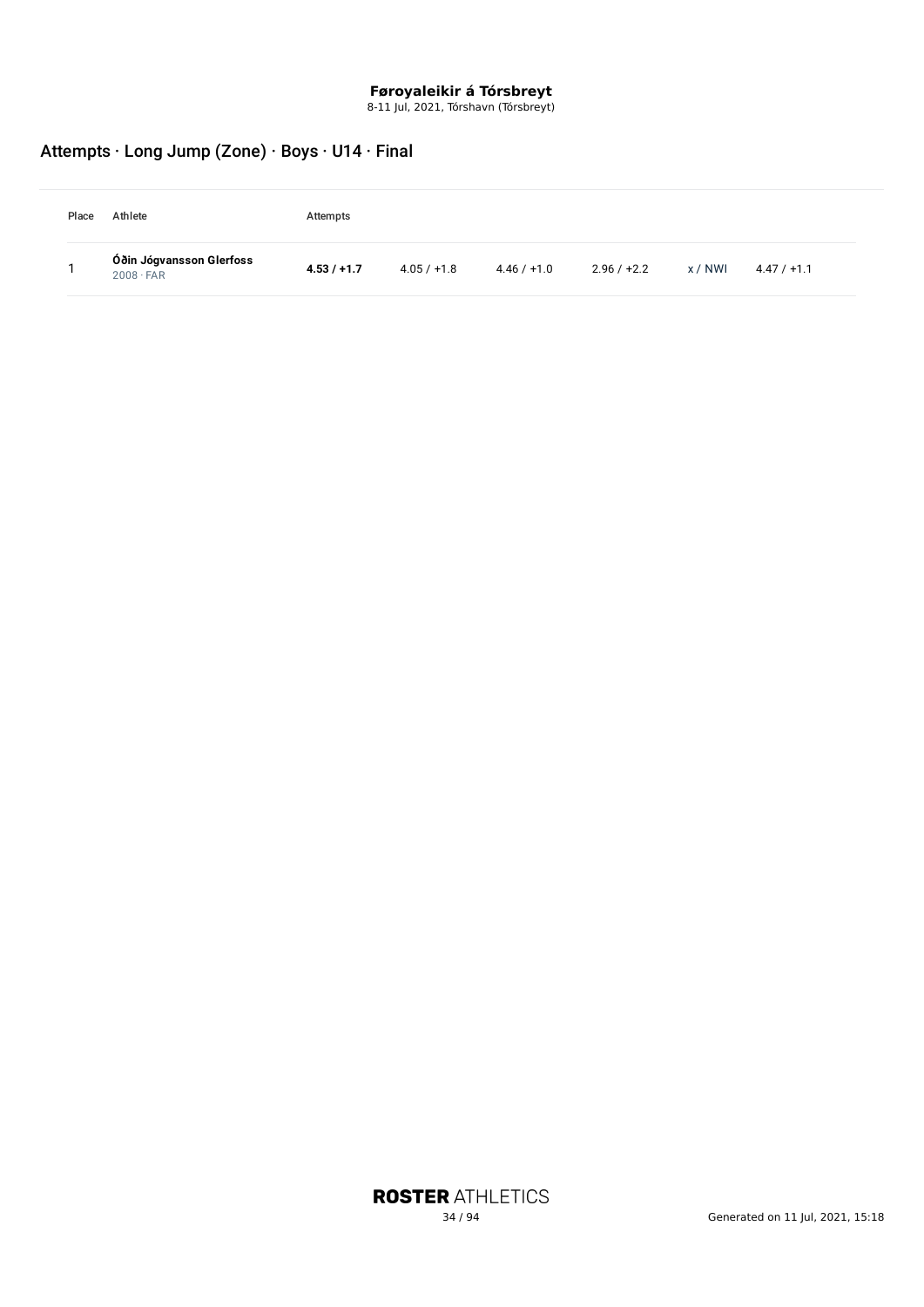**Føroyaleikir á Tórsbreyt**
8-11 Jul, 2021, Tórshavn (Tórsbreyt)

## Attempts · Long Jump (Zone) · Boys · U14 · Final

| Place | Athlete | Attempts | | | | | |
|---|---|---|---|---|---|---|---|
| 1 | **Óðin Jógvansson Glerfoss** 2008 · FAR | **4.53 / +1.7** | 4.05 / +1.8 | 4.46 / +1.0 | 2.96 / +2.2 | x / NWI | 4.47 / +1.1 |

**ROSTER** ATHLETICS

Generated on 11 Jul, 2021, 15:18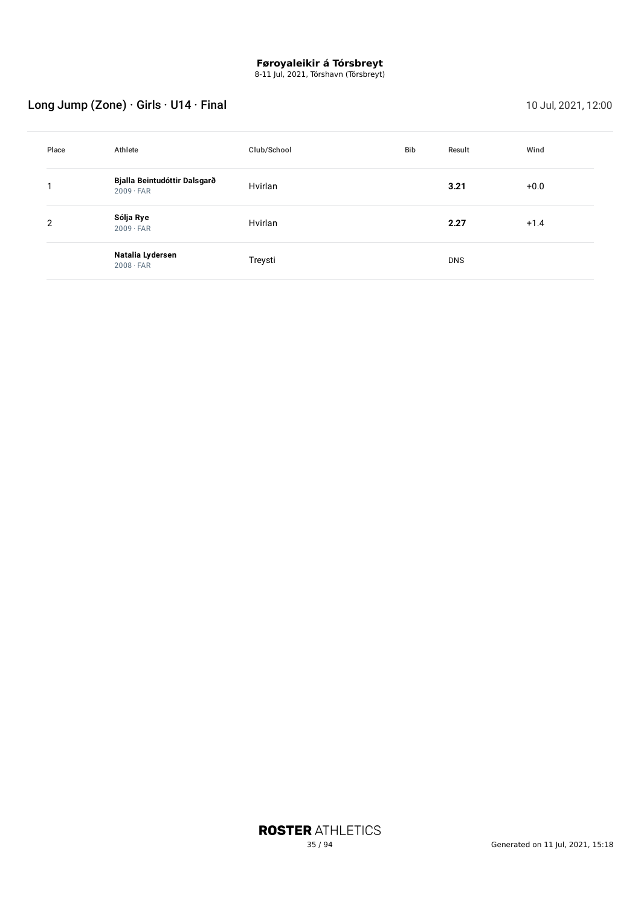**Føroyaleikir á Tórsbreyt**
8-11 Jul, 2021, Tórshavn (Tórsbreyt)

## Long Jump (Zone) · Girls · U14 · Final

10 Jul, 2021, 12:00

| Place | Athlete | Club/School | Bib | Result | Wind |
|---|---|---|---|---|---|
| 1 | **Bjalla Beintudóttir Dalsgarð** 2009 · FAR | Hvirlan | | **3.21** | +0.0 |
| 2 | **Sólja Rye** 2009 · FAR | Hvirlan | | **2.27** | +1.4 |
| | **Natalia Lydersen** 2008 · FAR | Treysti | | DNS | |

ROSTER ATHLETICS

Generated on 11 Jul, 2021, 15:18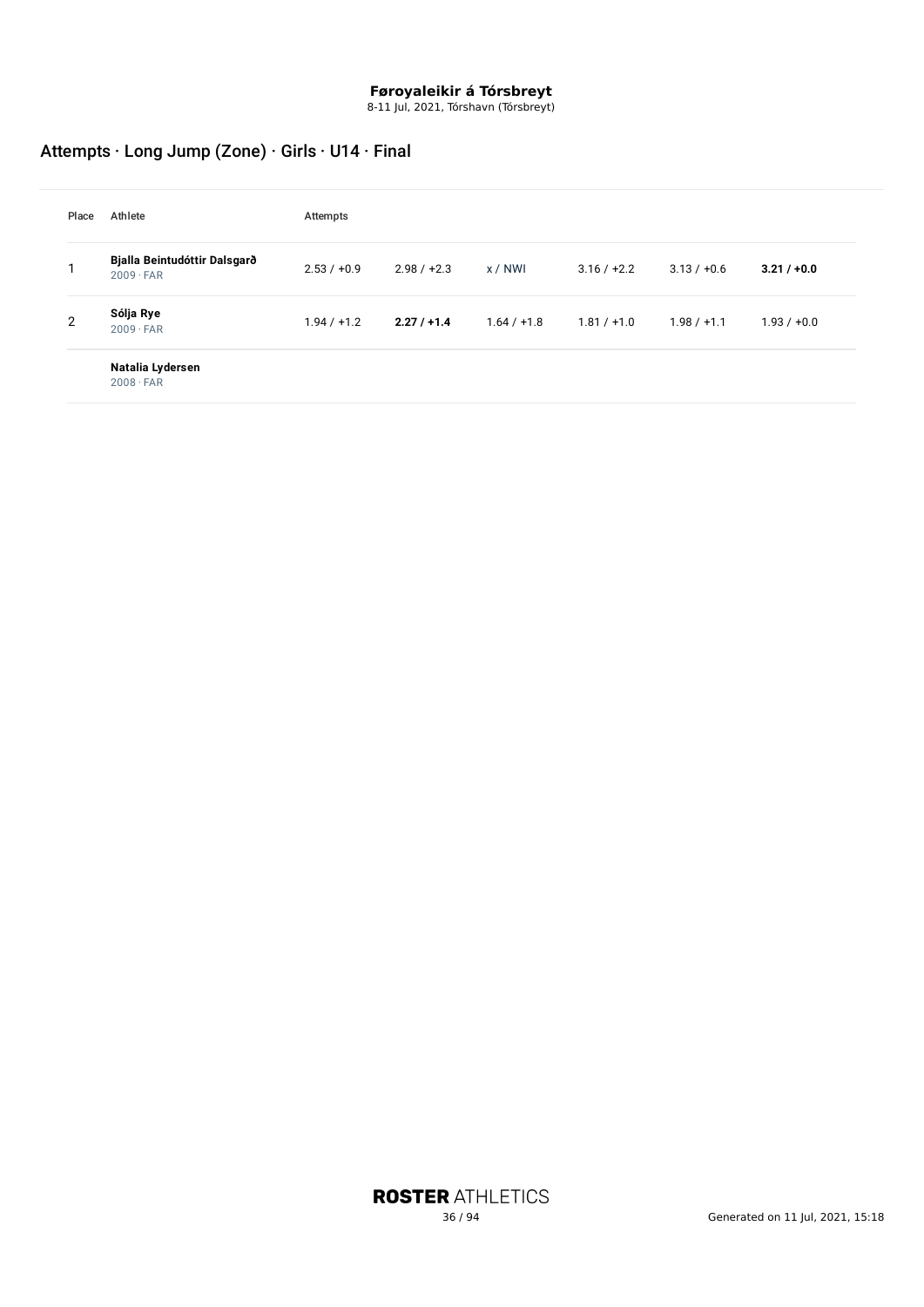**Føroyaleikir á Tórsbreyt**
8-11 Jul, 2021, Tórshavn (Tórsbreyt)

## Attempts · Long Jump (Zone) · Girls · U14 · Final

| Place | Athlete | Attempts | | | | | |
|---|---|---|---|---|---|---|---|
| 1 | **Bjalla Beintudóttir Dalsgarð**<br>2009 · FAR | 2.53 / +0.9 | 2.98 / +2.3 | x / NWI | 3.16 / +2.2 | 3.13 / +0.6 | **3.21 / +0.0** |
| 2 | **Sólja Rye**<br>2009 · FAR | 1.94 / +1.2 | **2.27 / +1.4** | 1.64 / +1.8 | 1.81 / +1.0 | 1.98 / +1.1 | 1.93 / +0.0 |
| | **Natalia Lydersen**<br>2008 · FAR | | | | | | |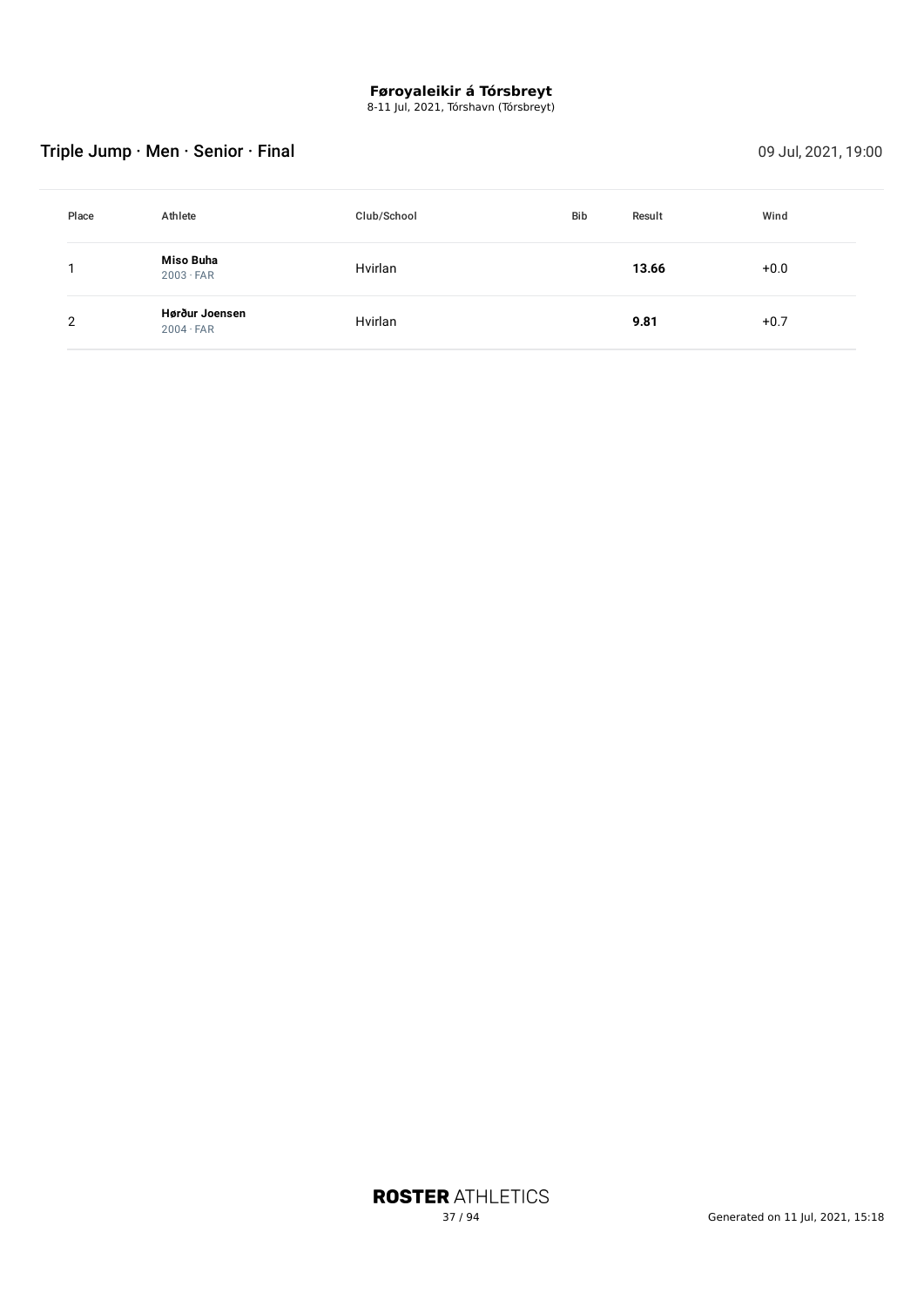**Føroyaleikir á Tórsbreyt**
8-11 Jul, 2021, Tórshavn (Tórsbreyt)

## Triple Jump · Men · Senior · Final

09 Jul, 2021, 19:00

| Place | Athlete | Club/School | Bib | Result | Wind |
|---|---|---|---|---|---|
| 1 | **Miso Buha** 2003 · FAR | Hvirlan | | **13.66** | +0.0 |
| 2 | **Hørður Joensen** 2004 · FAR | Hvirlan | | **9.81** | +0.7 |

**ROSTER** ATHLETICS

Generated on 11 Jul, 2021, 15:18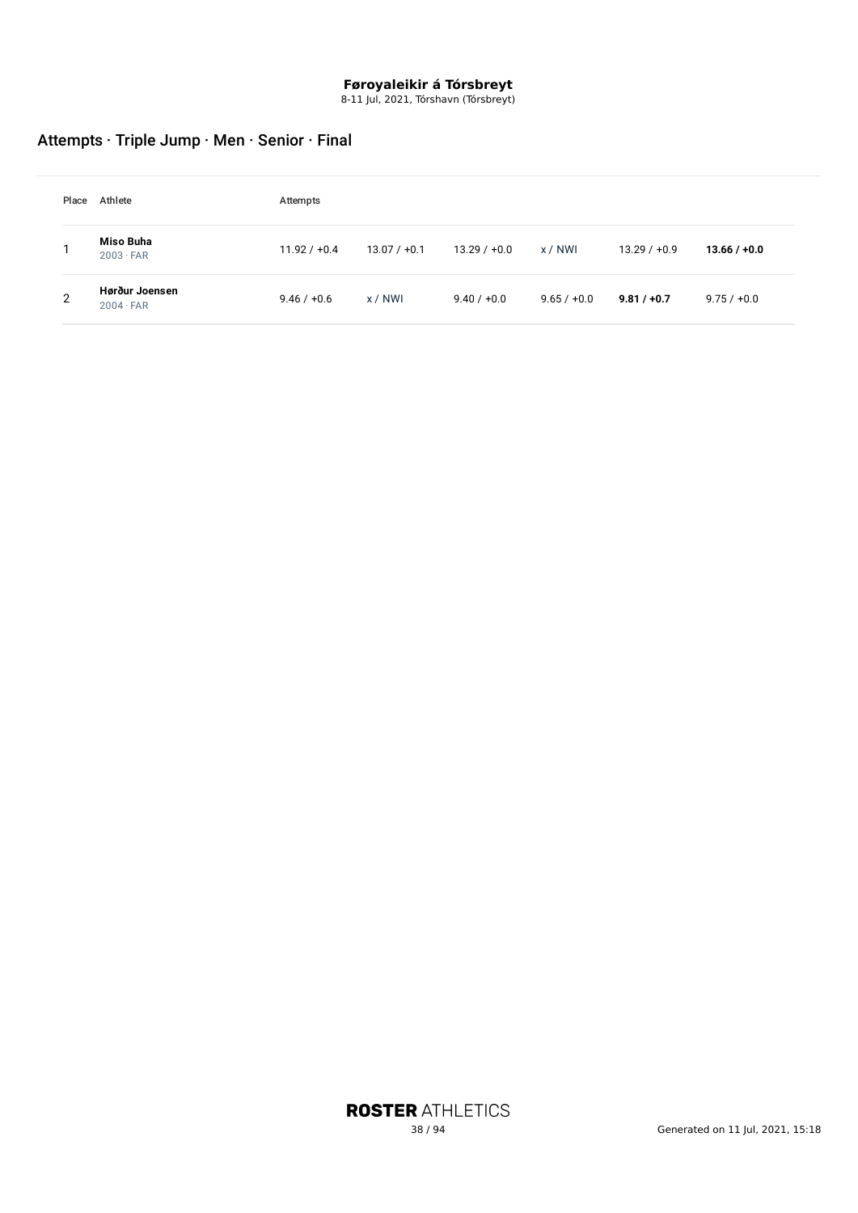**Føroyaleikir á Tórsbreyt**
8-11 Jul, 2021, Tórshavn (Tórsbreyt)

## Attempts · Triple Jump · Men · Senior · Final

| Place | Athlete | Attempts | | | | | |
|---|---|---|---|---|---|---|---|
| 1 | **Miso Buha**<br>2003 · FAR | 11.92 / +0.4 | 13.07 / +0.1 | 13.29 / +0.0 | x / NWI | 13.29 / +0.9 | **13.66 / +0.0** |
| 2 | **Hørður Joensen**<br>2004 · FAR | 9.46 / +0.6 | x / NWI | 9.40 / +0.0 | 9.65 / +0.0 | **9.81 / +0.7** | 9.75 / +0.0 |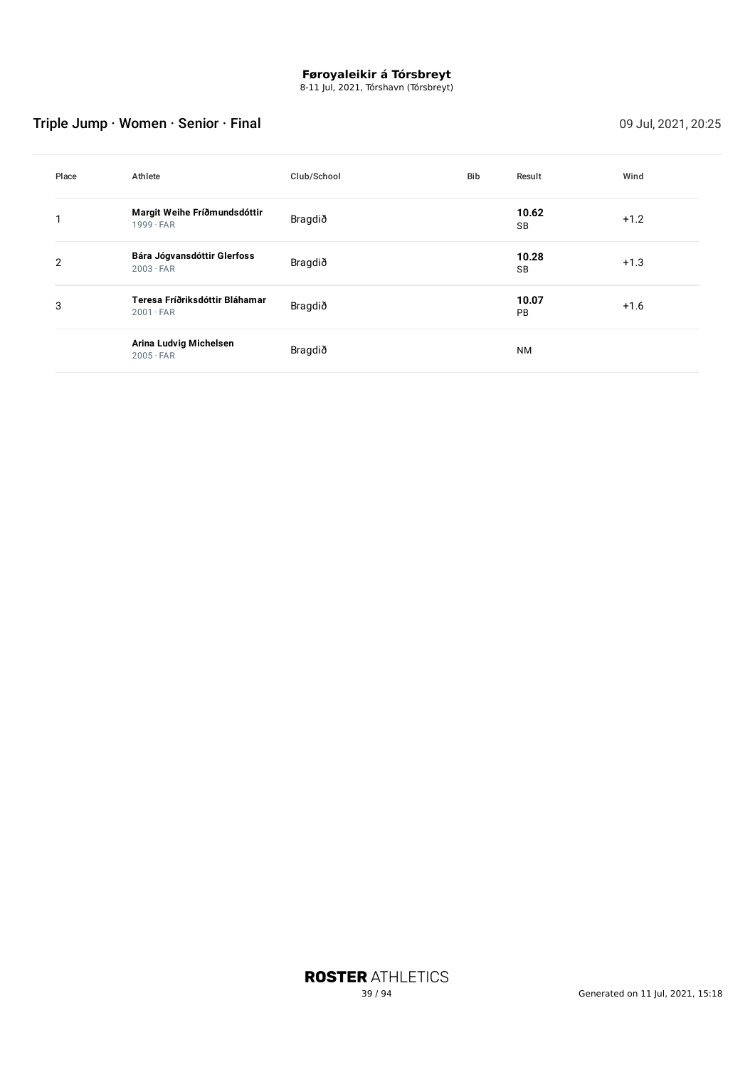**Føroyaleikir á Tórsbreyt**
8-11 Jul, 2021, Tórshavn (Tórsbreyt)

## Triple Jump · Women · Senior · Final

09 Jul, 2021, 20:25

| Place | Athlete | Club/School | Bib | Result | Wind |
|---|---|---|---|---|---|
| 1 | **Margit Weihe Fríðmundsdóttir** 1999 · FAR | Bragdið | | **10.62** SB | +1.2 |
| 2 | **Bára Jógvansdóttir Glerfoss** 2003 · FAR | Bragdið | | **10.28** SB | +1.3 |
| 3 | **Teresa Fríðriksdóttir Bláhamar** 2001 · FAR | Bragdið | | **10.07** PB | +1.6 |
| | **Arina Ludvig Michelsen** 2005 · FAR | Bragdið | | NM | |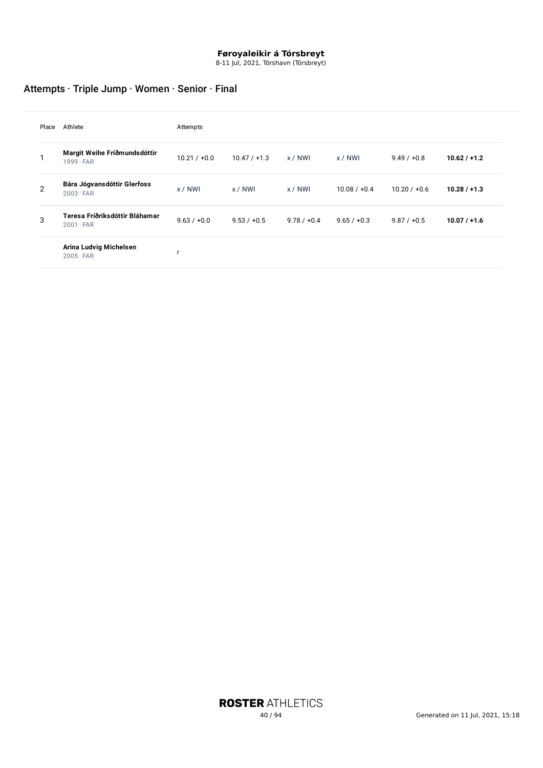**Føroyaleikir á Tórsbreyt**
8-11 Jul, 2021, Tórshavn (Tórsbreyt)

## Attempts · Triple Jump · Women · Senior · Final

| Place | Athlete | Attempts | | | | | |
|---|---|---|---|---|---|---|---|
| 1 | **Margit Weihe Fríðmundsdóttir** 1999 · FAR | 10.21 / +0.0 | 10.47 / +1.3 | x / NWI | x / NWI | 9.49 / +0.8 | **10.62 / +1.2** |
| 2 | **Bára Jógvansdóttir Glerfoss** 2003 · FAR | x / NWI | x / NWI | x / NWI | 10.08 / +0.4 | 10.20 / +0.6 | **10.28 / +1.3** |
| 3 | **Teresa Fríðriksdóttir Bláhamar** 2001 · FAR | 9.63 / +0.0 | 9.53 / +0.5 | 9.78 / +0.4 | 9.65 / +0.3 | 9.87 / +0.5 | **10.07 / +1.6** |
| | **Arina Ludvig Michelsen** 2005 · FAR | r | | | | | |

Generated on 11 Jul, 2021, 15:18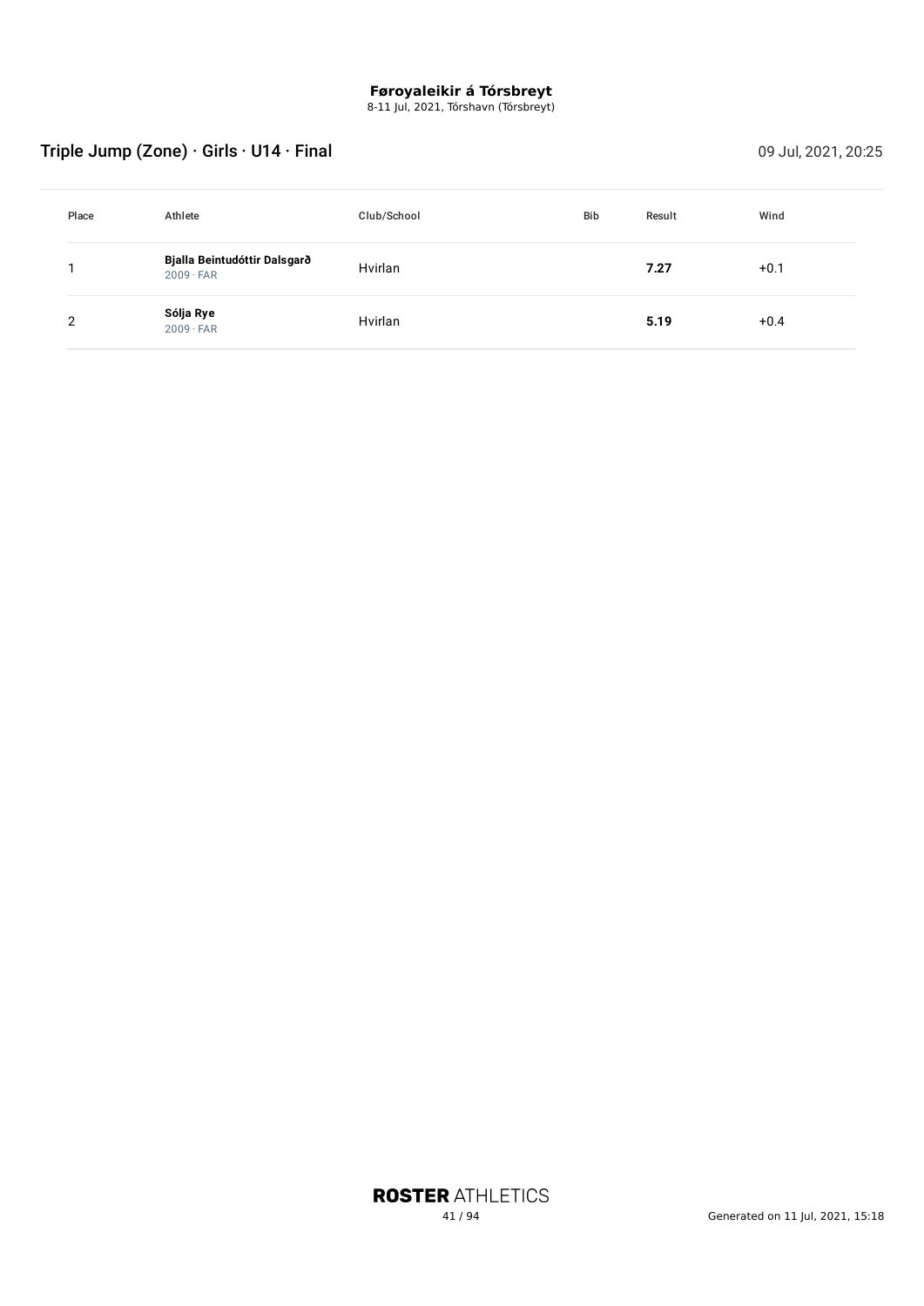**Føroyaleikir á Tórsbreyt**
8-11 Jul, 2021, Tórshavn (Tórsbreyt)

## Triple Jump (Zone) · Girls · U14 · Final

09 Jul, 2021, 20:25

| Place | Athlete | Club/School | Bib | Result | Wind |
|---|---|---|---|---|---|
| 1 | **Bjalla Beintudóttir Dalsgarð** 2009 · FAR | Hvirlan | | **7.27** | +0.1 |
| 2 | **Sólja Rye** 2009 · FAR | Hvirlan | | **5.19** | +0.4 |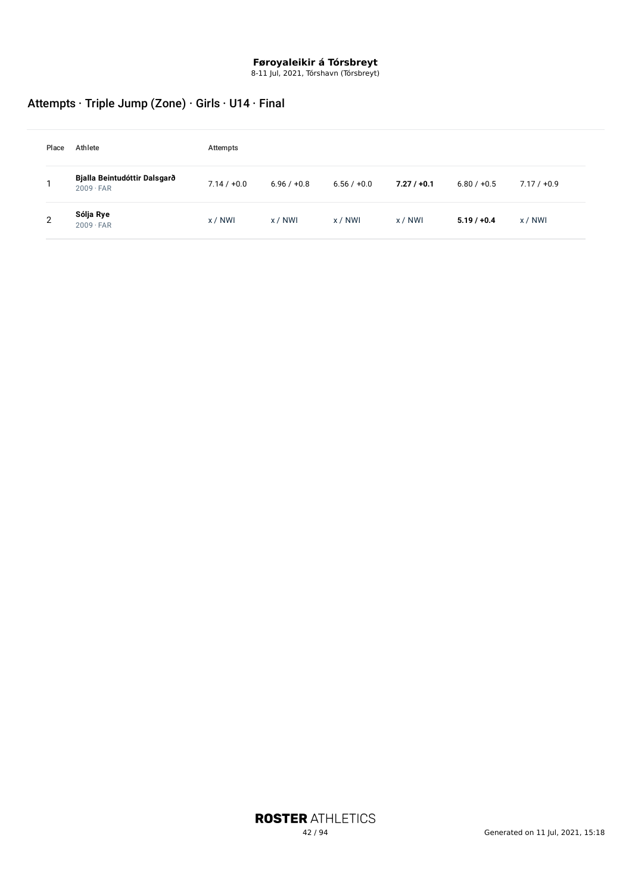**Føroyaleikir á Tórsbreyt**
8-11 Jul, 2021, Tórshavn (Tórsbreyt)

## Attempts · Triple Jump (Zone) · Girls · U14 · Final

| Place | Athlete | Attempts | | | | | |
|---|---|---|---|---|---|---|---|
| 1 | **Bjalla Beintudóttir Dalsgarð** 2009 · FAR | 7.14 / +0.0 | 6.96 / +0.8 | 6.56 / +0.0 | **7.27 / +0.1** | 6.80 / +0.5 | 7.17 / +0.9 |
| 2 | **Sólja Rye** 2009 · FAR | x / NWI | x / NWI | x / NWI | x / NWI | **5.19 / +0.4** | x / NWI |

**ROSTER** ATHLETICS

Generated on 11 Jul, 2021, 15:18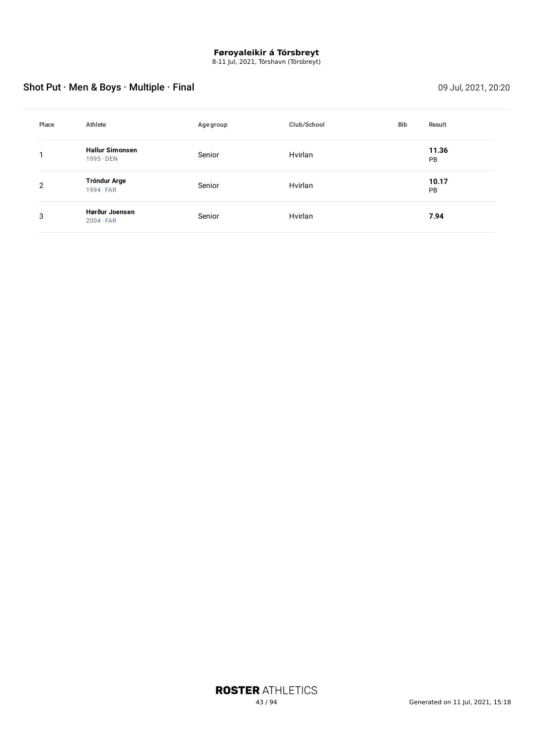**Føroyaleikir á Tórsbreyt**

8-11 Jul, 2021, Tórshavn (Tórsbreyt)

## Shot Put · Men & Boys · Multiple · Final

09 Jul, 2021, 20:20

| Place | Athlete | Age group | Club/School | Bib | Result |
|---|---|---|---|---|---|
| 1 | **Hallur Simonsen** 1995 · DEN | Senior | Hvirlan | | **11.36** PB |
| 2 | **Tróndur Arge** 1994 · FAR | Senior | Hvirlan | | **10.17** PB |
| 3 | **Hørður Joensen** 2004 · FAR | Senior | Hvirlan | | **7.94** |

**ROSTER** ATHLETICS

Generated on 11 Jul, 2021, 15:18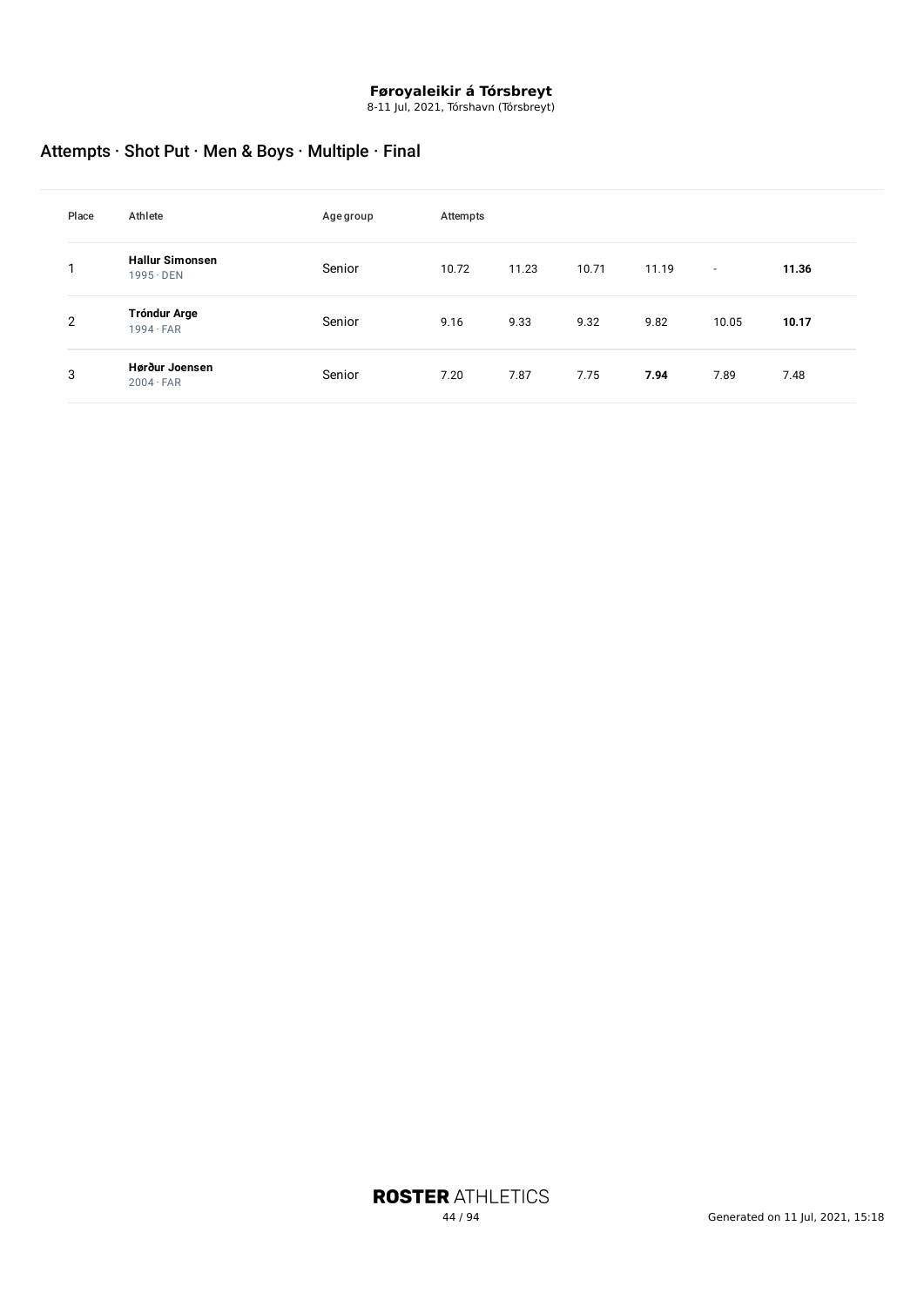**Føroyaleikir á Tórsbreyt**
8-11 Jul, 2021, Tórshavn (Tórsbreyt)

## Attempts · Shot Put · Men & Boys · Multiple · Final

| Place | Athlete | Age group | Attempts | | | | | |
|---|---|---|---|---|---|---|---|---|
| 1 | **Hallur Simonsen** 1995 · DEN | Senior | 10.72 | 11.23 | 10.71 | 11.19 | - | **11.36** |
| 2 | **Tróndur Arge** 1994 · FAR | Senior | 9.16 | 9.33 | 9.32 | 9.82 | 10.05 | **10.17** |
| 3 | **Hørður Joensen** 2004 · FAR | Senior | 7.20 | 7.87 | 7.75 | **7.94** | 7.89 | 7.48 |

**ROSTER** ATHLETICS

Generated on 11 Jul, 2021, 15:18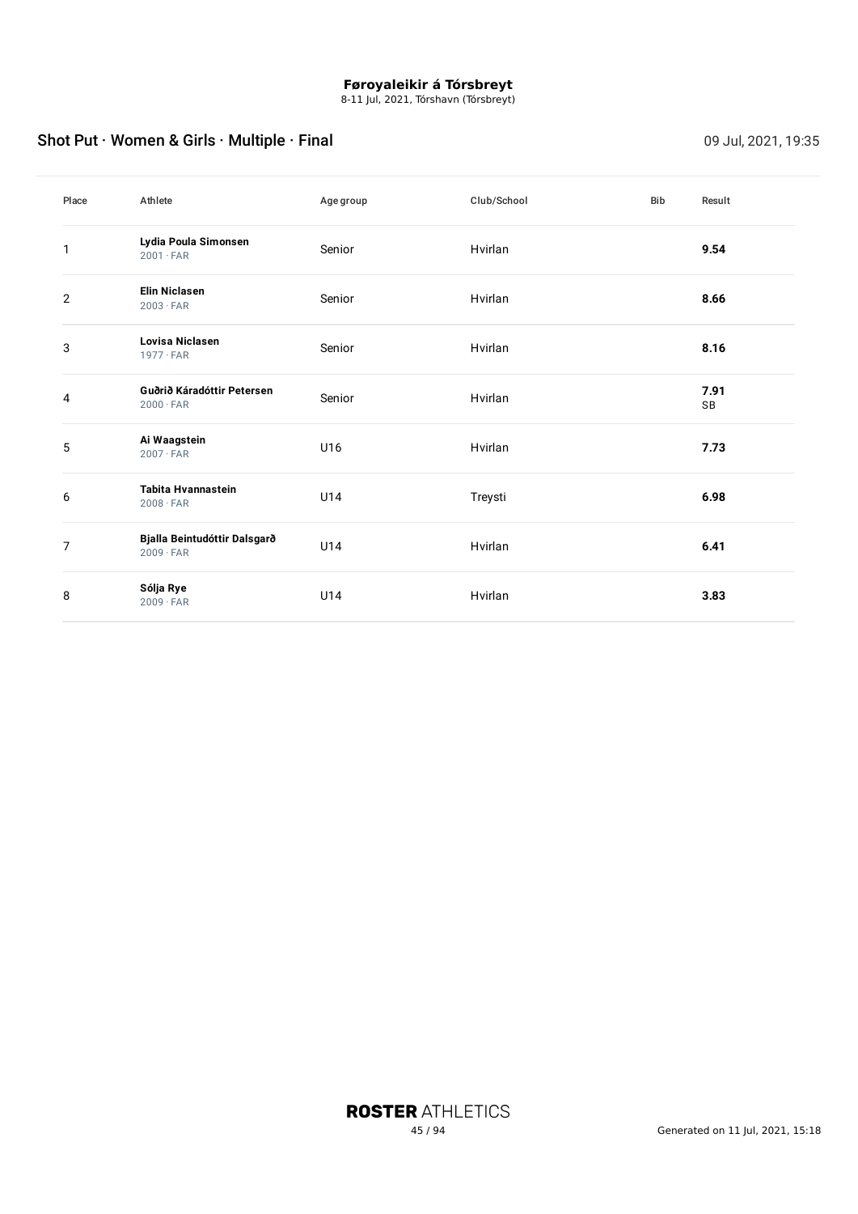**Føroyaleikir á Tórsbreyt**
8-11 Jul, 2021, Tórshavn (Tórsbreyt)

## Shot Put · Women & Girls · Multiple · Final

09 Jul, 2021, 19:35

| Place | Athlete | Age group | Club/School | Bib | Result |
|---|---|---|---|---|---|
| 1 | **Lydia Poula Simonsen** 2001 · FAR | Senior | Hvirlan | | **9.54** |
| 2 | **Elin Niclasen** 2003 · FAR | Senior | Hvirlan | | **8.66** |
| 3 | **Lovisa Niclasen** 1977 · FAR | Senior | Hvirlan | | **8.16** |
| 4 | **Guðrið Káradóttir Petersen** 2000 · FAR | Senior | Hvirlan | | **7.91** SB |
| 5 | **Ai Waagstein** 2007 · FAR | U16 | Hvirlan | | **7.73** |
| 6 | **Tabita Hvannastein** 2008 · FAR | U14 | Treysti | | **6.98** |
| 7 | **Bjalla Beintudóttir Dalsgarð** 2009 · FAR | U14 | Hvirlan | | **6.41** |
| 8 | **Sólja Rye** 2009 · FAR | U14 | Hvirlan | | **3.83** |

**ROSTER** ATHLETICS

Generated on 11 Jul, 2021, 15:18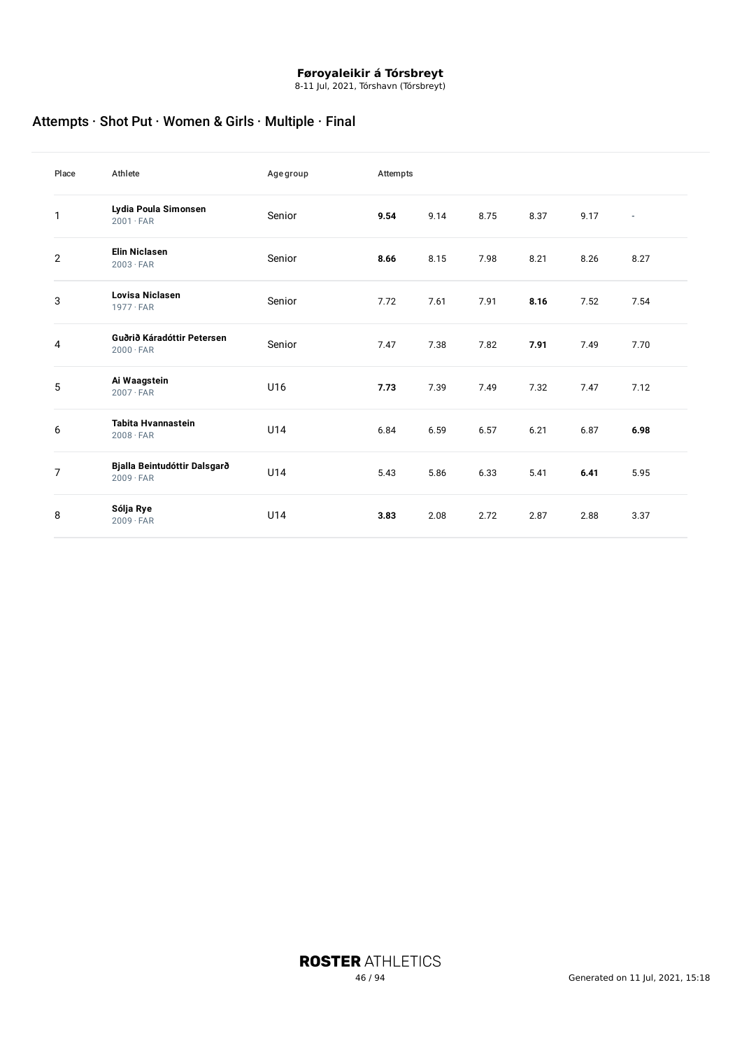**Føroyaleikir á Tórsbreyt**
8-11 Jul, 2021, Tórshavn (Tórsbreyt)

## Attempts · Shot Put · Women & Girls · Multiple · Final

| Place | Athlete | Age group | Attempts | | | | | |
|---|---|---|---|---|---|---|---|---|
| 1 | **Lydia Poula Simonsen**<br>2001 · FAR | Senior | **9.54** | 9.14 | 8.75 | 8.37 | 9.17 | - |
| 2 | **Elin Niclasen**<br>2003 · FAR | Senior | **8.66** | 8.15 | 7.98 | 8.21 | 8.26 | 8.27 |
| 3 | **Lovisa Niclasen**<br>1977 · FAR | Senior | 7.72 | 7.61 | 7.91 | **8.16** | 7.52 | 7.54 |
| 4 | **Guðrið Káradóttir Petersen**<br>2000 · FAR | Senior | 7.47 | 7.38 | 7.82 | **7.91** | 7.49 | 7.70 |
| 5 | **Ai Waagstein**<br>2007 · FAR | U16 | **7.73** | 7.39 | 7.49 | 7.32 | 7.47 | 7.12 |
| 6 | **Tabita Hvannastein**<br>2008 · FAR | U14 | 6.84 | 6.59 | 6.57 | 6.21 | 6.87 | **6.98** |
| 7 | **Bjalla Beintudóttir Dalsgarð**<br>2009 · FAR | U14 | 5.43 | 5.86 | 6.33 | 5.41 | **6.41** | 5.95 |
| 8 | **Sólja Rye**<br>2009 · FAR | U14 | **3.83** | 2.08 | 2.72 | 2.87 | 2.88 | 3.37 |

**ROSTER** ATHLETICS

Generated on 11 Jul, 2021, 15:18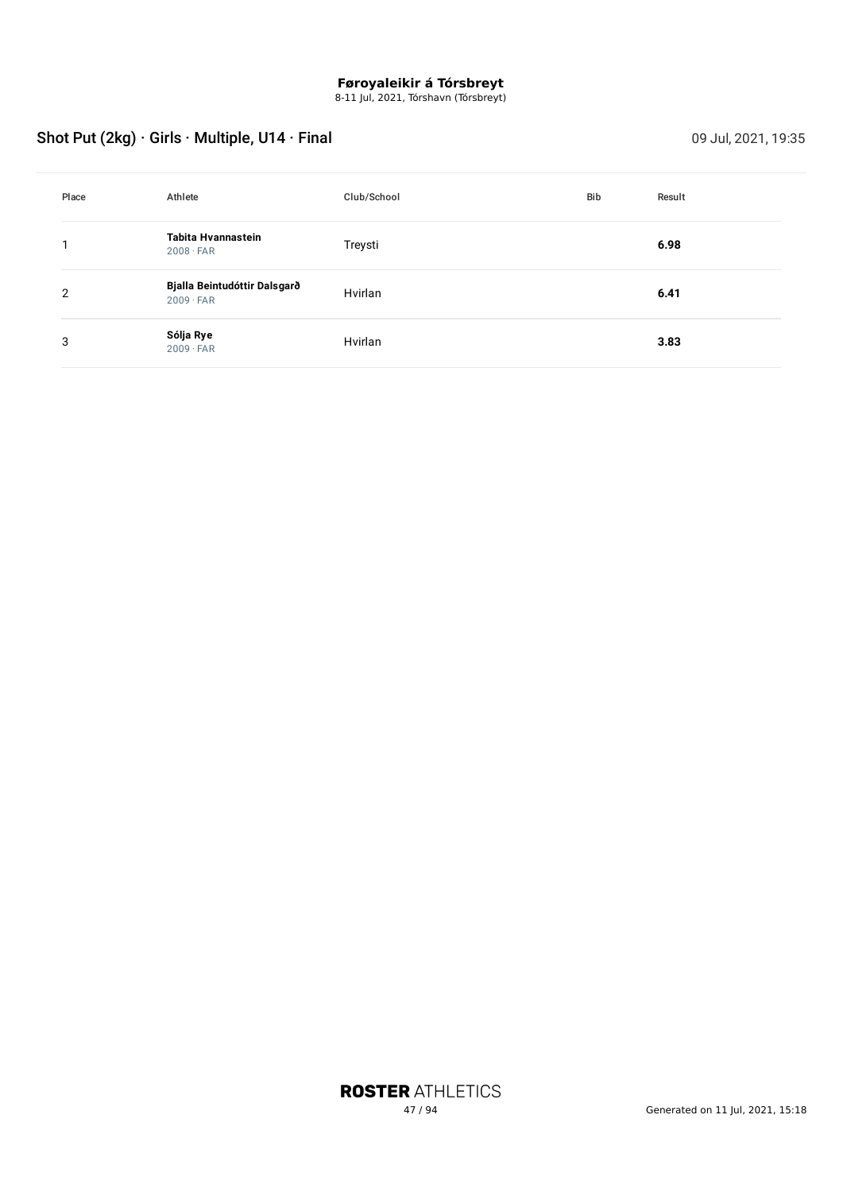**Føroyaleikir á Tórsbreyt**
8-11 Jul, 2021, Tórshavn (Tórsbreyt)

## Shot Put (2kg) · Girls · Multiple, U14 · Final

09 Jul, 2021, 19:35

| Place | Athlete | Club/School | Bib | Result |
|---|---|---|---|---|
| 1 | **Tabita Hvannastein** 2008 · FAR | Treysti | | **6.98** |
| 2 | **Bjalla Beintudóttir Dalsgarð** 2009 · FAR | Hvirlan | | **6.41** |
| 3 | **Sólja Rye** 2009 · FAR | Hvirlan | | **3.83** |

Generated on 11 Jul, 2021, 15:18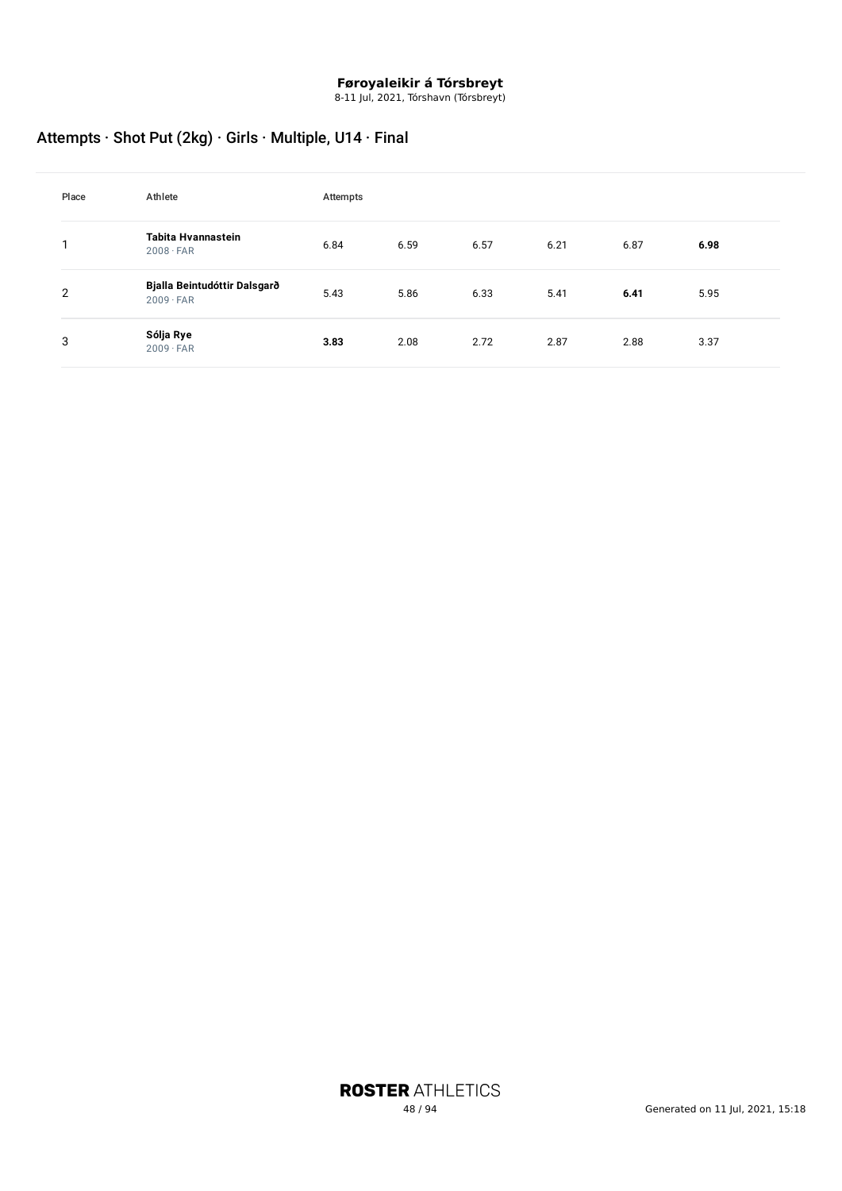**Føroyaleikir á Tórsbreyt**
8-11 Jul, 2021, Tórshavn (Tórsbreyt)

## Attempts · Shot Put (2kg) · Girls · Multiple, U14 · Final

| Place | Athlete | Attempts | | | | | |
|---|---|---|---|---|---|---|---|
| 1 | **Tabita Hvannastein** 2008 · FAR | 6.84 | 6.59 | 6.57 | 6.21 | 6.87 | **6.98** |
| 2 | **Bjalla Beintudóttir Dalsgarð** 2009 · FAR | 5.43 | 5.86 | 6.33 | 5.41 | **6.41** | 5.95 |
| 3 | **Sólja Rye** 2009 · FAR | **3.83** | 2.08 | 2.72 | 2.87 | 2.88 | 3.37 |

**ROSTER** ATHLETICS

Generated on 11 Jul, 2021, 15:18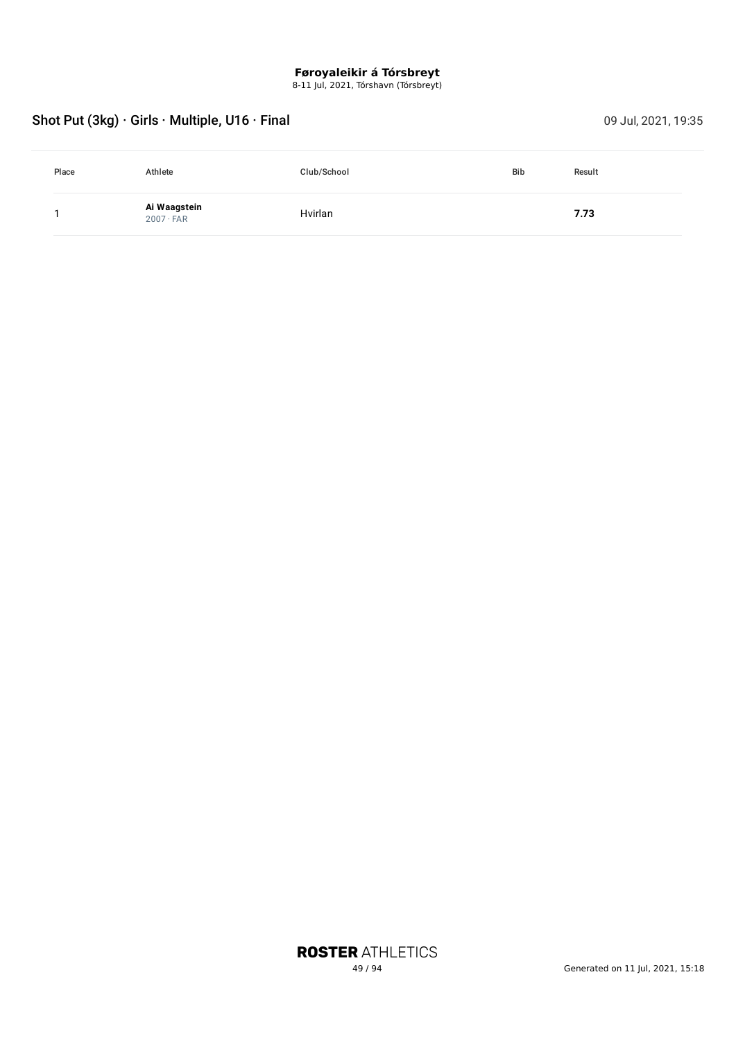**Føroyaleikir á Tórsbreyt**
8-11 Jul, 2021, Tórshavn (Tórsbreyt)

## Shot Put (3kg) · Girls · Multiple, U16 · Final

09 Jul, 2021, 19:35

| Place | Athlete | Club/School | Bib | Result |
|---|---|---|---|---|
| 1 | **Ai Waagstein** 2007 · FAR | Hvirlan | | **7.73** |

**ROSTER** ATHLETICS

Generated on 11 Jul, 2021, 15:18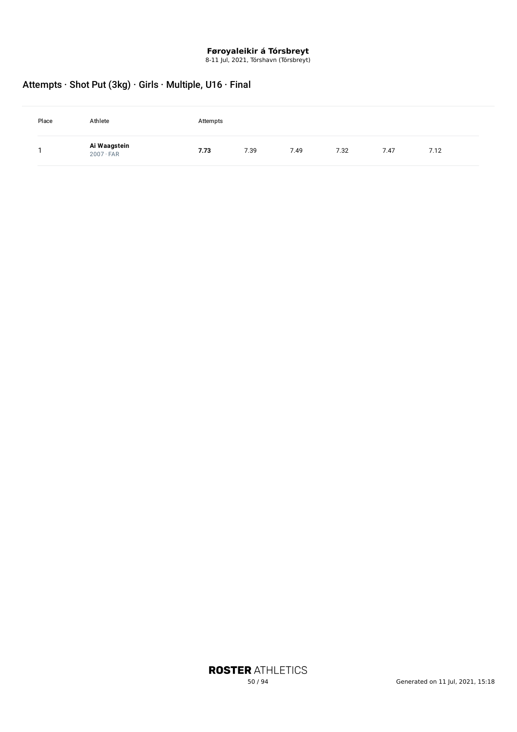**Føroyaleikir á Tórsbreyt**
8-11 Jul, 2021, Tórshavn (Tórsbreyt)

## Attempts · Shot Put (3kg) · Girls · Multiple, U16 · Final

| Place | Athlete | Attempts | | | | | |
|---|---|---|---|---|---|---|---|
| 1 | **Ai Waagstein** 2007 · FAR | **7.73** | 7.39 | 7.49 | 7.32 | 7.47 | 7.12 |

**ROSTER** ATHLETICS

Generated on 11 Jul, 2021, 15:18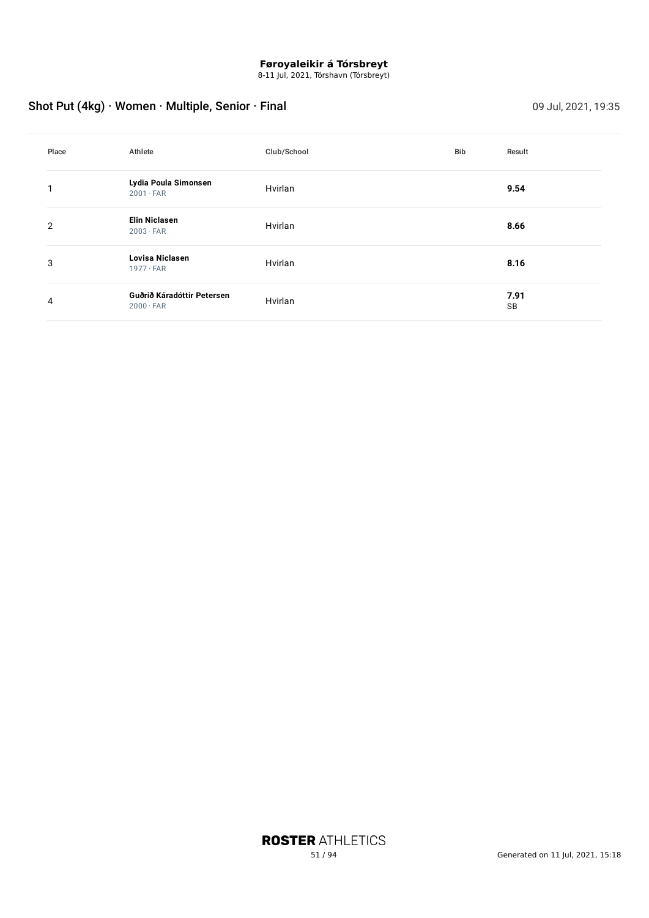**Føroyaleikir á Tórsbreyt**
8-11 Jul, 2021, Tórshavn (Tórsbreyt)

## Shot Put (4kg) · Women · Multiple, Senior · Final

09 Jul, 2021, 19:35

| Place | Athlete | Club/School | Bib | Result |
|---|---|---|---|---|
| 1 | **Lydia Poula Simonsen** 2001 · FAR | Hvirlan | | **9.54** |
| 2 | **Elin Niclasen** 2003 · FAR | Hvirlan | | **8.66** |
| 3 | **Lovisa Niclasen** 1977 · FAR | Hvirlan | | **8.16** |
| 4 | **Guðrið Káradóttir Petersen** 2000 · FAR | Hvirlan | | **7.91** SB |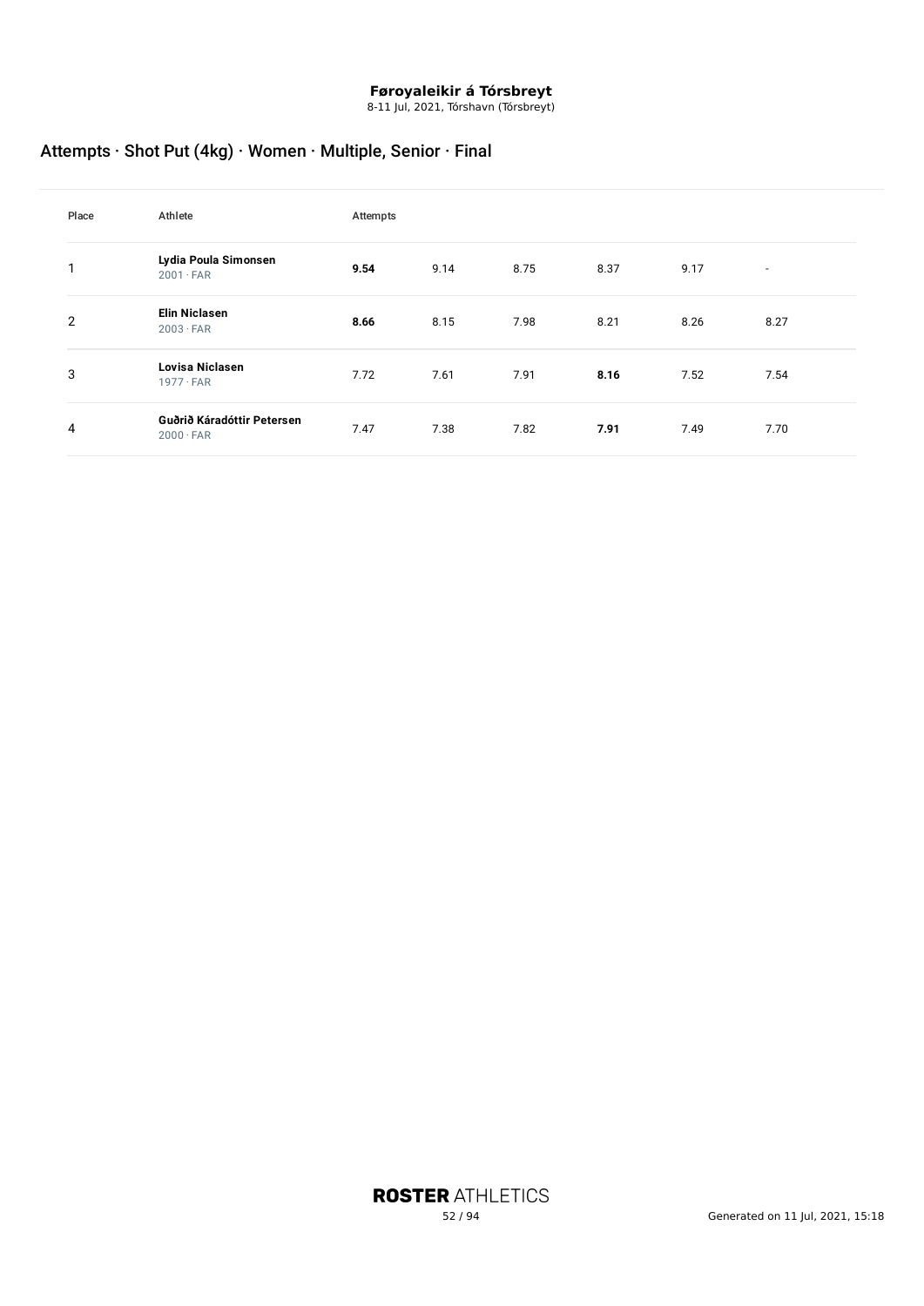**Føroyaleikir á Tórsbreyt**
8-11 Jul, 2021, Tórshavn (Tórsbreyt)

## Attempts · Shot Put (4kg) · Women · Multiple, Senior · Final

| Place | Athlete | Attempts | | | | | |
|---|---|---|---|---|---|---|---|
| 1 | **Lydia Poula Simonsen** 2001 · FAR | **9.54** | 9.14 | 8.75 | 8.37 | 9.17 | - |
| 2 | **Elin Niclasen** 2003 · FAR | **8.66** | 8.15 | 7.98 | 8.21 | 8.26 | 8.27 |
| 3 | **Lovisa Niclasen** 1977 · FAR | 7.72 | 7.61 | 7.91 | **8.16** | 7.52 | 7.54 |
| 4 | **Guðrið Káradóttir Petersen** 2000 · FAR | 7.47 | 7.38 | 7.82 | **7.91** | 7.49 | 7.70 |

**ROSTER** ATHLETICS

Generated on 11 Jul, 2021, 15:18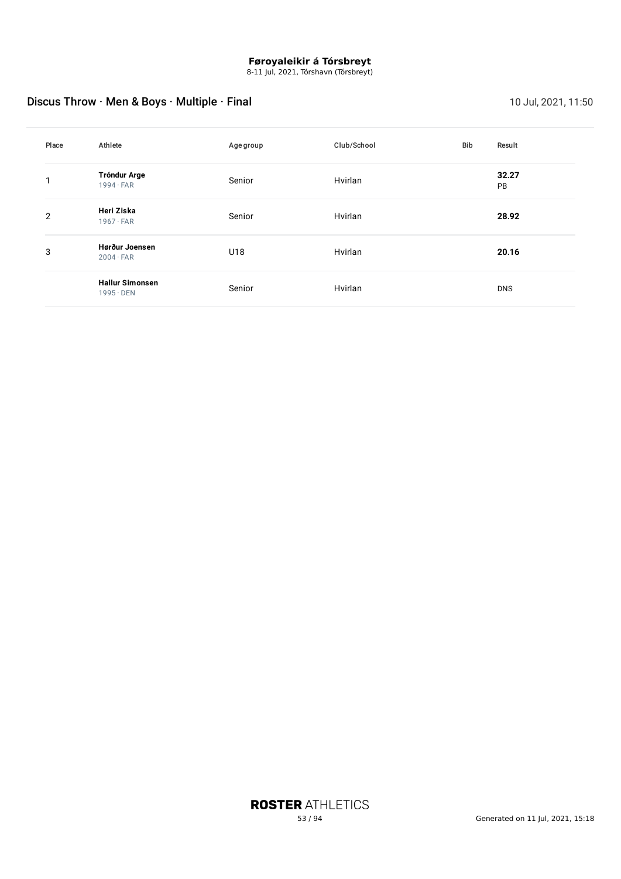**Føroyaleikir á Tórsbreyt**
8-11 Jul, 2021, Tórshavn (Tórsbreyt)

## Discus Throw · Men & Boys · Multiple · Final

10 Jul, 2021, 11:50

| Place | Athlete | Age group | Club/School | Bib | Result |
|---|---|---|---|---|---|
| 1 | **Tróndur Arge** 1994 · FAR | Senior | Hvirlan | | **32.27** PB |
| 2 | **Heri Ziska** 1967 · FAR | Senior | Hvirlan | | **28.92** |
| 3 | **Hørður Joensen** 2004 · FAR | U18 | Hvirlan | | **20.16** |
| | **Hallur Simonsen** 1995 · DEN | Senior | Hvirlan | | DNS |

**ROSTER** ATHLETICS

Generated on 11 Jul, 2021, 15:18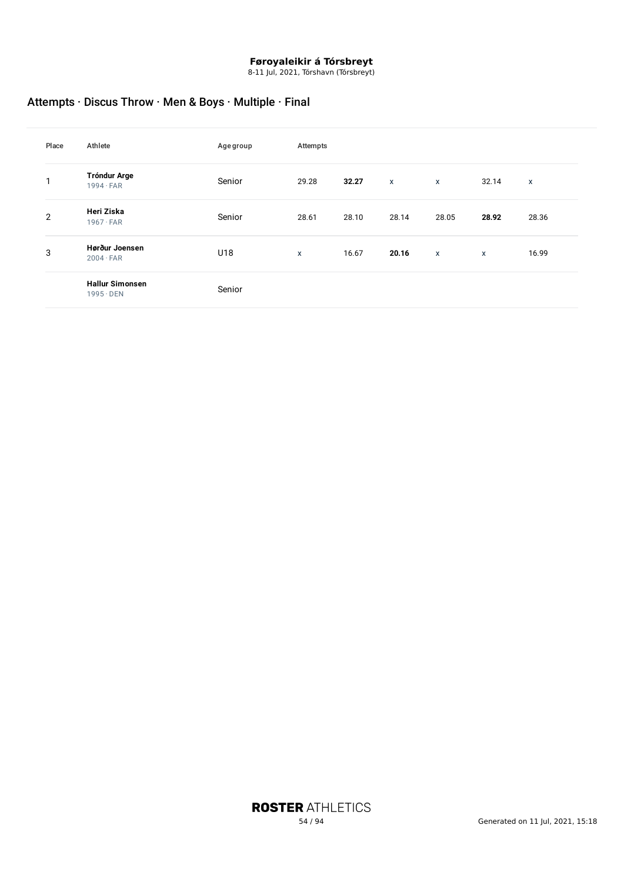**Føroyaleikir á Tórsbreyt**
8-11 Jul, 2021, Tórshavn (Tórsbreyt)

## Attempts · Discus Throw · Men & Boys · Multiple · Final

| Place | Athlete | Age group | Attempts | | | | | |
|---|---|---|---|---|---|---|---|---|
| 1 | **Tróndur Arge** 1994 · FAR | Senior | 29.28 | **32.27** | x | x | 32.14 | x |
| 2 | **Heri Ziska** 1967 · FAR | Senior | 28.61 | 28.10 | 28.14 | 28.05 | **28.92** | 28.36 |
| 3 | **Hørður Joensen** 2004 · FAR | U18 | x | 16.67 | **20.16** | x | x | 16.99 |
| | **Hallur Simonsen** 1995 · DEN | Senior | | | | | | |

ROSTER ATHLETICS

Generated on 11 Jul, 2021, 15:18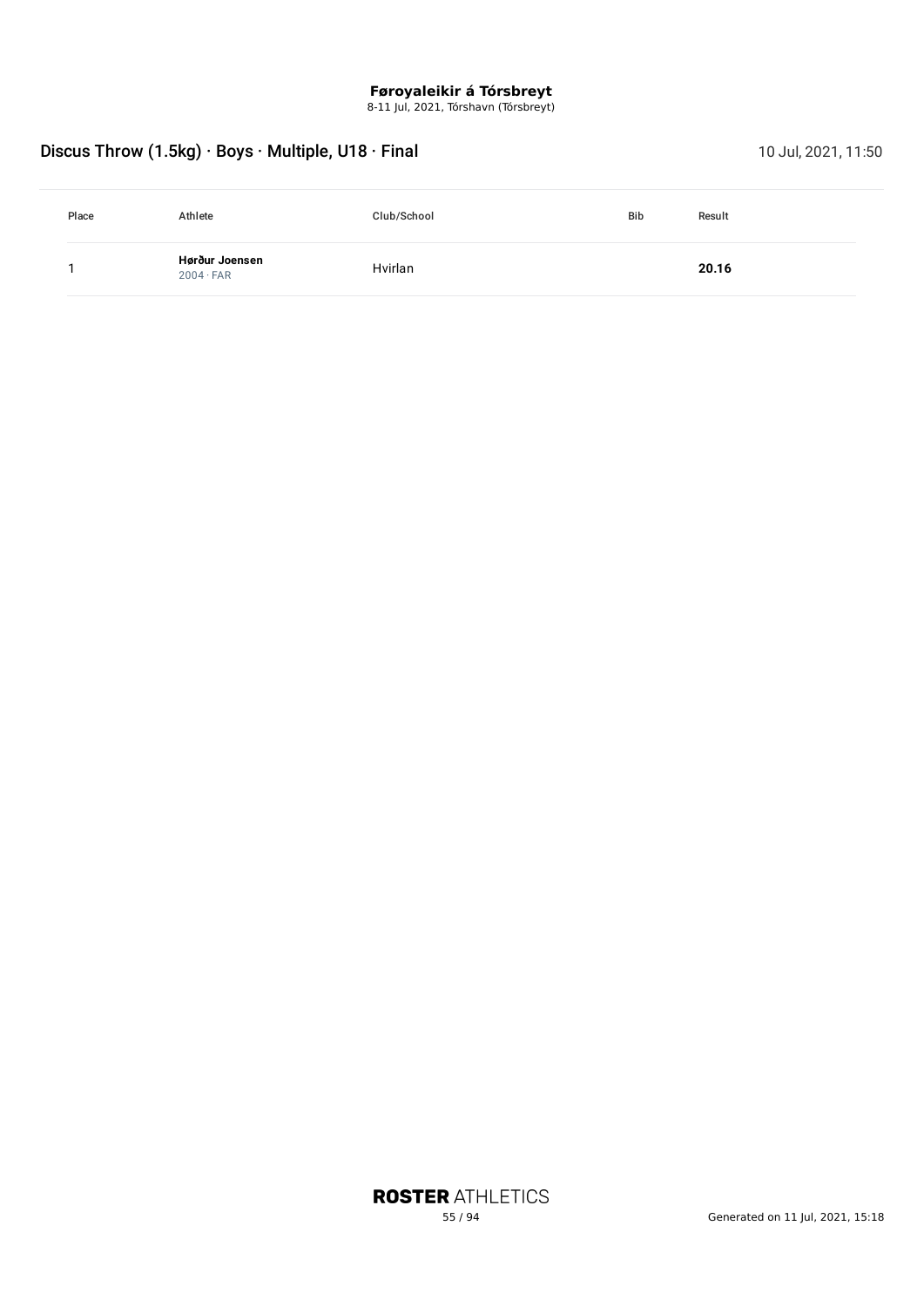# Føroyaleikir á Tórsbreyt

8-11 Jul, 2021, Tórshavn (Tórsbreyt)

## Discus Throw (1.5kg) · Boys · Multiple, U18 · Final

10 Jul, 2021, 11:50

| Place | Athlete | Club/School | Bib | Result |
|---|---|---|---|---|
| 1 | **Hørður Joensen**<br>2004 · FAR | Hvirlan | | **20.16** |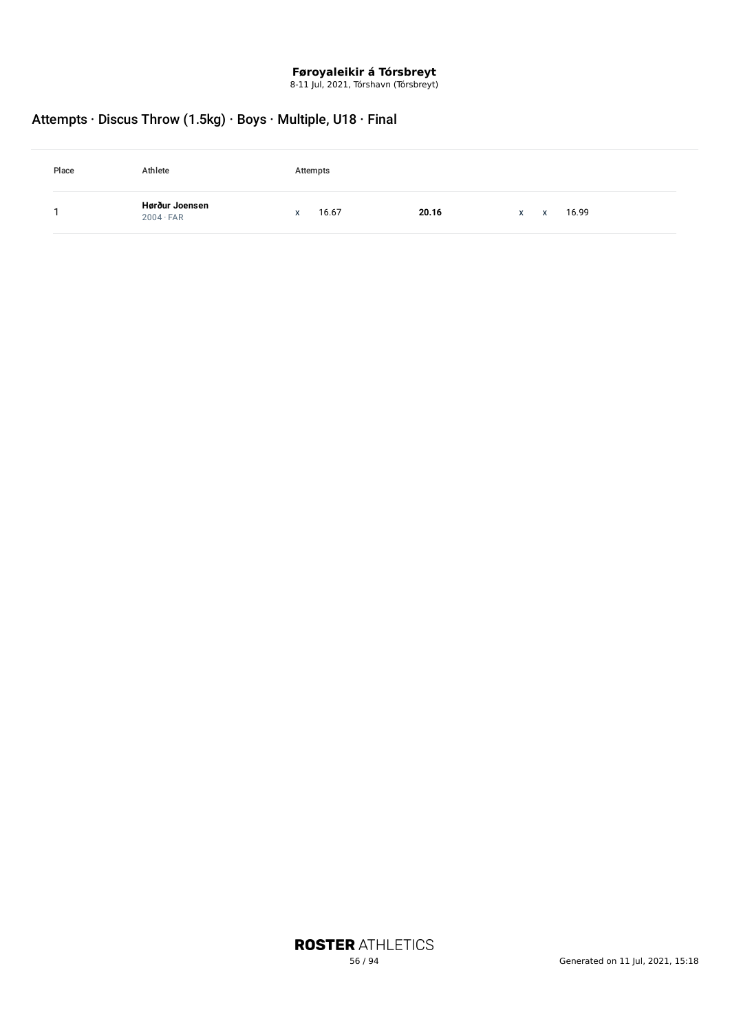**Føroyaleikir á Tórsbreyt**

8-11 Jul, 2021, Tórshavn (Tórsbreyt)

## Attempts · Discus Throw (1.5kg) · Boys · Multiple, U18 · Final

| Place | Athlete | Attempts | | | | | |
|---|---|---|---|---|---|---|---|
| 1 | **Hørður Joensen**<br>2004 · FAR | x | 16.67 | **20.16** | x | x | 16.99 |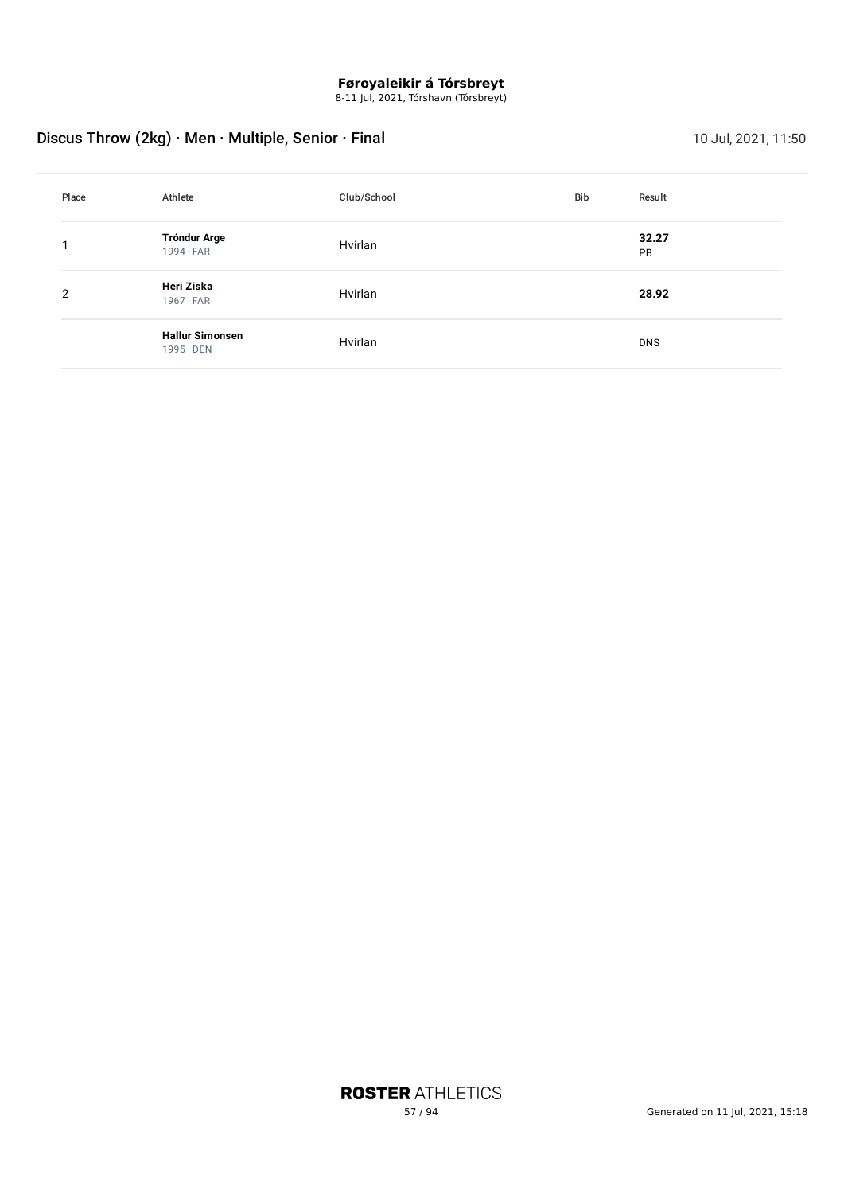**Føroyaleikir á Tórsbreyt**
8-11 Jul, 2021, Tórshavn (Tórsbreyt)

## Discus Throw (2kg) · Men · Multiple, Senior · Final

10 Jul, 2021, 11:50

| Place | Athlete | Club/School | Bib | Result |
|---|---|---|---|---|
| 1 | **Tróndur Arge**<br>1994 · FAR | Hvirlan | | **32.27**<br>PB |
| 2 | **Heri Ziska**<br>1967 · FAR | Hvirlan | | **28.92** |
| | **Hallur Simonsen**<br>1995 · DEN | Hvirlan | | DNS |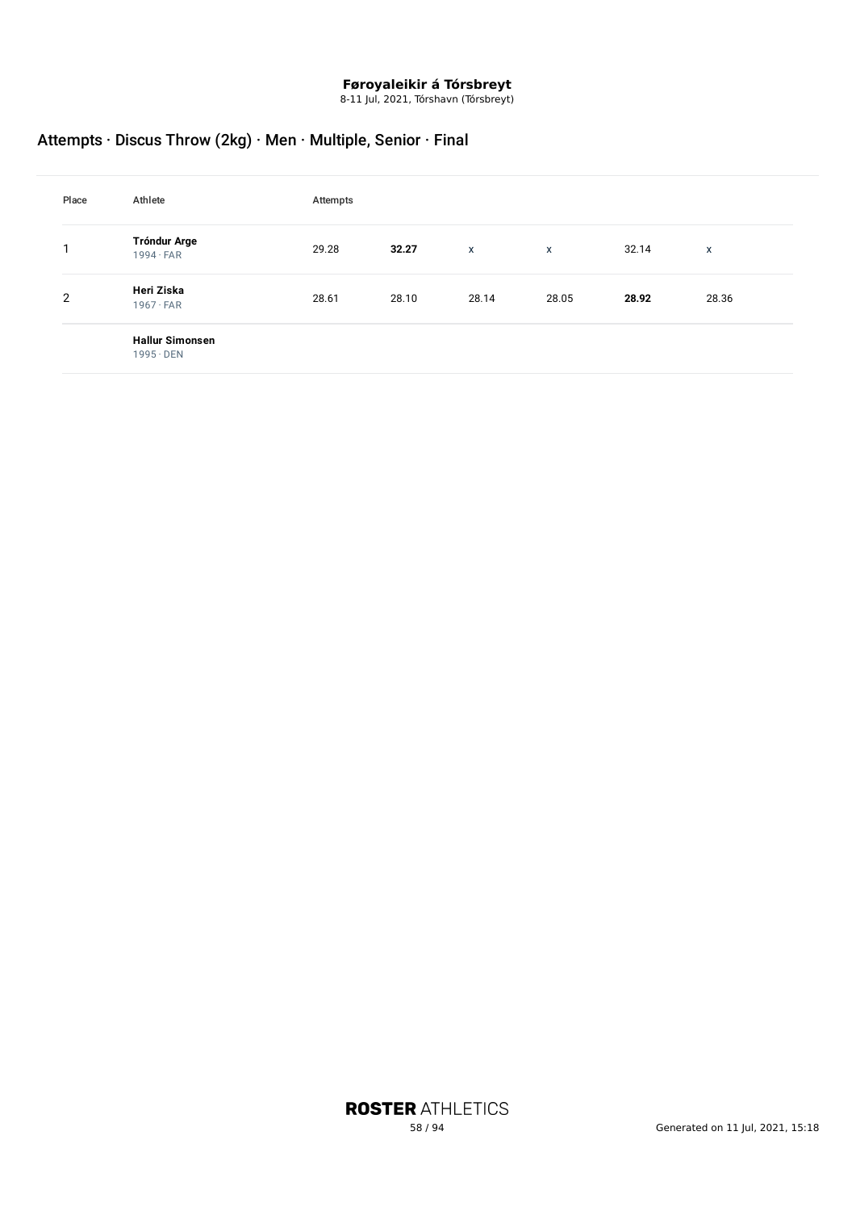**Føroyaleikir á Tórsbreyt**
8-11 Jul, 2021, Tórshavn (Tórsbreyt)

## Attempts · Discus Throw (2kg) · Men · Multiple, Senior · Final

| Place | Athlete | Attempts | | | | | |
|---|---|---|---|---|---|---|---|
| 1 | **Tróndur Arge**<br>1994 · FAR | 29.28 | **32.27** | x | x | 32.14 | x |
| 2 | **Heri Ziska**<br>1967 · FAR | 28.61 | 28.10 | 28.14 | 28.05 | **28.92** | 28.36 |
| | **Hallur Simonsen**<br>1995 · DEN | | | | | | |

**ROSTER** ATHLETICS

Generated on 11 Jul, 2021, 15:18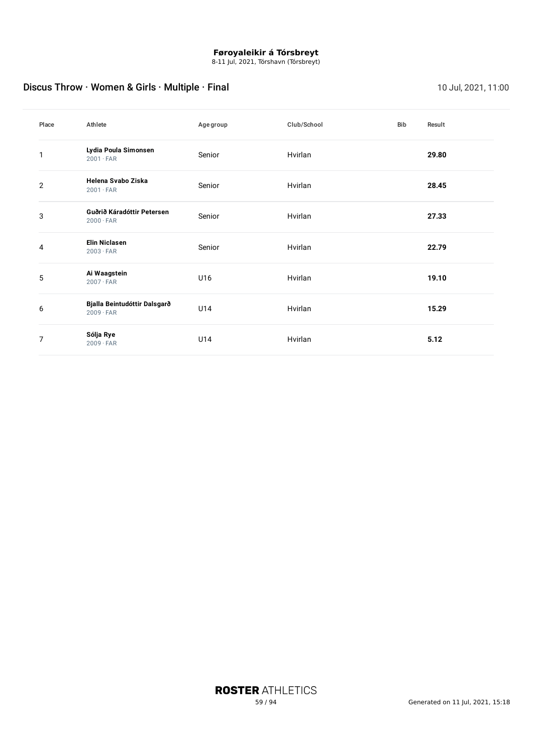**Føroyaleikir á Tórsbreyt**
8-11 Jul, 2021, Tórshavn (Tórsbreyt)

## Discus Throw · Women & Girls · Multiple · Final

10 Jul, 2021, 11:00

| Place | Athlete | Age group | Club/School | Bib | Result |
|---|---|---|---|---|---|
| 1 | **Lydia Poula Simonsen** 2001 · FAR | Senior | Hvirlan | | **29.80** |
| 2 | **Helena Svabo Ziska** 2001 · FAR | Senior | Hvirlan | | **28.45** |
| 3 | **Guðrið Káradóttir Petersen** 2000 · FAR | Senior | Hvirlan | | **27.33** |
| 4 | **Elin Niclasen** 2003 · FAR | Senior | Hvirlan | | **22.79** |
| 5 | **Ai Waagstein** 2007 · FAR | U16 | Hvirlan | | **19.10** |
| 6 | **Bjalla Beintudóttir Dalsgarð** 2009 · FAR | U14 | Hvirlan | | **15.29** |
| 7 | **Sólja Rye** 2009 · FAR | U14 | Hvirlan | | **5.12** |

Generated on 11 Jul, 2021, 15:18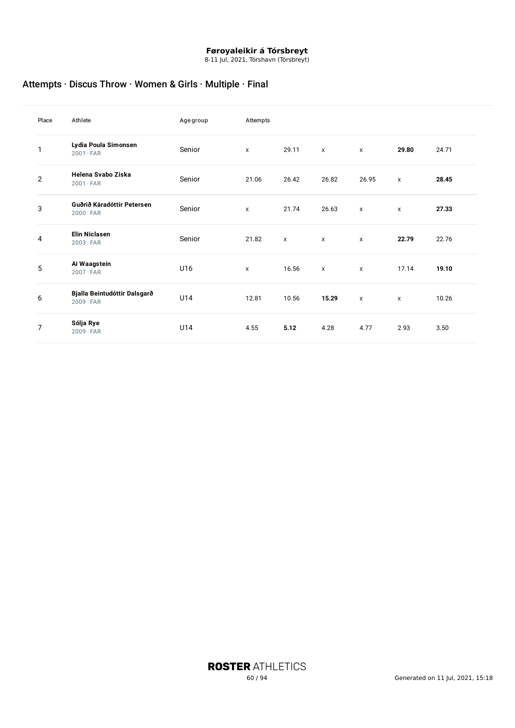**Føroyaleikir á Tórsbreyt**
8-11 Jul, 2021, Tórshavn (Tórsbreyt)

## Attempts · Discus Throw · Women & Girls · Multiple · Final

| Place | Athlete | Age group | Attempts | | | | | |
|---|---|---|---|---|---|---|---|---|
| 1 | **Lydia Poula Simonsen**<br>2001 · FAR | Senior | x | 29.11 | x | x | **29.80** | 24.71 |
| 2 | **Helena Svabo Ziska**<br>2001 · FAR | Senior | 21.06 | 26.42 | 26.82 | 26.95 | x | **28.45** |
| 3 | **Guðrið Káradóttir Petersen**<br>2000 · FAR | Senior | x | 21.74 | 26.63 | x | x | **27.33** |
| 4 | **Elin Niclasen**<br>2003 · FAR | Senior | 21.82 | x | x | x | **22.79** | 22.76 |
| 5 | **Ai Waagstein**<br>2007 · FAR | U16 | x | 16.56 | x | x | 17.14 | **19.10** |
| 6 | **Bjalla Beintudóttir Dalsgarð**<br>2009 · FAR | U14 | 12.81 | 10.56 | **15.29** | x | x | 10.26 |
| 7 | **Sólja Rye**<br>2009 · FAR | U14 | 4.55 | **5.12** | 4.28 | 4.77 | 2.93 | 3.50 |

**ROSTER** ATHLETICS

Generated on 11 Jul, 2021, 15:18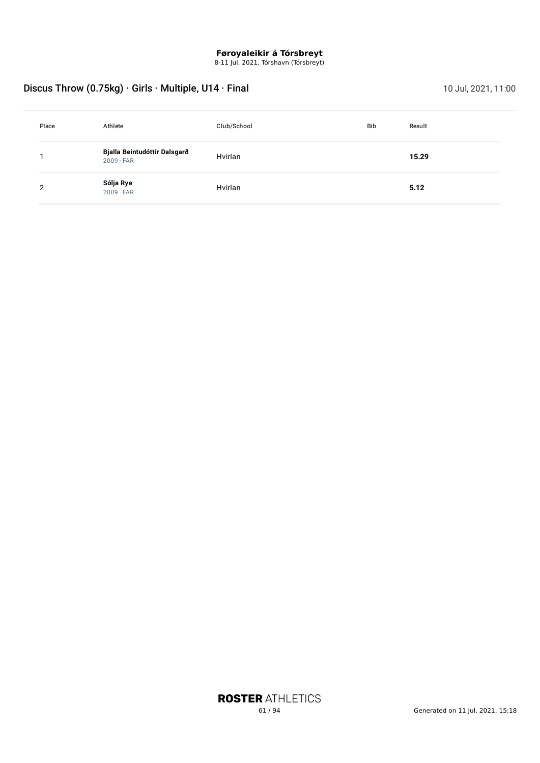**Føroyaleikir á Tórsbreyt**
8-11 Jul, 2021, Tórshavn (Tórsbreyt)

## Discus Throw (0.75kg) · Girls · Multiple, U14 · Final

10 Jul, 2021, 11:00

| Place | Athlete | Club/School | Bib | Result |
|---|---|---|---|---|
| 1 | **Bjalla Beintudóttir Dalsgarð** 2009 · FAR | Hvirlan | | **15.29** |
| 2 | **Sólja Rye** 2009 · FAR | Hvirlan | | **5.12** |

Generated on 11 Jul, 2021, 15:18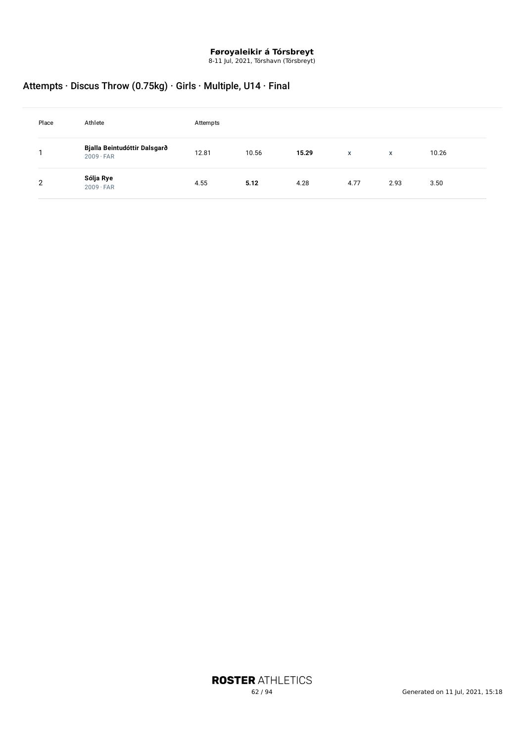**Føroyaleikir á Tórsbreyt**
8-11 Jul, 2021, Tórshavn (Tórsbreyt)

## Attempts · Discus Throw (0.75kg) · Girls · Multiple, U14 · Final

| Place | Athlete | Attempts | | | | | |
|---|---|---|---|---|---|---|---|
| 1 | **Bjalla Beintudóttir Dalsgarð**<br>2009 · FAR | 12.81 | 10.56 | **15.29** | x | x | 10.26 |
| 2 | **Sólja Rye**<br>2009 · FAR | 4.55 | **5.12** | 4.28 | 4.77 | 2.93 | 3.50 |

**ROSTER** ATHLETICS

Generated on 11 Jul, 2021, 15:18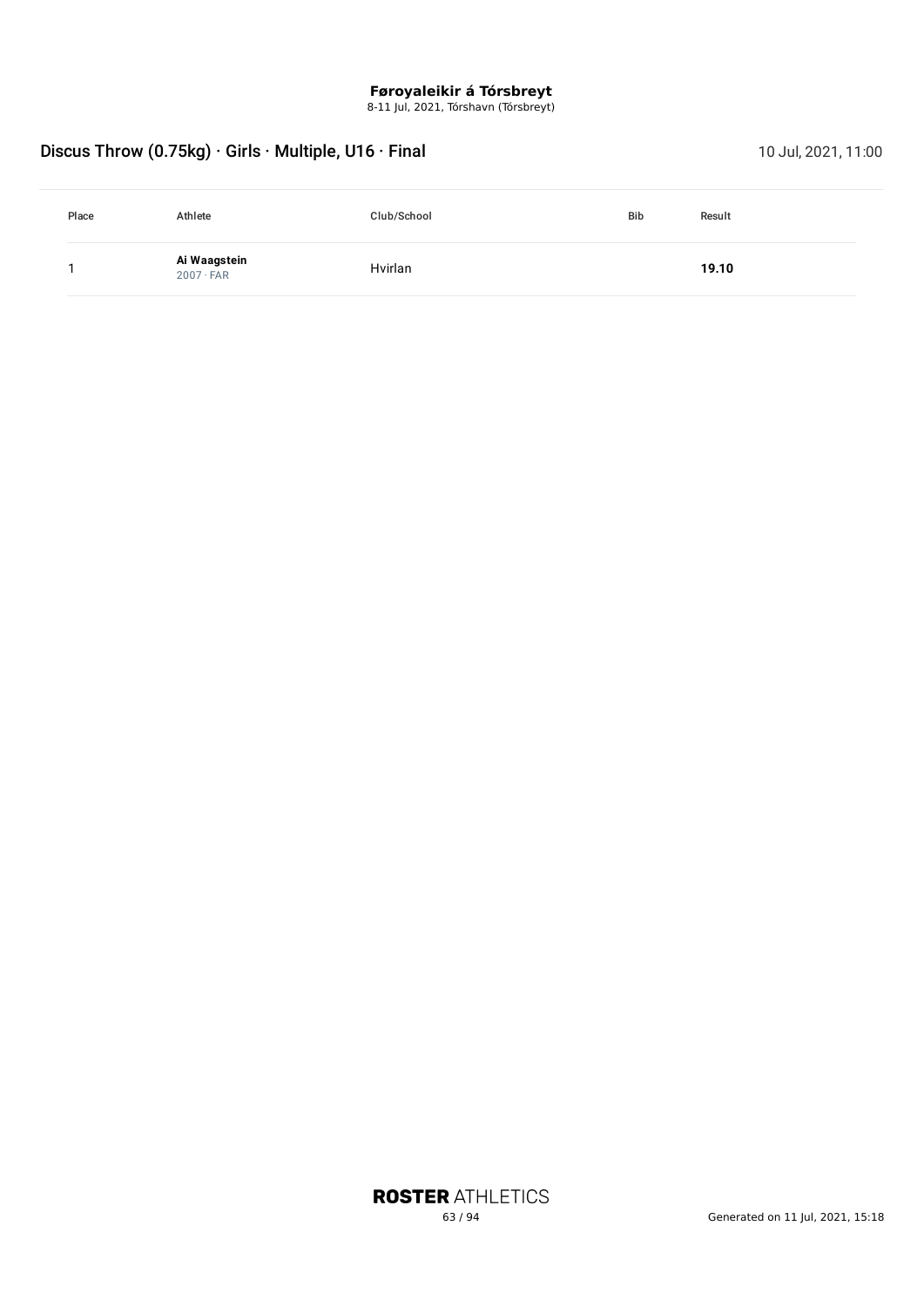**Føroyaleikir á Tórsbreyt**
8-11 Jul, 2021, Tórshavn (Tórsbreyt)

## Discus Throw (0.75kg) · Girls · Multiple, U16 · Final

10 Jul, 2021, 11:00

| Place | Athlete | Club/School | Bib | Result |
|---|---|---|---|---|
| 1 | **Ai Waagstein** 2007 · FAR | Hvirlan | | **19.10** |

Generated on 11 Jul, 2021, 15:18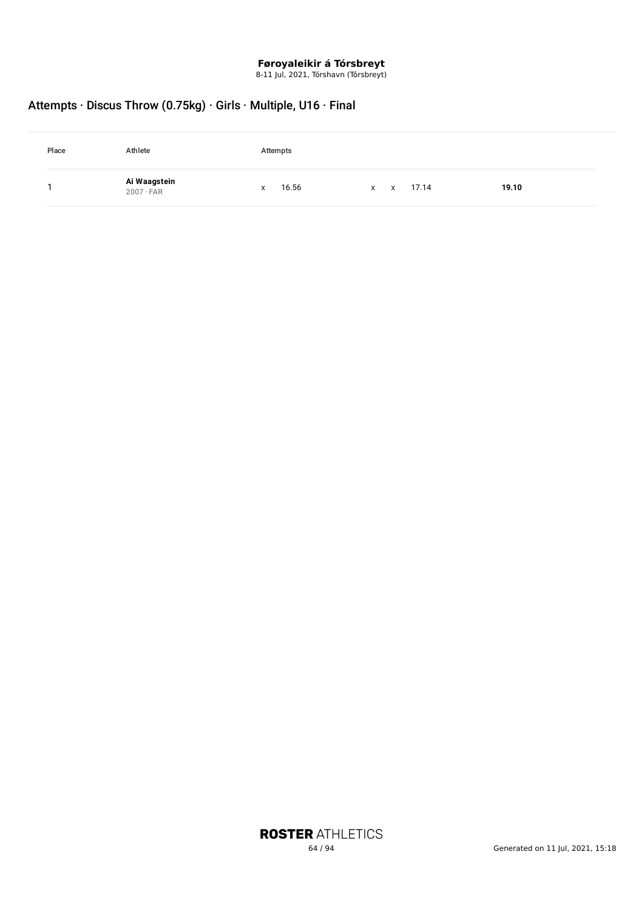**Føroyaleikir á Tórsbreyt**
8-11 Jul, 2021, Tórshavn (Tórsbreyt)

## Attempts · Discus Throw (0.75kg) · Girls · Multiple, U16 · Final

| Place | Athlete | Attempts | | | | | |
|---|---|---|---|---|---|---|---|
| 1 | **Ai Waagstein**<br>2007 · FAR | x | 16.56 | x | x | 17.14 | **19.10** |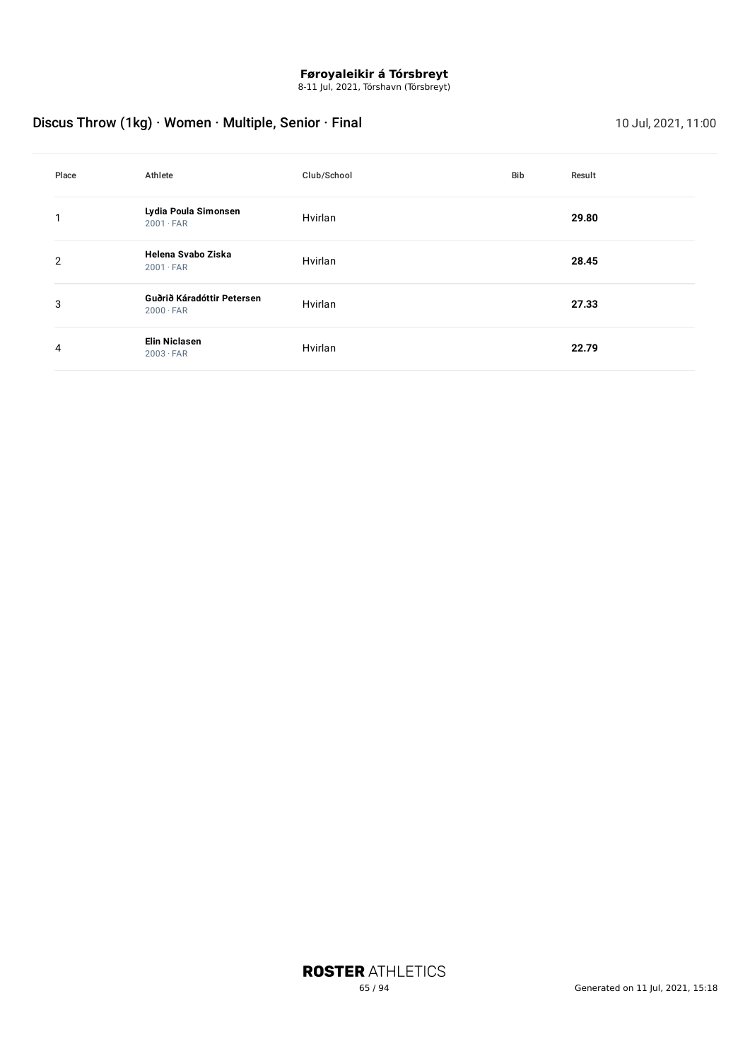**Føroyaleikir á Tórsbreyt**
8-11 Jul, 2021, Tórshavn (Tórsbreyt)

## Discus Throw (1kg) · Women · Multiple, Senior · Final

10 Jul, 2021, 11:00

| Place | Athlete | Club/School | Bib | Result |
|---|---|---|---|---|
| 1 | **Lydia Poula Simonsen** 2001 · FAR | Hvirlan | | **29.80** |
| 2 | **Helena Svabo Ziska** 2001 · FAR | Hvirlan | | **28.45** |
| 3 | **Guðrið Káradóttir Petersen** 2000 · FAR | Hvirlan | | **27.33** |
| 4 | **Elin Niclasen** 2003 · FAR | Hvirlan | | **22.79** |

**ROSTER** ATHLETICS

Generated on 11 Jul, 2021, 15:18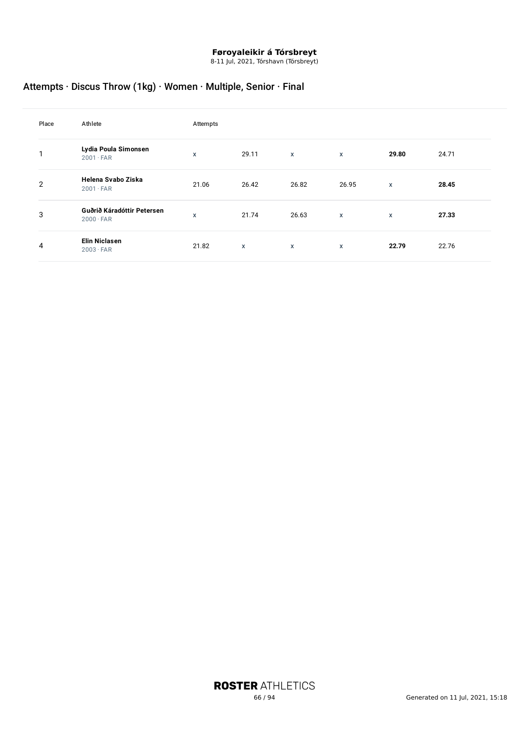**Føroyaleikir á Tórsbreyt**
8-11 Jul, 2021, Tórshavn (Tórsbreyt)

## Attempts · Discus Throw (1kg) · Women · Multiple, Senior · Final

| Place | Athlete | Attempts | | | | | |
|---|---|---|---|---|---|---|---|
| 1 | **Lydia Poula Simonsen**<br>2001 · FAR | x | 29.11 | x | x | **29.80** | 24.71 |
| 2 | **Helena Svabo Ziska**<br>2001 · FAR | 21.06 | 26.42 | 26.82 | 26.95 | x | **28.45** |
| 3 | **Guðrið Káradóttir Petersen**<br>2000 · FAR | x | 21.74 | 26.63 | x | x | **27.33** |
| 4 | **Elin Niclasen**<br>2003 · FAR | 21.82 | x | x | x | **22.79** | 22.76 |

**ROSTER** ATHLETICS

Generated on 11 Jul, 2021, 15:18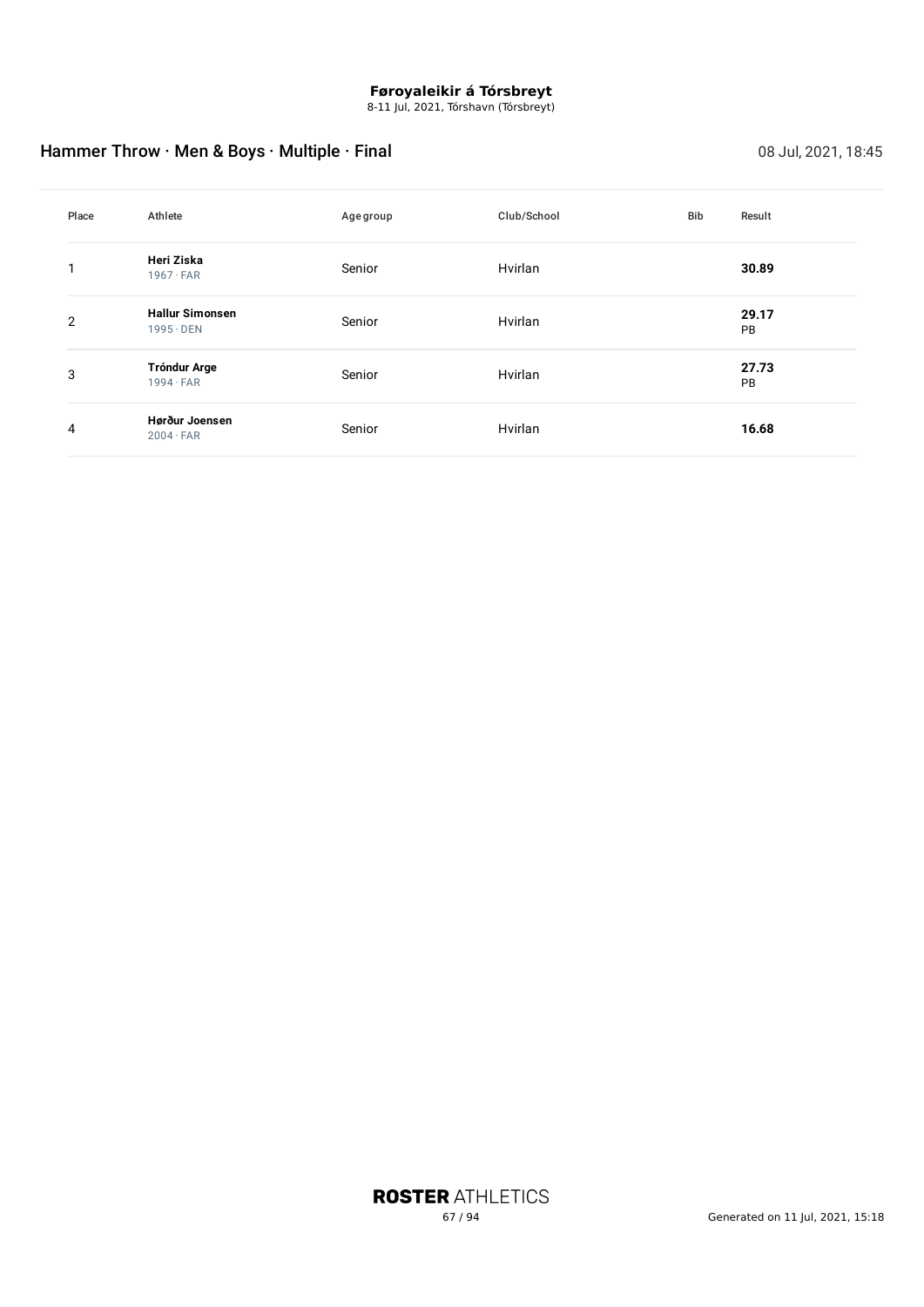**Føroyaleikir á Tórsbreyt**
8-11 Jul, 2021, Tórshavn (Tórsbreyt)

## Hammer Throw · Men & Boys · Multiple · Final

08 Jul, 2021, 18:45

| Place | Athlete | Age group | Club/School | Bib | Result |
|---|---|---|---|---|---|
| 1 | **Heri Ziska** 1967 · FAR | Senior | Hvirlan | | **30.89** |
| 2 | **Hallur Simonsen** 1995 · DEN | Senior | Hvirlan | | **29.17** PB |
| 3 | **Tróndur Arge** 1994 · FAR | Senior | Hvirlan | | **27.73** PB |
| 4 | **Hørður Joensen** 2004 · FAR | Senior | Hvirlan | | **16.68** |

**ROSTER** ATHLETICS

Generated on 11 Jul, 2021, 15:18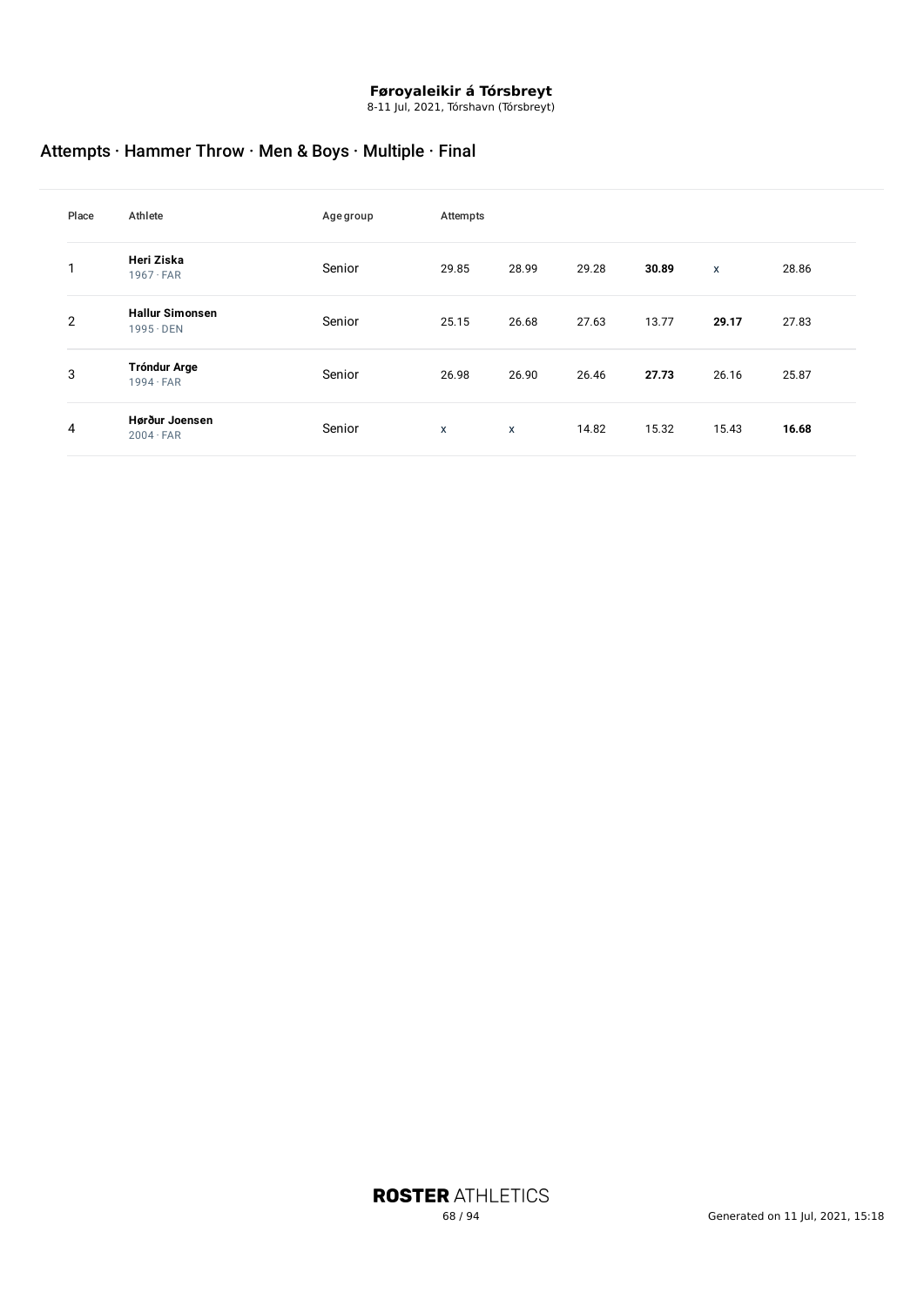**Føroyaleikir á Tórsbreyt**
8-11 Jul, 2021, Tórshavn (Tórsbreyt)

## Attempts · Hammer Throw · Men & Boys · Multiple · Final

| Place | Athlete | Age group | Attempts | | | | | |
|---|---|---|---|---|---|---|---|---|
| 1 | **Heri Ziska** 1967 · FAR | Senior | 29.85 | 28.99 | 29.28 | **30.89** | x | 28.86 |
| 2 | **Hallur Simonsen** 1995 · DEN | Senior | 25.15 | 26.68 | 27.63 | 13.77 | **29.17** | 27.83 |
| 3 | **Tróndur Arge** 1994 · FAR | Senior | 26.98 | 26.90 | 26.46 | **27.73** | 26.16 | 25.87 |
| 4 | **Hørður Joensen** 2004 · FAR | Senior | x | x | 14.82 | 15.32 | 15.43 | **16.68** |

**ROSTER** ATHLETICS

Generated on 11 Jul, 2021, 15:18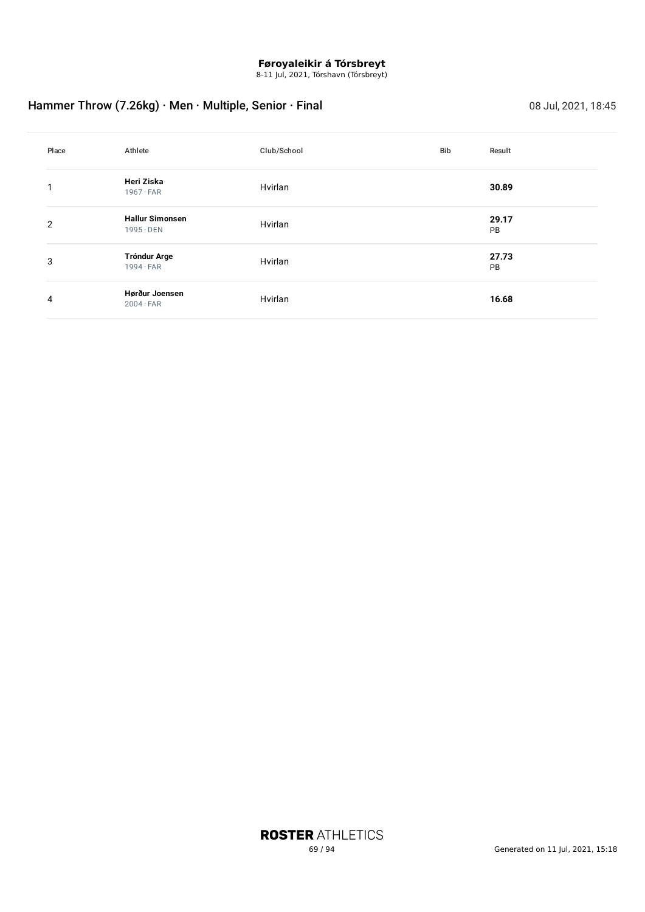**Føroyaleikir á Tórsbreyt**
8-11 Jul, 2021, Tórshavn (Tórsbreyt)

## Hammer Throw (7.26kg) · Men · Multiple, Senior · Final

08 Jul, 2021, 18:45

| Place | Athlete | Club/School | Bib | Result |
|---|---|---|---|---|
| 1 | **Heri Ziska** 1967 · FAR | Hvirlan | | **30.89** |
| 2 | **Hallur Simonsen** 1995 · DEN | Hvirlan | | **29.17** PB |
| 3 | **Tróndur Arge** 1994 · FAR | Hvirlan | | **27.73** PB |
| 4 | **Hørður Joensen** 2004 · FAR | Hvirlan | | **16.68** |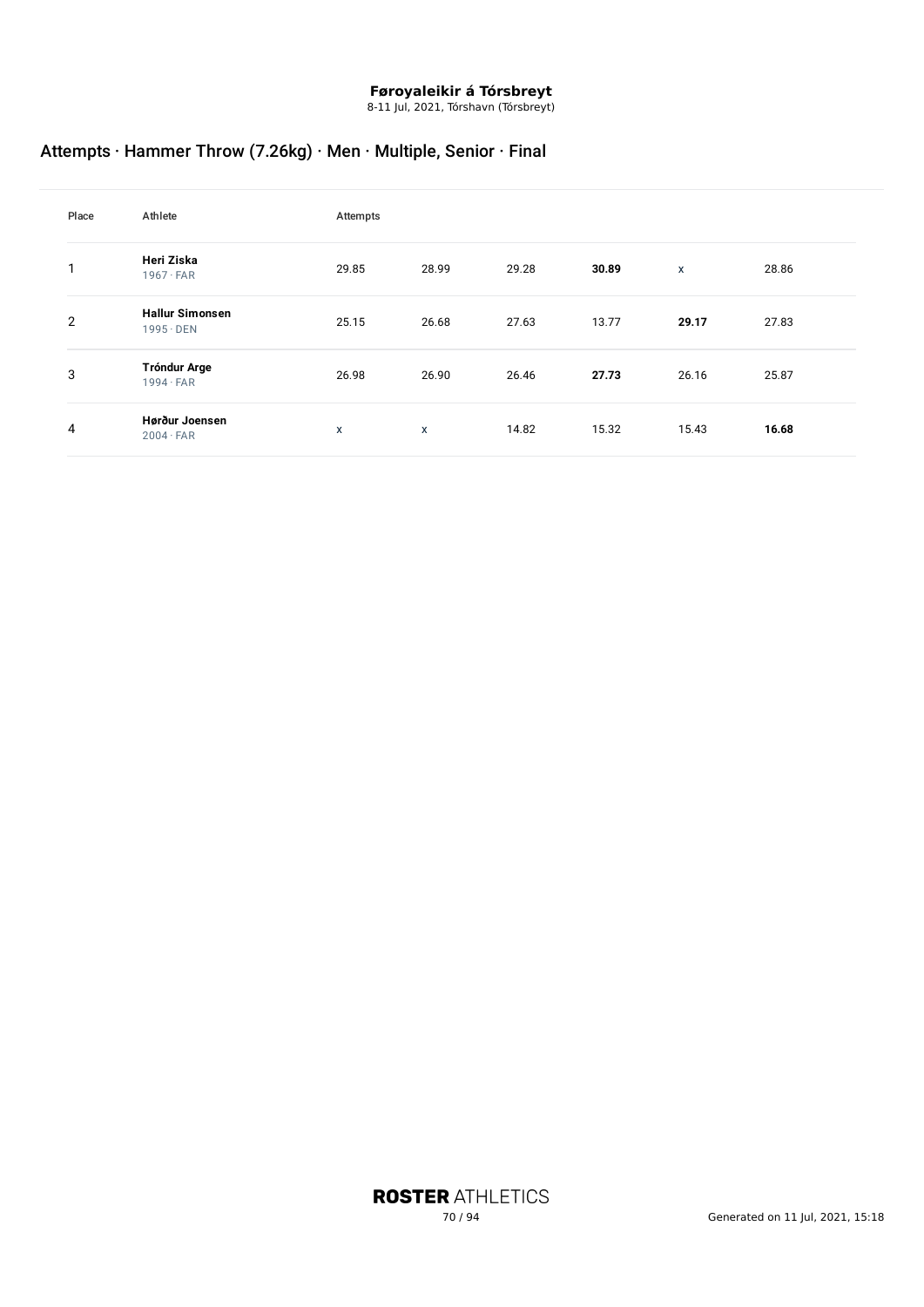**Føroyaleikir á Tórsbreyt**
8-11 Jul, 2021, Tórshavn (Tórsbreyt)

## Attempts · Hammer Throw (7.26kg) · Men · Multiple, Senior · Final

| Place | Athlete | Attempts | | | | | |
|---|---|---|---|---|---|---|---|
| 1 | **Heri Ziska** 1967 · FAR | 29.85 | 28.99 | 29.28 | **30.89** | x | 28.86 |
| 2 | **Hallur Simonsen** 1995 · DEN | 25.15 | 26.68 | 27.63 | 13.77 | **29.17** | 27.83 |
| 3 | **Tróndur Arge** 1994 · FAR | 26.98 | 26.90 | 26.46 | **27.73** | 26.16 | 25.87 |
| 4 | **Hørður Joensen** 2004 · FAR | x | x | 14.82 | 15.32 | 15.43 | **16.68** |

**ROSTER** ATHLETICS

Generated on 11 Jul, 2021, 15:18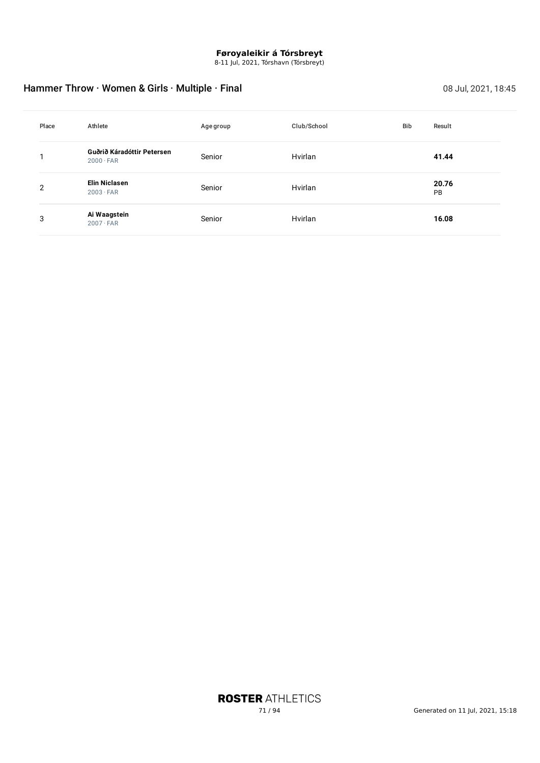**Føroyaleikir á Tórsbreyt**
8-11 Jul, 2021, Tórshavn (Tórsbreyt)

## Hammer Throw · Women & Girls · Multiple · Final

08 Jul, 2021, 18:45

| Place | Athlete | Age group | Club/School | Bib | Result |
|---|---|---|---|---|---|
| 1 | **Guðrið Káradóttir Petersen** 2000 · FAR | Senior | Hvirlan | | **41.44** |
| 2 | **Elin Niclasen** 2003 · FAR | Senior | Hvirlan | | **20.76** PB |
| 3 | **Ai Waagstein** 2007 · FAR | Senior | Hvirlan | | **16.08** |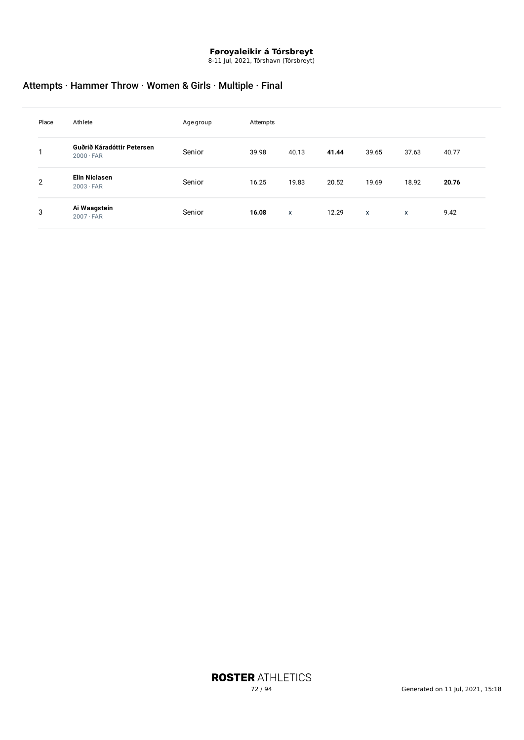**Føroyaleikir á Tórsbreyt**
8-11 Jul, 2021, Tórshavn (Tórsbreyt)

## Attempts · Hammer Throw · Women & Girls · Multiple · Final

| Place | Athlete | Age group | Attempts | | | | | |
|---|---|---|---|---|---|---|---|---|
| 1 | **Guðrið Káradóttir Petersen** 2000 · FAR | Senior | 39.98 | 40.13 | **41.44** | 39.65 | 37.63 | 40.77 |
| 2 | **Elin Niclasen** 2003 · FAR | Senior | 16.25 | 19.83 | 20.52 | 19.69 | 18.92 | **20.76** |
| 3 | **Ai Waagstein** 2007 · FAR | Senior | **16.08** | x | 12.29 | x | x | 9.42 |

**ROSTER** ATHLETICS

Generated on 11 Jul, 2021, 15:18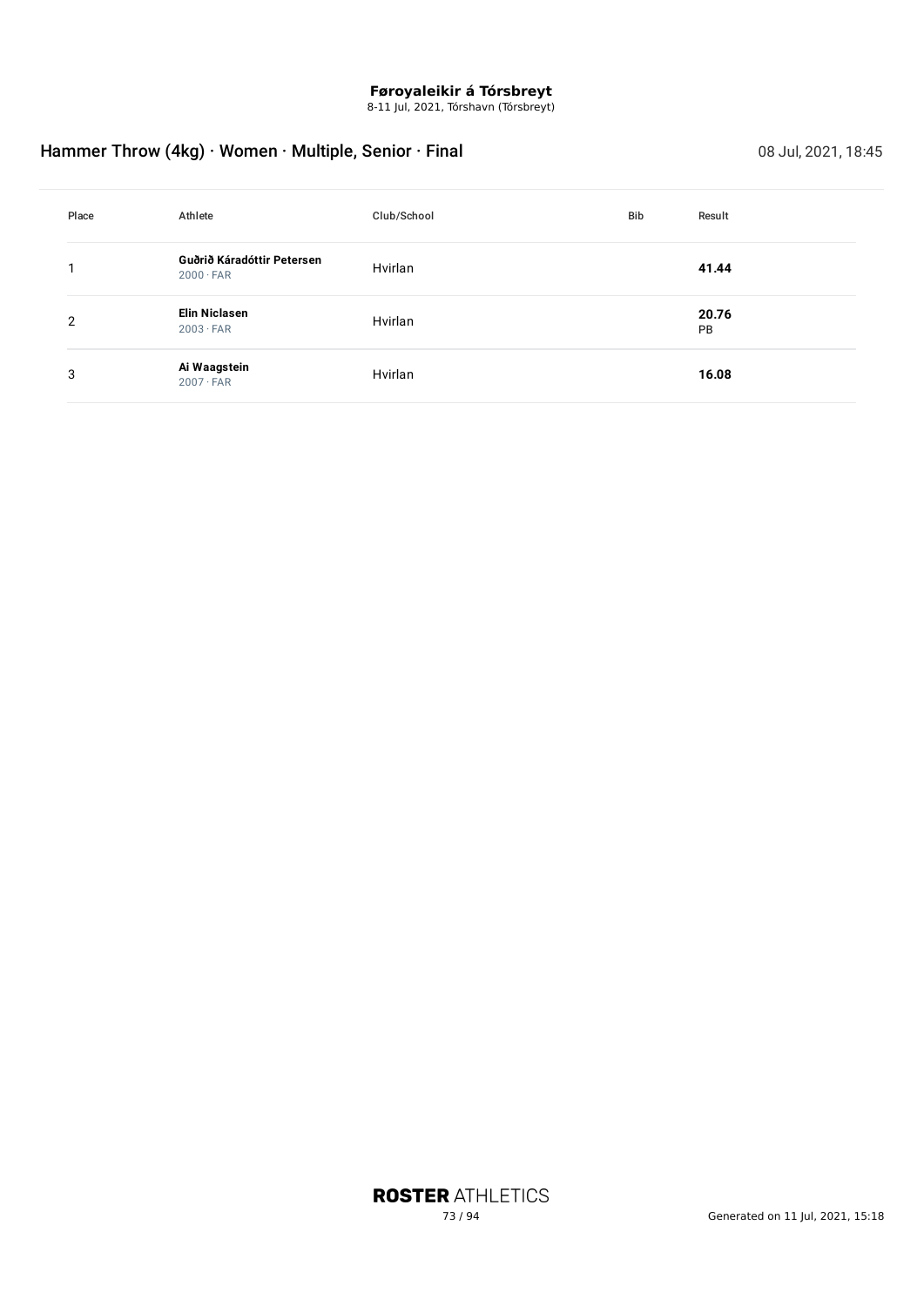**Føroyaleikir á Tórsbreyt**
8-11 Jul, 2021, Tórshavn (Tórsbreyt)

## Hammer Throw (4kg) · Women · Multiple, Senior · Final

08 Jul, 2021, 18:45

| Place | Athlete | Club/School | Bib | Result |
|---|---|---|---|---|
| 1 | **Guðrið Káradóttir Petersen** 2000 · FAR | Hvirlan | | **41.44** |
| 2 | **Elin Niclasen** 2003 · FAR | Hvirlan | | **20.76** PB |
| 3 | **Ai Waagstein** 2007 · FAR | Hvirlan | | **16.08** |

**ROSTER** ATHLETICS

Generated on 11 Jul, 2021, 15:18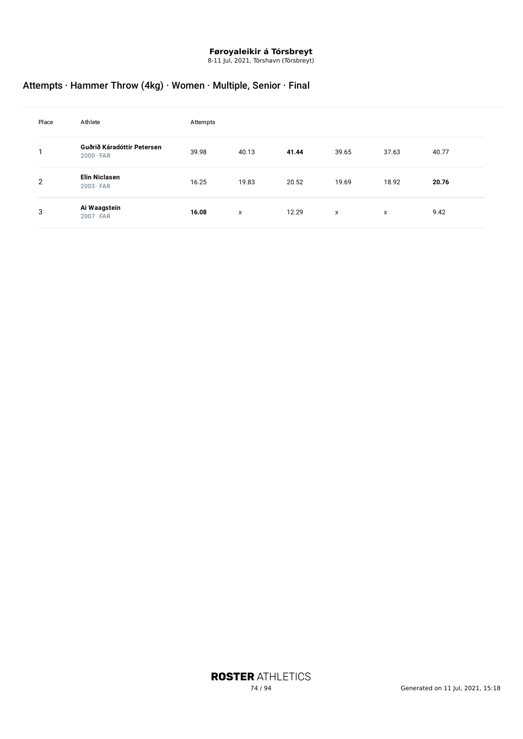**Føroyaleikir á Tórsbreyt**
8-11 Jul, 2021, Tórshavn (Tórsbreyt)

## Attempts · Hammer Throw (4kg) · Women · Multiple, Senior · Final

| Place | Athlete | Attempts | | | | | |
|---|---|---|---|---|---|---|---|
| 1 | **Guðrið Káradóttir Petersen** 2000 · FAR | 39.98 | 40.13 | **41.44** | 39.65 | 37.63 | 40.77 |
| 2 | **Elin Niclasen** 2003 · FAR | 16.25 | 19.83 | 20.52 | 19.69 | 18.92 | **20.76** |
| 3 | **Ai Waagstein** 2007 · FAR | **16.08** | x | 12.29 | x | x | 9.42 |

**ROSTER** ATHLETICS

Generated on 11 Jul, 2021, 15:18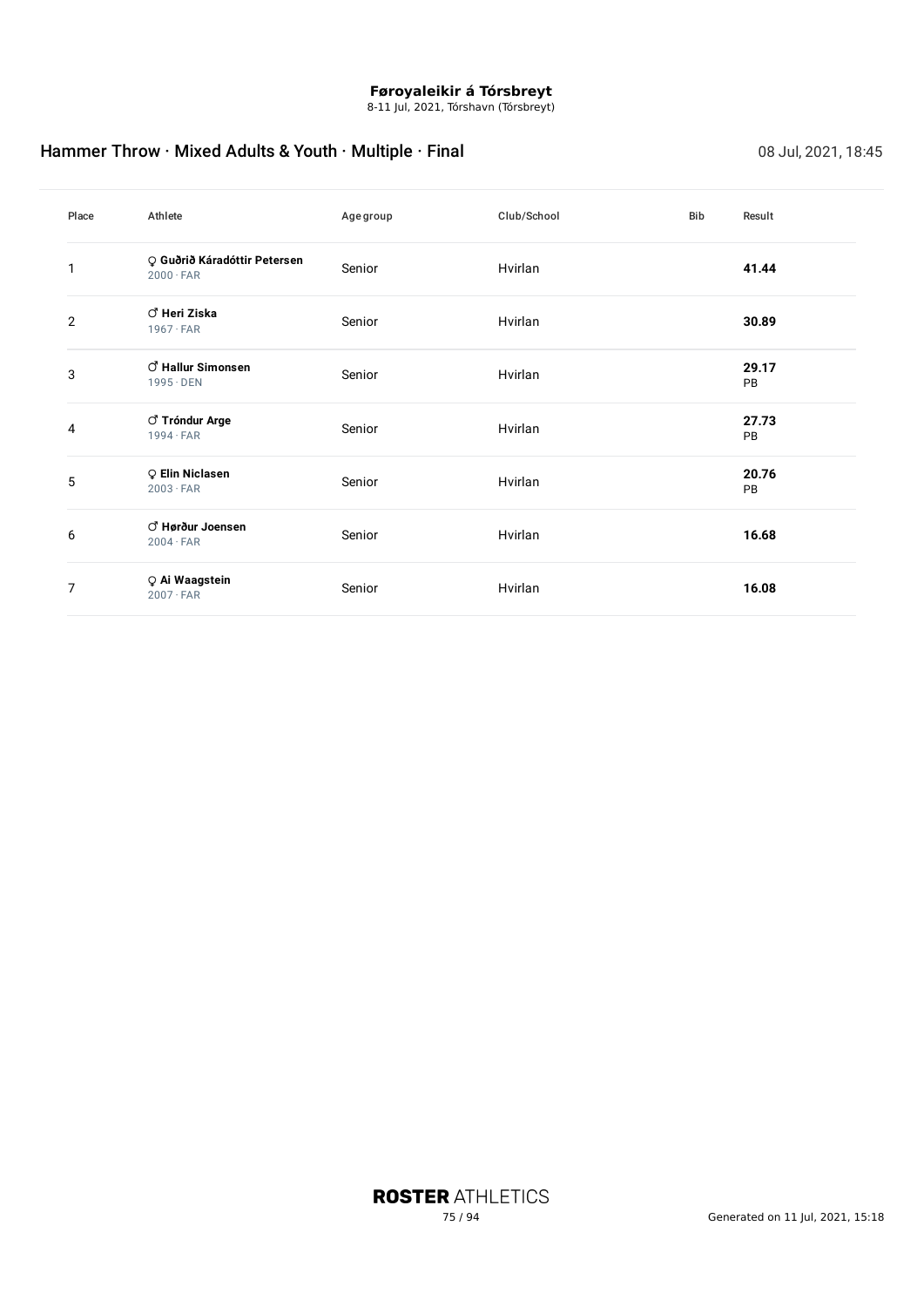**Føroyaleikir á Tórsbreyt**
8-11 Jul, 2021, Tórshavn (Tórsbreyt)

## Hammer Throw · Mixed Adults & Youth · Multiple · Final

08 Jul, 2021, 18:45

| Place | Athlete | Age group | Club/School | Bib | Result |
|---|---|---|---|---|---|
| 1 | ♀ **Guðrið Káradóttir Petersen** 2000 · FAR | Senior | Hvirlan | | **41.44** |
| 2 | ♂ **Heri Ziska** 1967 · FAR | Senior | Hvirlan | | **30.89** |
| 3 | ♂ **Hallur Simonsen** 1995 · DEN | Senior | Hvirlan | | **29.17** PB |
| 4 | ♂ **Tróndur Arge** 1994 · FAR | Senior | Hvirlan | | **27.73** PB |
| 5 | ♀ **Elin Niclasen** 2003 · FAR | Senior | Hvirlan | | **20.76** PB |
| 6 | ♂ **Hørður Joensen** 2004 · FAR | Senior | Hvirlan | | **16.68** |
| 7 | ♀ **Ai Waagstein** 2007 · FAR | Senior | Hvirlan | | **16.08** |

**ROSTER** ATHLETICS

Generated on 11 Jul, 2021, 15:18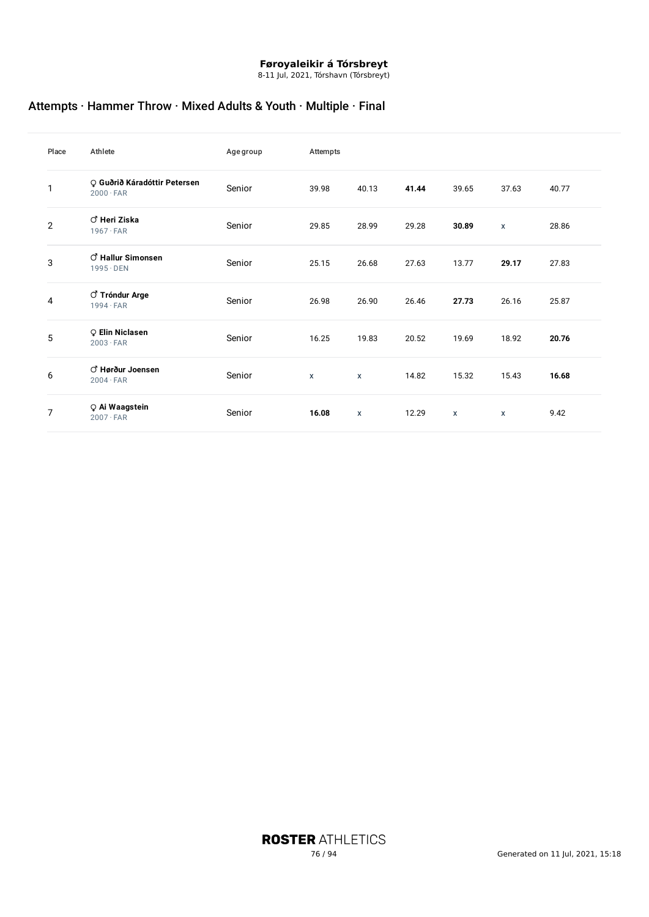**Føroyaleikir á Tórsbreyt**
8-11 Jul, 2021, Tórshavn (Tórsbreyt)

## Attempts · Hammer Throw · Mixed Adults & Youth · Multiple · Final

| Place | Athlete | Age group | Attempts | | | | | |
|---|---|---|---|---|---|---|---|---|
| 1 | ♀ **Guðrið Káradóttir Petersen** 2000 · FAR | Senior | 39.98 | 40.13 | **41.44** | 39.65 | 37.63 | 40.77 |
| 2 | ♂ **Heri Ziska** 1967 · FAR | Senior | 29.85 | 28.99 | 29.28 | **30.89** | x | 28.86 |
| 3 | ♂ **Hallur Simonsen** 1995 · DEN | Senior | 25.15 | 26.68 | 27.63 | 13.77 | **29.17** | 27.83 |
| 4 | ♂ **Tróndur Arge** 1994 · FAR | Senior | 26.98 | 26.90 | 26.46 | **27.73** | 26.16 | 25.87 |
| 5 | ♀ **Elin Niclasen** 2003 · FAR | Senior | 16.25 | 19.83 | 20.52 | 19.69 | 18.92 | **20.76** |
| 6 | ♂ **Hørður Joensen** 2004 · FAR | Senior | x | x | 14.82 | 15.32 | 15.43 | **16.68** |
| 7 | ♀ **Ai Waagstein** 2007 · FAR | Senior | **16.08** | x | 12.29 | x | x | 9.42 |

**ROSTER** ATHLETICS

Generated on 11 Jul, 2021, 15:18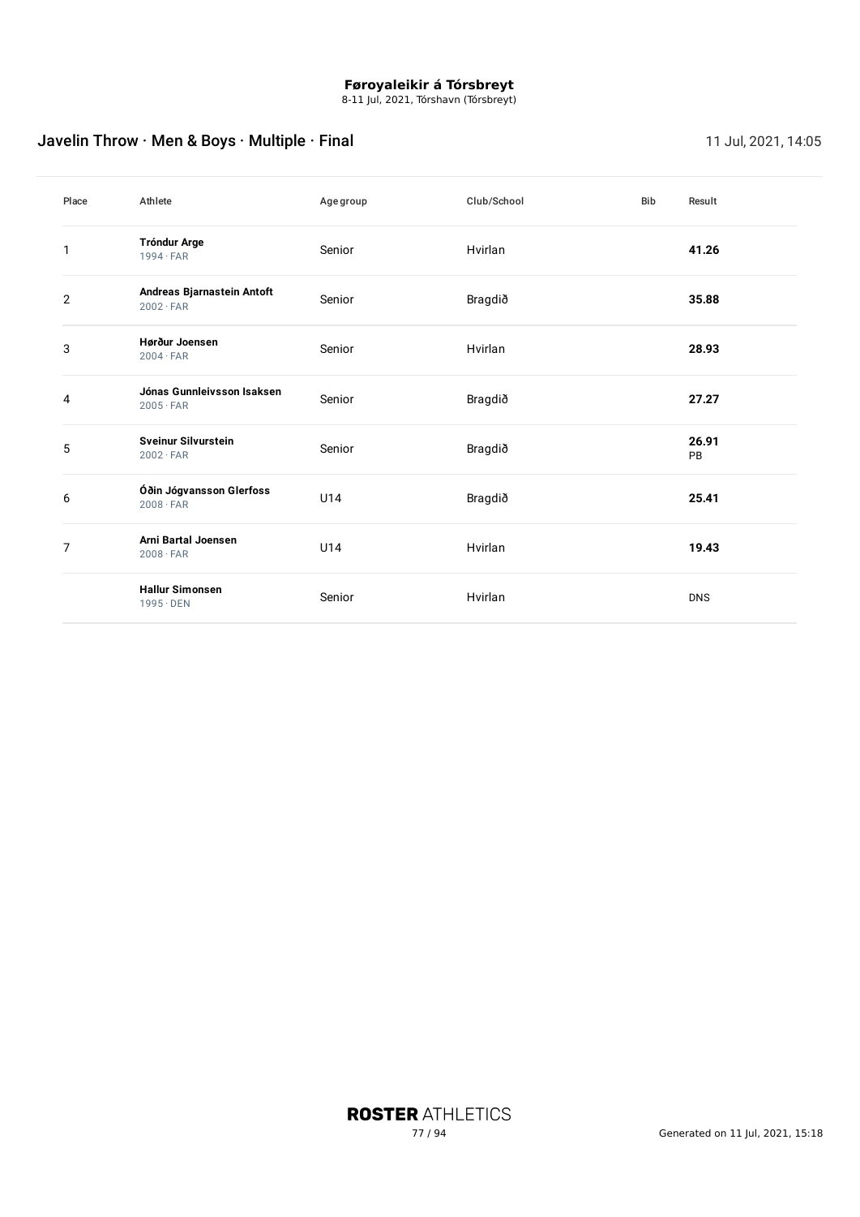**Føroyaleikir á Tórsbreyt**
8-11 Jul, 2021, Tórshavn (Tórsbreyt)

## Javelin Throw · Men & Boys · Multiple · Final

11 Jul, 2021, 14:05

| Place | Athlete | Age group | Club/School | Bib | Result |
|---|---|---|---|---|---|
| 1 | **Tróndur Arge** 1994 · FAR | Senior | Hvirlan | | **41.26** |
| 2 | **Andreas Bjarnastein Antoft** 2002 · FAR | Senior | Bragdið | | **35.88** |
| 3 | **Hørður Joensen** 2004 · FAR | Senior | Hvirlan | | **28.93** |
| 4 | **Jónas Gunnleivsson Isaksen** 2005 · FAR | Senior | Bragdið | | **27.27** |
| 5 | **Sveinur Silvurstein** 2002 · FAR | Senior | Bragdið | | **26.91** PB |
| 6 | **Óðin Jógvansson Glerfoss** 2008 · FAR | U14 | Bragdið | | **25.41** |
| 7 | **Arni Bartal Joensen** 2008 · FAR | U14 | Hvirlan | | **19.43** |
| | **Hallur Simonsen** 1995 · DEN | Senior | Hvirlan | | DNS |

Generated on 11 Jul, 2021, 15:18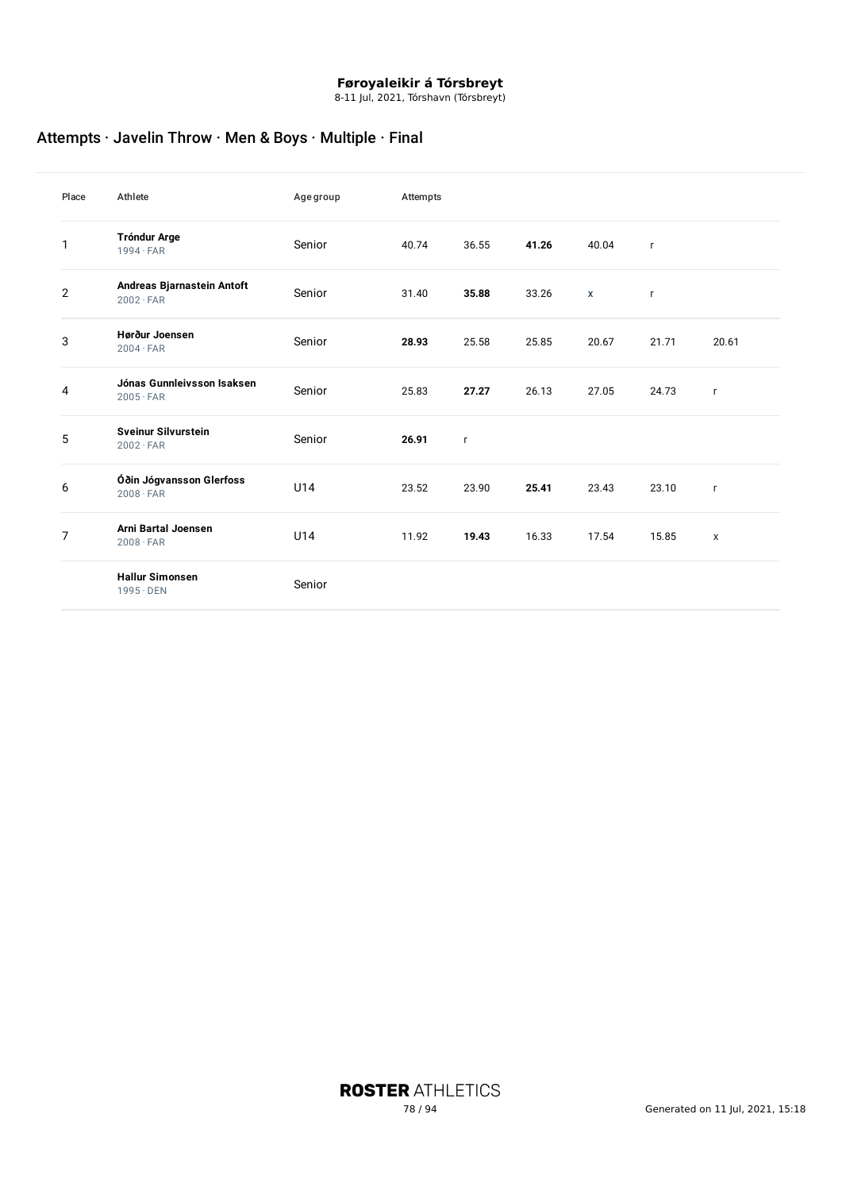**Føroyaleikir á Tórsbreyt**
8-11 Jul, 2021, Tórshavn (Tórsbreyt)

## Attempts · Javelin Throw · Men & Boys · Multiple · Final

| Place | Athlete | Age group | Attempts | | | | | |
|---|---|---|---|---|---|---|---|---|
| 1 | **Tróndur Arge** 1994 · FAR | Senior | 40.74 | 36.55 | **41.26** | 40.04 | r | |
| 2 | **Andreas Bjarnastein Antoft** 2002 · FAR | Senior | 31.40 | **35.88** | 33.26 | x | r | |
| 3 | **Hørður Joensen** 2004 · FAR | Senior | **28.93** | 25.58 | 25.85 | 20.67 | 21.71 | 20.61 |
| 4 | **Jónas Gunnleivsson Isaksen** 2005 · FAR | Senior | 25.83 | **27.27** | 26.13 | 27.05 | 24.73 | r |
| 5 | **Sveinur Silvurstein** 2002 · FAR | Senior | **26.91** | r | | | | |
| 6 | **Óðin Jógvansson Glerfoss** 2008 · FAR | U14 | 23.52 | 23.90 | **25.41** | 23.43 | 23.10 | r |
| 7 | **Arni Bartal Joensen** 2008 · FAR | U14 | 11.92 | **19.43** | 16.33 | 17.54 | 15.85 | x |
| | **Hallur Simonsen** 1995 · DEN | Senior | | | | | | |

**ROSTER** ATHLETICS

Generated on 11 Jul, 2021, 15:18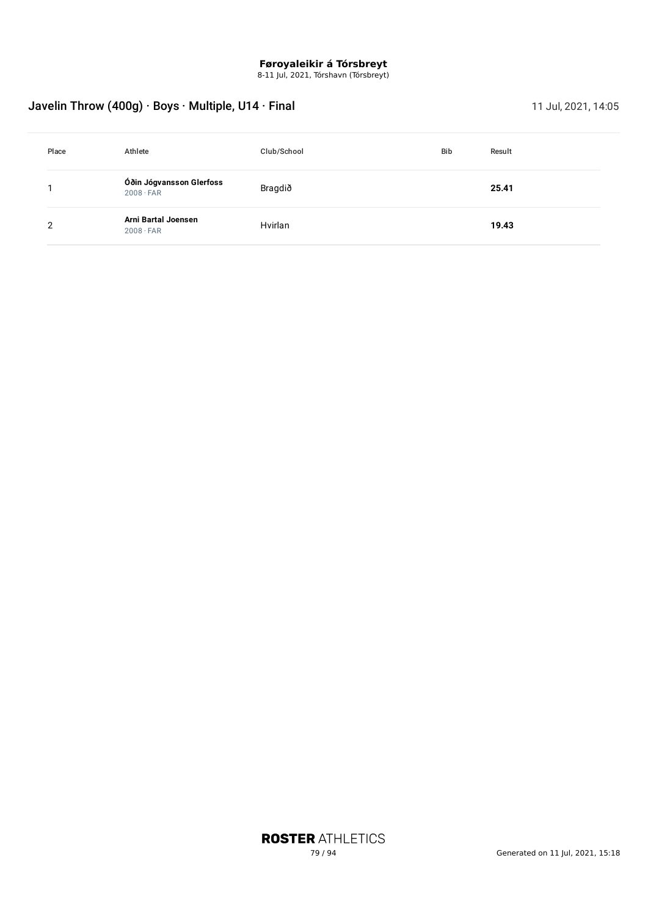**Føroyaleikir á Tórsbreyt**
8-11 Jul, 2021, Tórshavn (Tórsbreyt)

## Javelin Throw (400g) · Boys · Multiple, U14 · Final

11 Jul, 2021, 14:05

| Place | Athlete | Club/School | Bib | Result |
|---|---|---|---|---|
| 1 | **Óðin Jógvansson Glerfoss** 2008 · FAR | Bragdið | | **25.41** |
| 2 | **Arni Bartal Joensen** 2008 · FAR | Hvirlan | | **19.43** |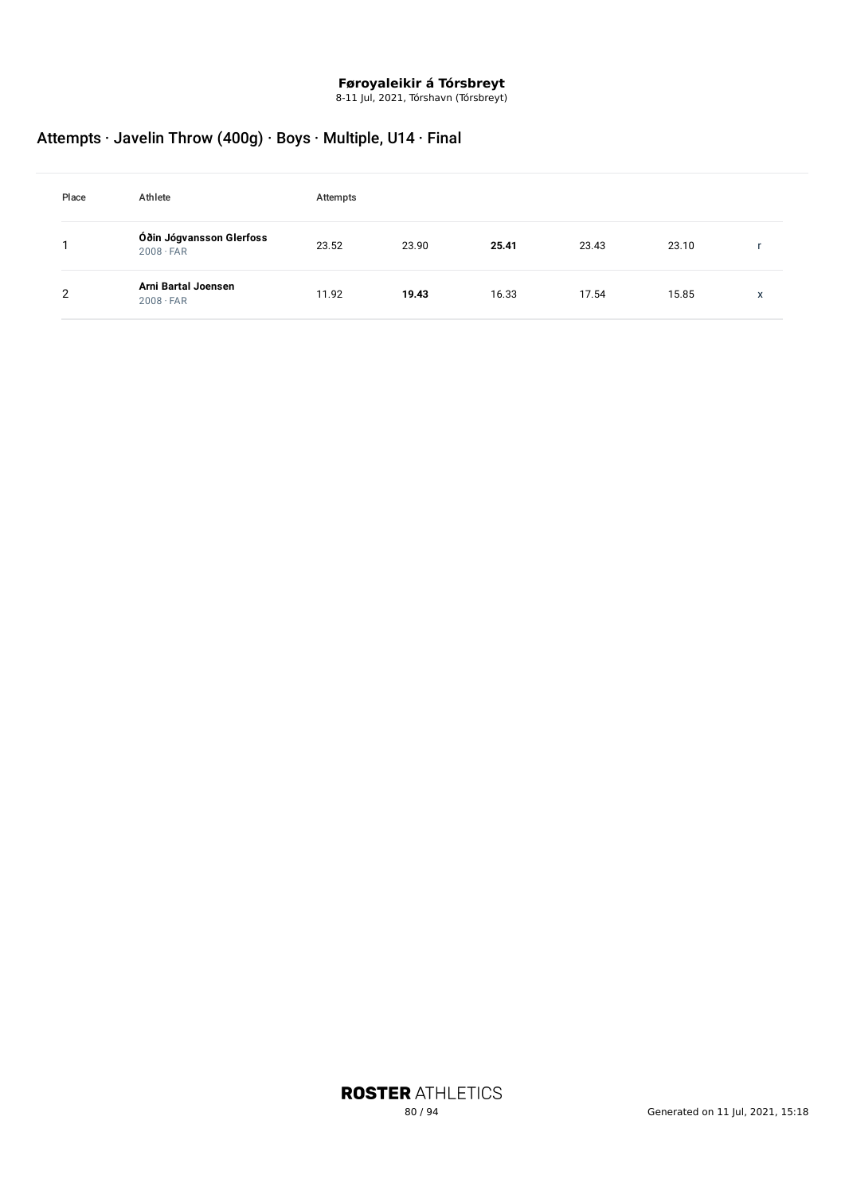**Føroyaleikir á Tórsbreyt**
8-11 Jul, 2021, Tórshavn (Tórsbreyt)

## Attempts · Javelin Throw (400g) · Boys · Multiple, U14 · Final

| Place | Athlete | Attempts | | | | | |
|---|---|---|---|---|---|---|---|
| 1 | **Óðin Jógvansson Glerfoss**<br>2008 · FAR | 23.52 | 23.90 | **25.41** | 23.43 | 23.10 | r |
| 2 | **Arni Bartal Joensen**<br>2008 · FAR | 11.92 | **19.43** | 16.33 | 17.54 | 15.85 | x |

ROSTER ATHLETICS

Generated on 11 Jul, 2021, 15:18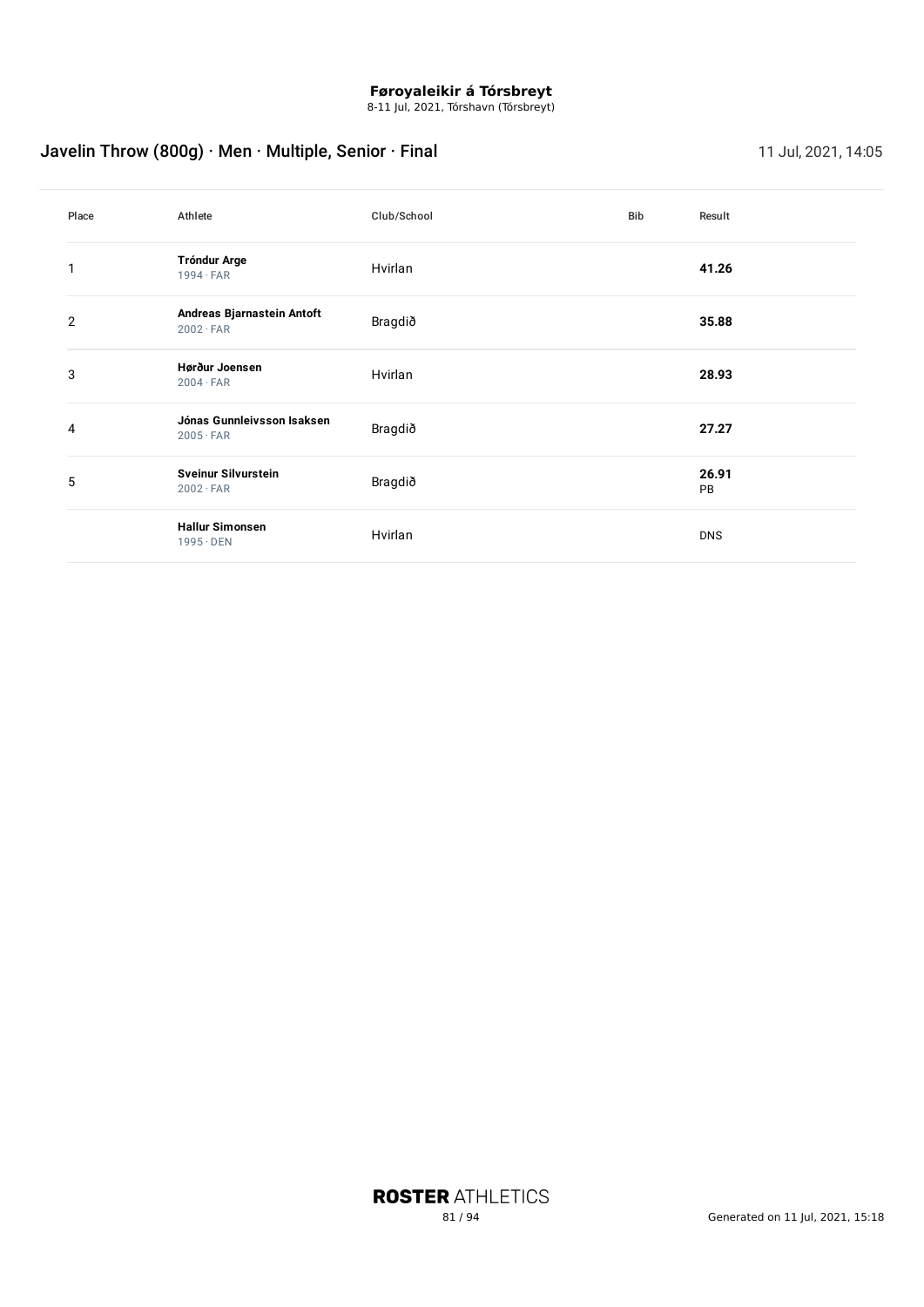**Føroyaleikir á Tórsbreyt**
8-11 Jul, 2021, Tórshavn (Tórsbreyt)

## Javelin Throw (800g) · Men · Multiple, Senior · Final

11 Jul, 2021, 14:05

| Place | Athlete | Club/School | Bib | Result |
|---|---|---|---|---|
| 1 | **Tróndur Arge** 1994 · FAR | Hvirlan | | **41.26** |
| 2 | **Andreas Bjarnastein Antoft** 2002 · FAR | Bragdið | | **35.88** |
| 3 | **Hørður Joensen** 2004 · FAR | Hvirlan | | **28.93** |
| 4 | **Jónas Gunnleivsson Isaksen** 2005 · FAR | Bragdið | | **27.27** |
| 5 | **Sveinur Silvurstein** 2002 · FAR | Bragdið | | **26.91** PB |
| | **Hallur Simonsen** 1995 · DEN | Hvirlan | | DNS |

**ROSTER** ATHLETICS

Generated on 11 Jul, 2021, 15:18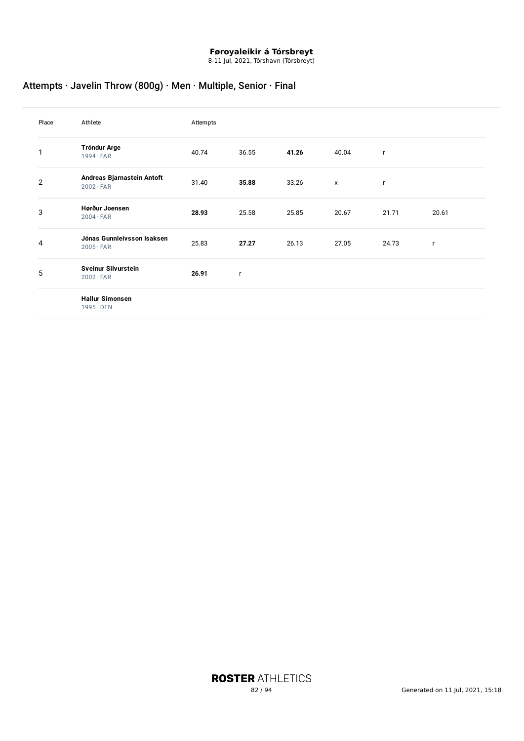**Føroyaleikir á Tórsbreyt**
8-11 Jul, 2021, Tórshavn (Tórsbreyt)

## Attempts · Javelin Throw (800g) · Men · Multiple, Senior · Final

| Place | Athlete | Attempts | | | | | |
|---|---|---|---|---|---|---|---|
| 1 | **Tróndur Arge**<br>1994 · FAR | 40.74 | 36.55 | **41.26** | 40.04 | r | |
| 2 | **Andreas Bjarnastein Antoft**<br>2002 · FAR | 31.40 | **35.88** | 33.26 | x | r | |
| 3 | **Hørður Joensen**<br>2004 · FAR | **28.93** | 25.58 | 25.85 | 20.67 | 21.71 | 20.61 |
| 4 | **Jónas Gunnleivsson Isaksen**<br>2005 · FAR | 25.83 | **27.27** | 26.13 | 27.05 | 24.73 | r |
| 5 | **Sveinur Silvurstein**<br>2002 · FAR | **26.91** | r | | | | |
| | **Hallur Simonsen**<br>1995 · DEN | | | | | | |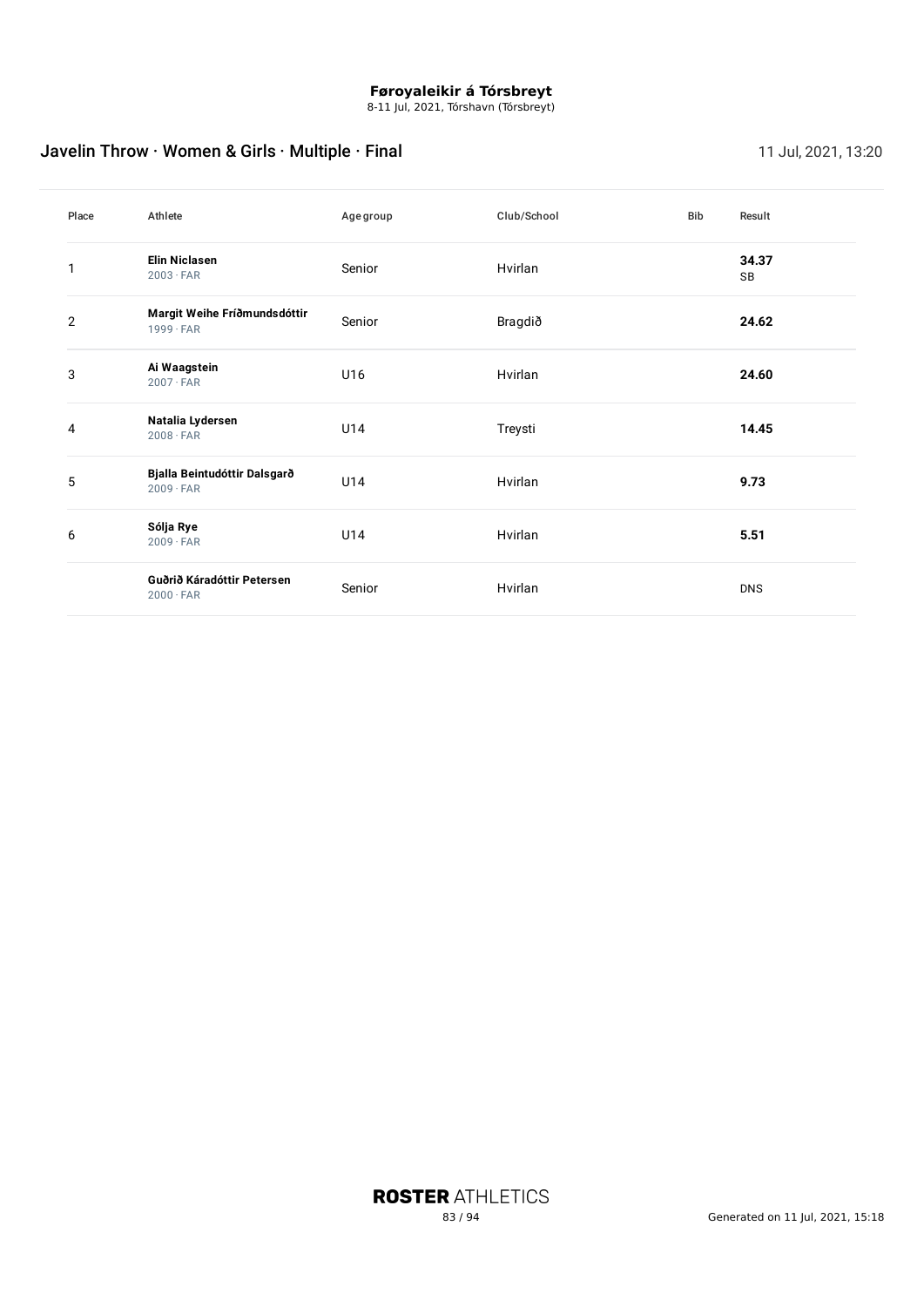**Føroyaleikir á Tórsbreyt**
8-11 Jul, 2021, Tórshavn (Tórsbreyt)

## Javelin Throw · Women & Girls · Multiple · Final

11 Jul, 2021, 13:20

| Place | Athlete | Age group | Club/School | Bib | Result |
| --- | --- | --- | --- | --- | --- |
| 1 | **Elin Niclasen**<br>2003 · FAR | Senior | Hvirlan | | **34.37**<br>SB |
| 2 | **Margit Weihe Fríðmundsdóttir**<br>1999 · FAR | Senior | Bragdið | | **24.62** |
| 3 | **Ai Waagstein**<br>2007 · FAR | U16 | Hvirlan | | **24.60** |
| 4 | **Natalia Lydersen**<br>2008 · FAR | U14 | Treysti | | **14.45** |
| 5 | **Bjalla Beintudóttir Dalsgarð**<br>2009 · FAR | U14 | Hvirlan | | **9.73** |
| 6 | **Sólja Rye**<br>2009 · FAR | U14 | Hvirlan | | **5.51** |
| | **Guðrið Káradóttir Petersen**<br>2000 · FAR | Senior | Hvirlan | | DNS |

Generated on 11 Jul, 2021, 15:18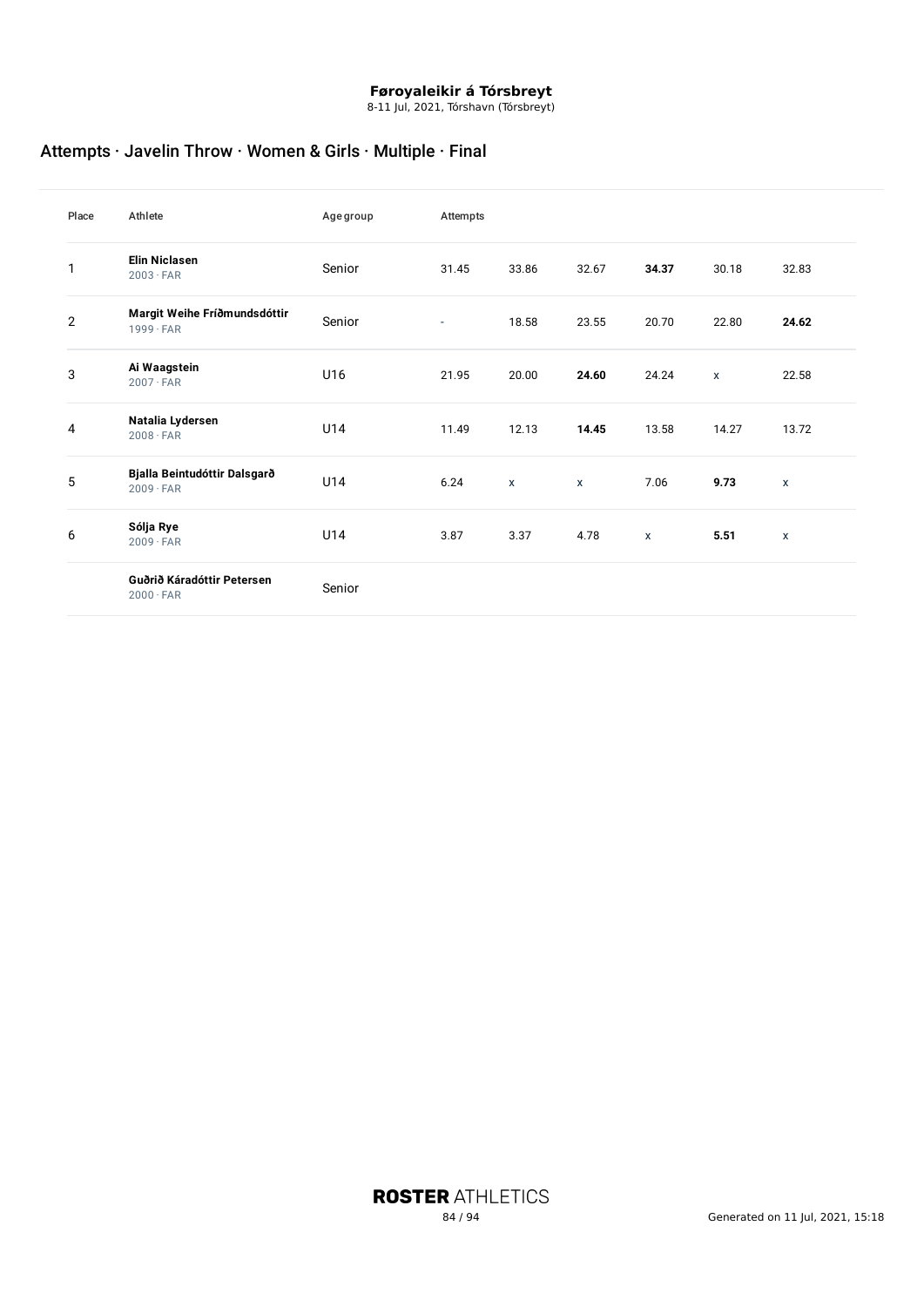**Føroyaleikir á Tórsbreyt**
8-11 Jul, 2021, Tórshavn (Tórsbreyt)

## Attempts · Javelin Throw · Women & Girls · Multiple · Final

| Place | Athlete | Age group | Attempts | | | | | |
|---|---|---|---|---|---|---|---|---|
| 1 | **Elin Niclasen** 2003 · FAR | Senior | 31.45 | 33.86 | 32.67 | **34.37** | 30.18 | 32.83 |
| 2 | **Margit Weihe Fríðmundsdóttir** 1999 · FAR | Senior | - | 18.58 | 23.55 | 20.70 | 22.80 | **24.62** |
| 3 | **Ai Waagstein** 2007 · FAR | U16 | 21.95 | 20.00 | **24.60** | 24.24 | x | 22.58 |
| 4 | **Natalia Lydersen** 2008 · FAR | U14 | 11.49 | 12.13 | **14.45** | 13.58 | 14.27 | 13.72 |
| 5 | **Bjalla Beintudóttir Dalsgarð** 2009 · FAR | U14 | 6.24 | x | x | 7.06 | **9.73** | x |
| 6 | **Sólja Rye** 2009 · FAR | U14 | 3.87 | 3.37 | 4.78 | x | **5.51** | x |
| | **Guðrið Káradóttir Petersen** 2000 · FAR | Senior | | | | | | |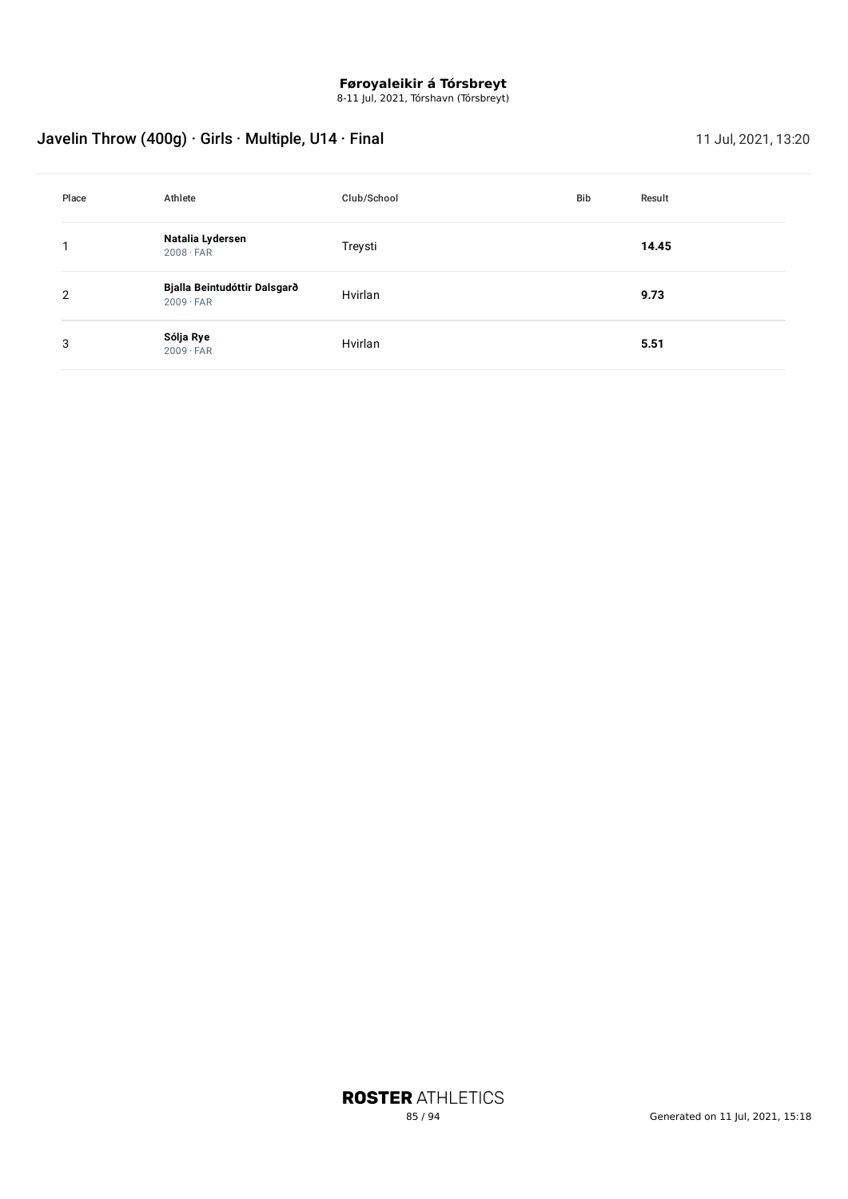**Føroyaleikir á Tórsbreyt**
8-11 Jul, 2021, Tórshavn (Tórsbreyt)

## Javelin Throw (400g) · Girls · Multiple, U14 · Final

11 Jul, 2021, 13:20

| Place | Athlete | Club/School | Bib | Result |
|---|---|---|---|---|
| 1 | **Natalia Lydersen** 2008 · FAR | Treysti | | **14.45** |
| 2 | **Bjalla Beintudóttir Dalsgarð** 2009 · FAR | Hvirlan | | **9.73** |
| 3 | **Sólja Rye** 2009 · FAR | Hvirlan | | **5.51** |

Generated on 11 Jul, 2021, 15:18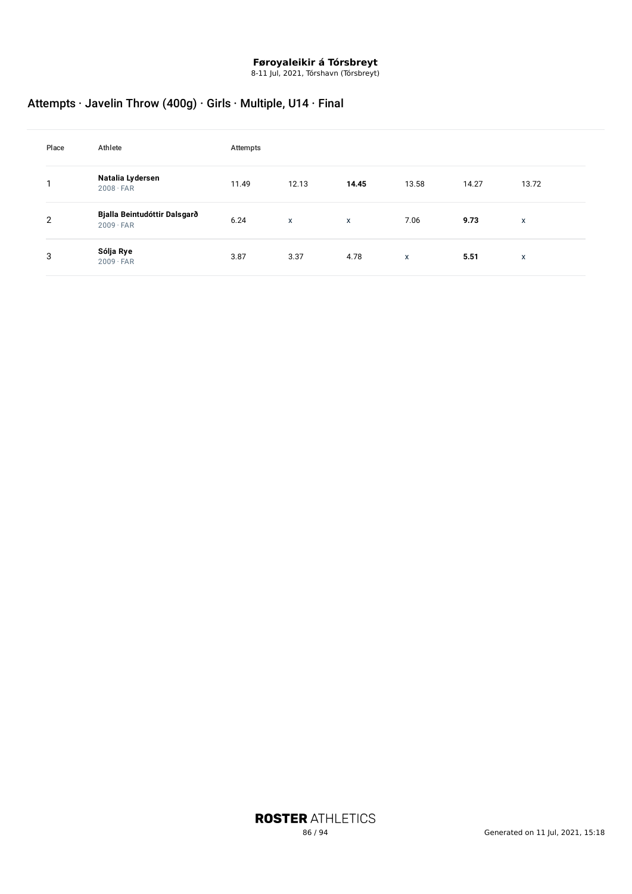**Føroyaleikir á Tórsbreyt**

8-11 Jul, 2021, Tórshavn (Tórsbreyt)

## Attempts · Javelin Throw (400g) · Girls · Multiple, U14 · Final

| Place | Athlete | Attempts | | | | | |
|---|---|---|---|---|---|---|---|
| 1 | **Natalia Lydersen**<br>2008 · FAR | 11.49 | 12.13 | **14.45** | 13.58 | 14.27 | 13.72 |
| 2 | **Bjalla Beintudóttir Dalsgarð**<br>2009 · FAR | 6.24 | x | x | 7.06 | **9.73** | x |
| 3 | **Sólja Rye**<br>2009 · FAR | 3.87 | 3.37 | 4.78 | x | **5.51** | x |

**ROSTER** ATHLETICS

Generated on 11 Jul, 2021, 15:18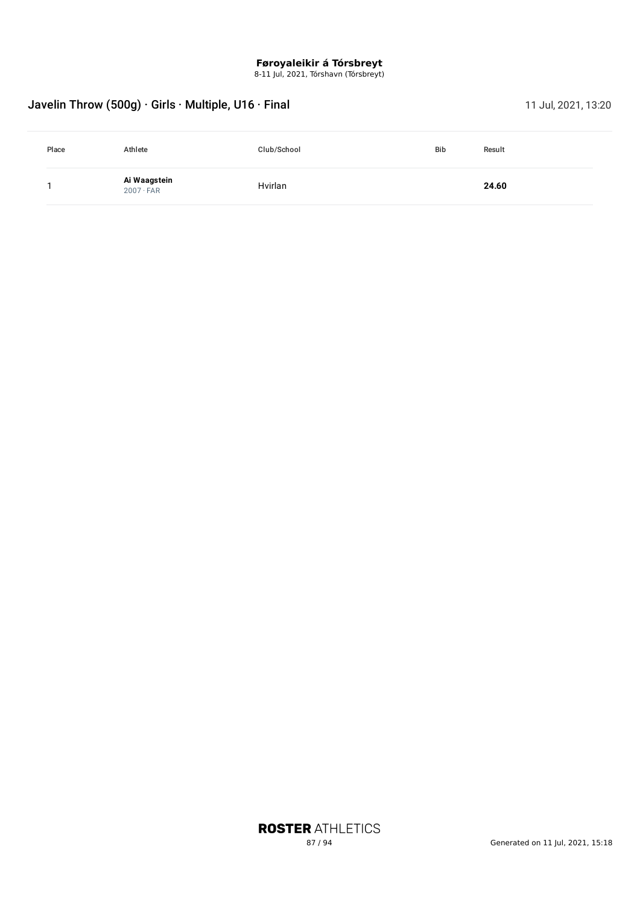# Føroyaleikir á Tórsbreyt

8-11 Jul, 2021, Tórshavn (Tórsbreyt)

## Javelin Throw (500g) · Girls · Multiple, U16 · Final

11 Jul, 2021, 13:20

| Place | Athlete | Club/School | Bib | Result |
|---|---|---|---|---|
| 1 | **Ai Waagstein** 2007 · FAR | Hvirlan | | **24.60** |

ROSTER ATHLETICS

Generated on 11 Jul, 2021, 15:18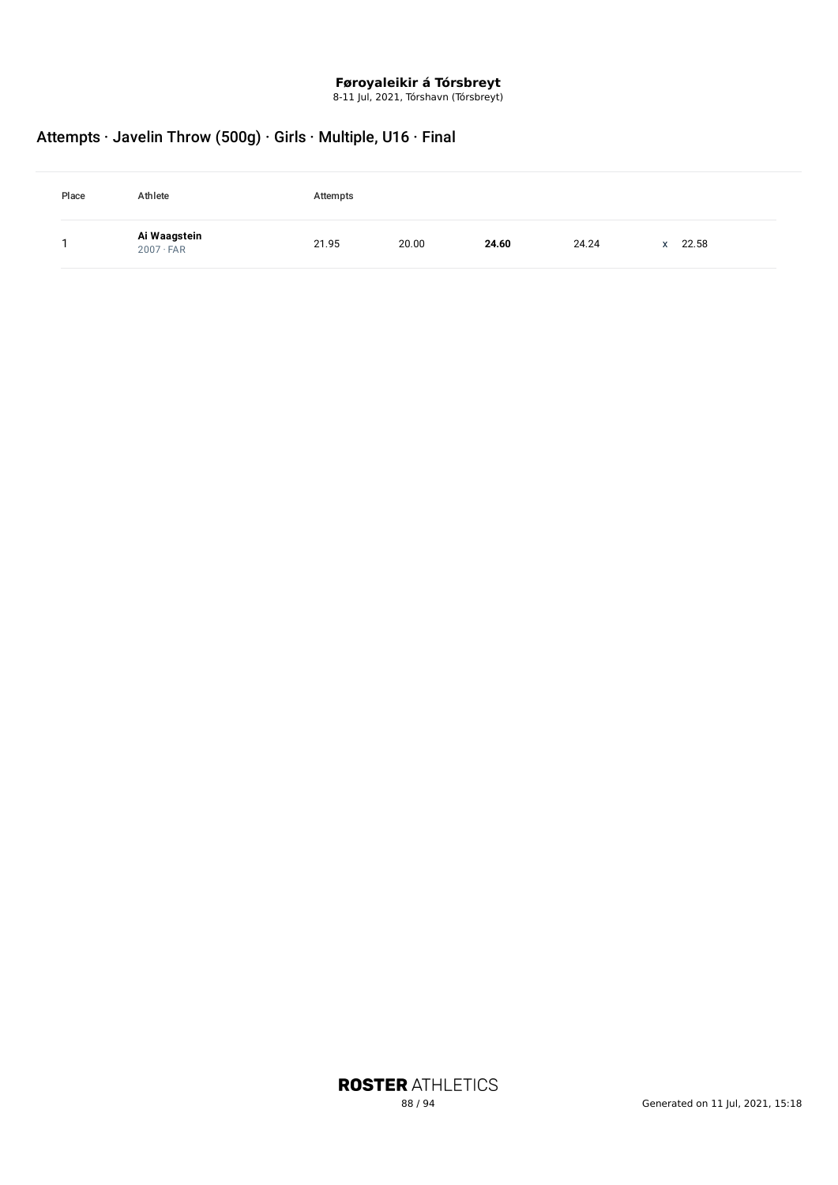**Føroyaleikir á Tórsbreyt**

8-11 Jul, 2021, Tórshavn (Tórsbreyt)

## Attempts · Javelin Throw (500g) · Girls · Multiple, U16 · Final

| Place | Athlete | Attempts | | | | | |
|---|---|---|---|---|---|---|---|
| 1 | **Ai Waagstein** 2007 · FAR | 21.95 | 20.00 | **24.60** | 24.24 | x | 22.58 |

ROSTER ATHLETICS

Generated on 11 Jul, 2021, 15:18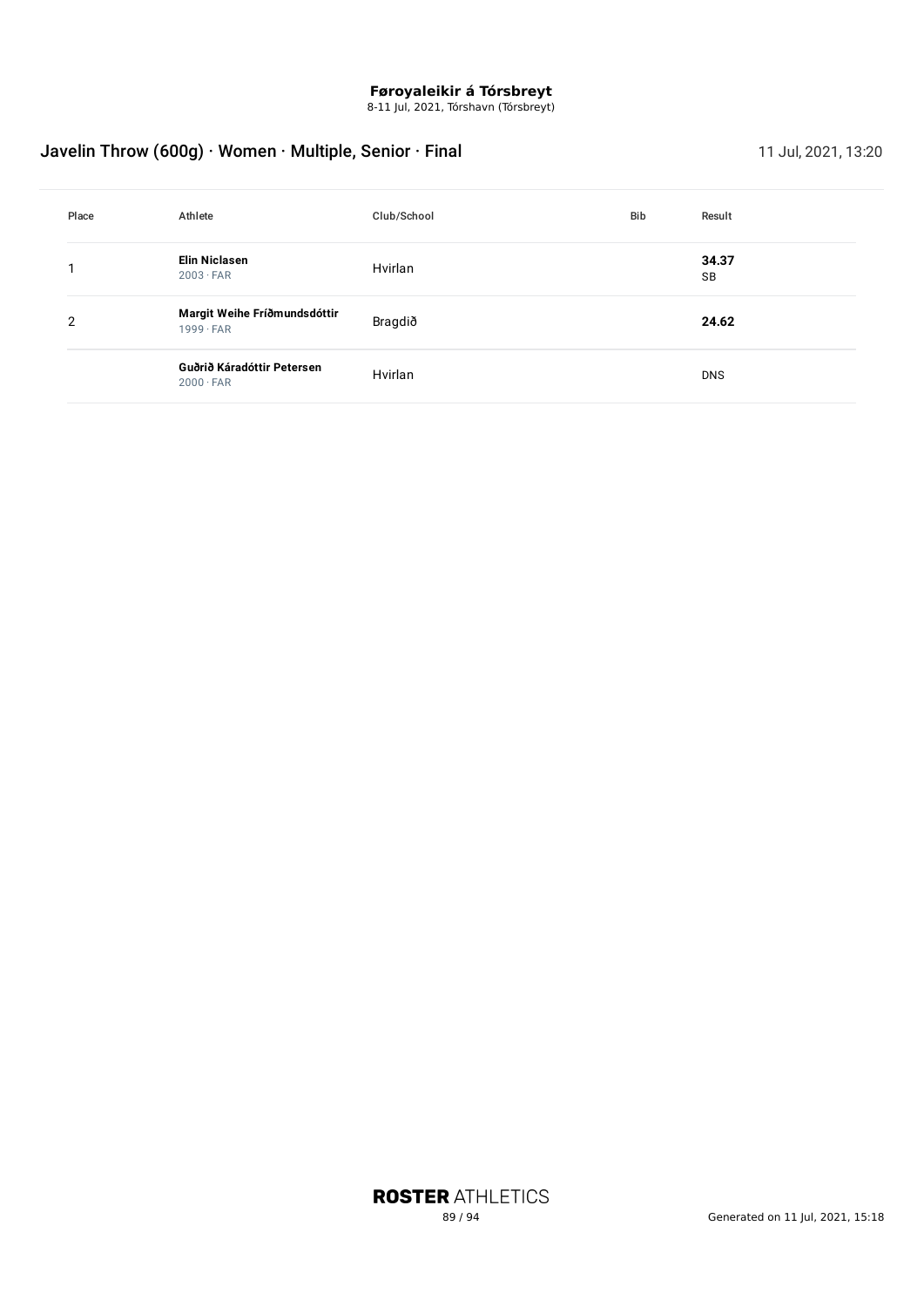**Føroyaleikir á Tórsbreyt**
8-11 Jul, 2021, Tórshavn (Tórsbreyt)

## Javelin Throw (600g) · Women · Multiple, Senior · Final

11 Jul, 2021, 13:20

| Place | Athlete | Club/School | Bib | Result |
|---|---|---|---|---|
| 1 | **Elin Niclasen** 2003 · FAR | Hvirlan | | **34.37** SB |
| 2 | **Margit Weihe Fríðmundsdóttir** 1999 · FAR | Bragdið | | **24.62** |
| | **Guðrið Káradóttir Petersen** 2000 · FAR | Hvirlan | | DNS |

**ROSTER** ATHLETICS

Generated on 11 Jul, 2021, 15:18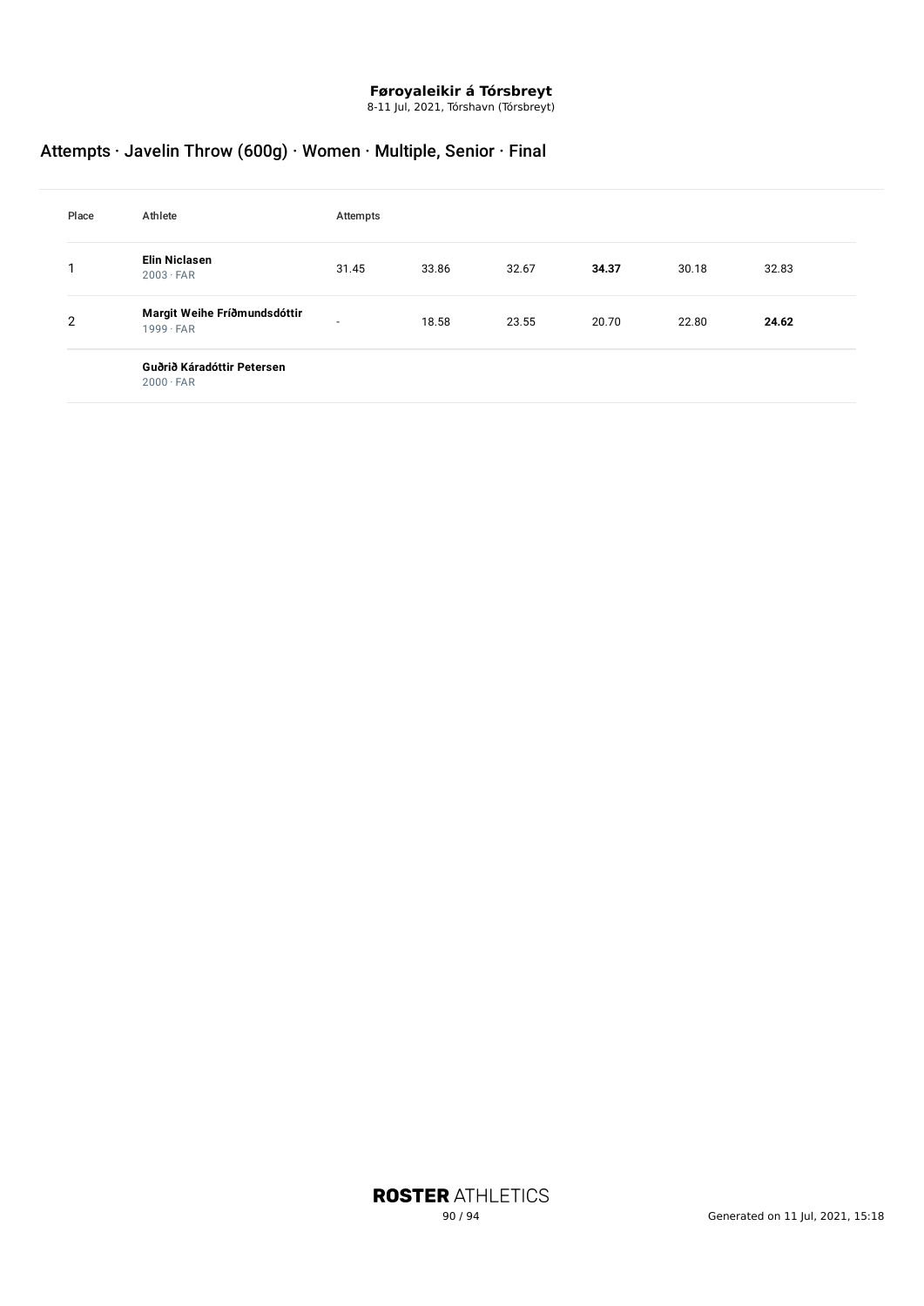**Føroyaleikir á Tórsbreyt**
8-11 Jul, 2021, Tórshavn (Tórsbreyt)

## Attempts · Javelin Throw (600g) · Women · Multiple, Senior · Final

| Place | Athlete | Attempts | | | | | |
|---|---|---|---|---|---|---|---|
| 1 | **Elin Niclasen**<br>2003 · FAR | 31.45 | 33.86 | 32.67 | **34.37** | 30.18 | 32.83 |
| 2 | **Margit Weihe Fríðmundsdóttir**<br>1999 · FAR | - | 18.58 | 23.55 | 20.70 | 22.80 | **24.62** |
| | **Guðrið Káradóttir Petersen**<br>2000 · FAR | | | | | | |

ROSTER ATHLETICS

Generated on 11 Jul, 2021, 15:18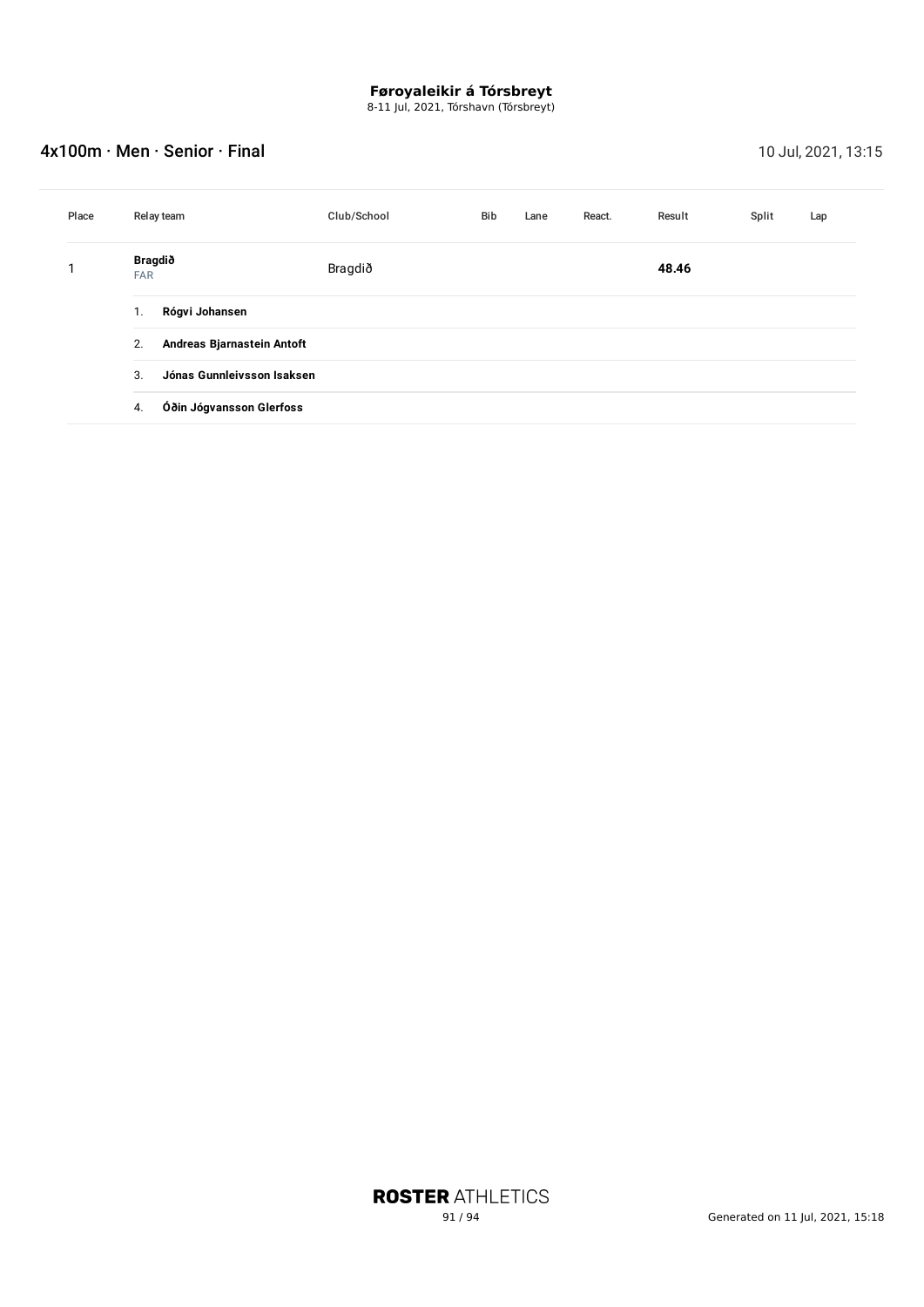**Føroyaleikir á Tórsbreyt**
8-11 Jul, 2021, Tórshavn (Tórsbreyt)

## 4x100m · Men · Senior · Final

10 Jul, 2021, 13:15

| Place | Relay team | Club/School | Bib | Lane | React. | Result | Split | Lap |
|---|---|---|---|---|---|---|---|---|
| 1 | **Bragdið** FAR | Bragdið | | | | **48.46** | | |
| | 1. **Rógvi Johansen** | | | | | | | |
| | 2. **Andreas Bjarnastein Antoft** | | | | | | | |
| | 3. **Jónas Gunnleivsson Isaksen** | | | | | | | |
| | 4. **Óðin Jógvansson Glerfoss** | | | | | | | |

**ROSTER** ATHLETICS

Generated on 11 Jul, 2021, 15:18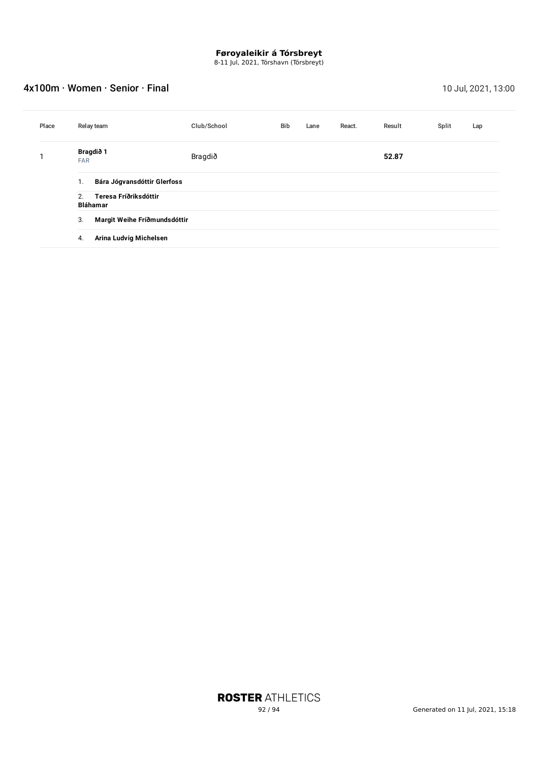**Føroyaleikir á Tórsbreyt**
8-11 Jul, 2021, Tórshavn (Tórsbreyt)

## 4x100m · Women · Senior · Final

10 Jul, 2021, 13:00

| Place | Relay team | Club/School | Bib | Lane | React. | Result | Split | Lap |
|---|---|---|---|---|---|---|---|---|
| 1 | **Bragdið 1** FAR | Bragdið | | | | **52.87** | | |
| | 1. **Bára Jógvansdóttir Glerfoss** | | | | | | | |
| | 2. **Teresa Fríðriksdóttir Bláhamar** | | | | | | | |
| | 3. **Margit Weihe Fríðmundsdóttir** | | | | | | | |
| | 4. **Arina Ludvig Michelsen** | | | | | | | |

**ROSTER** ATHLETICS

Generated on 11 Jul, 2021, 15:18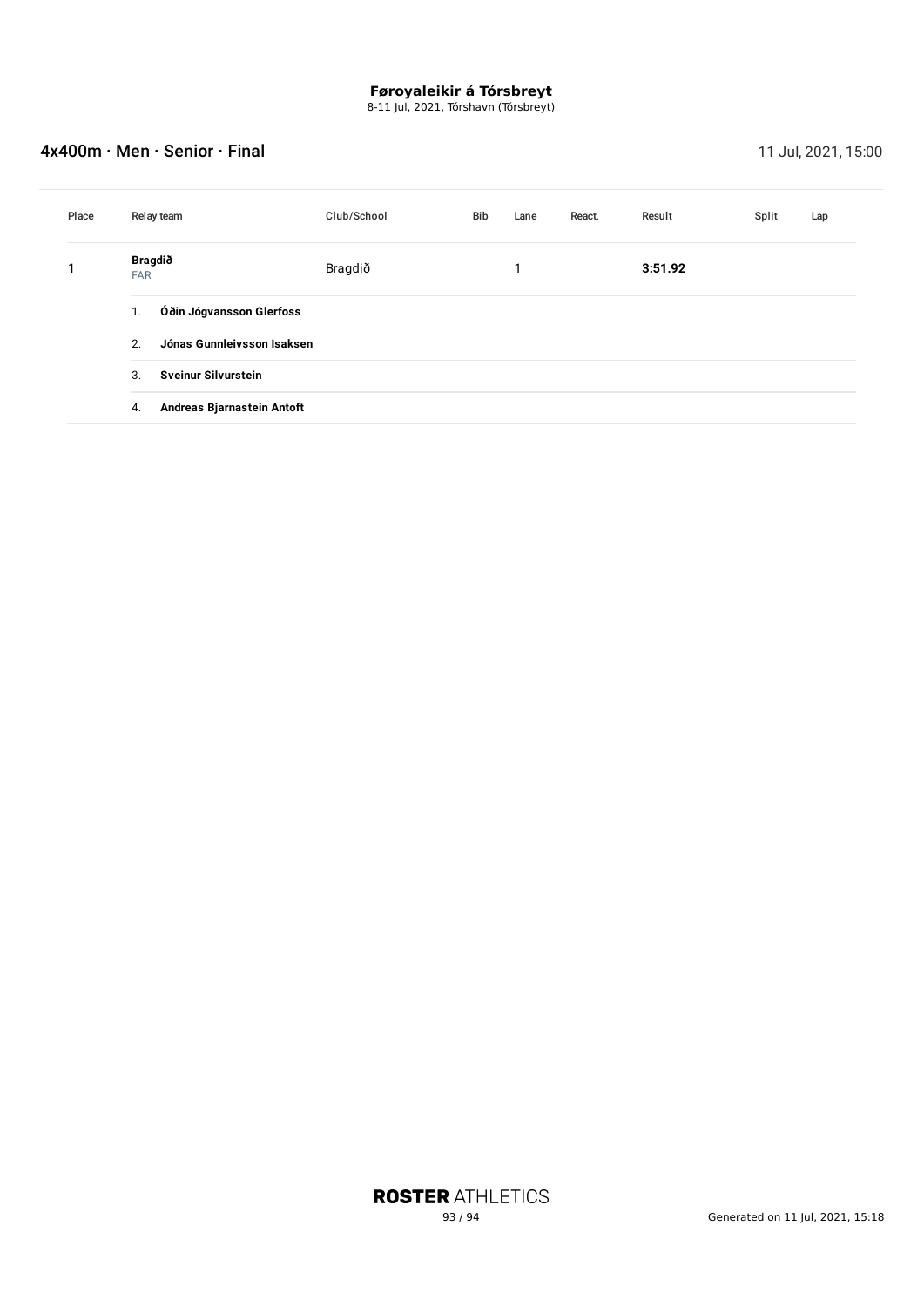**Føroyaleikir á Tórsbreyt**
8-11 Jul, 2021, Tórshavn (Tórsbreyt)

## 4x400m · Men · Senior · Final

11 Jul, 2021, 15:00

| Place | Relay team | Club/School | Bib | Lane | React. | Result | Split | Lap |
|---|---|---|---|---|---|---|---|---|
| 1 | **Bragdið** FAR | Bragdið | | 1 | | **3:51.92** | | |
| | 1. **Óðin Jógvansson Glerfoss** | | | | | | | |
| | 2. **Jónas Gunnleivsson Isaksen** | | | | | | | |
| | 3. **Sveinur Silvurstein** | | | | | | | |
| | 4. **Andreas Bjarnastein Antoft** | | | | | | | |

**ROSTER** ATHLETICS

Generated on 11 Jul, 2021, 15:18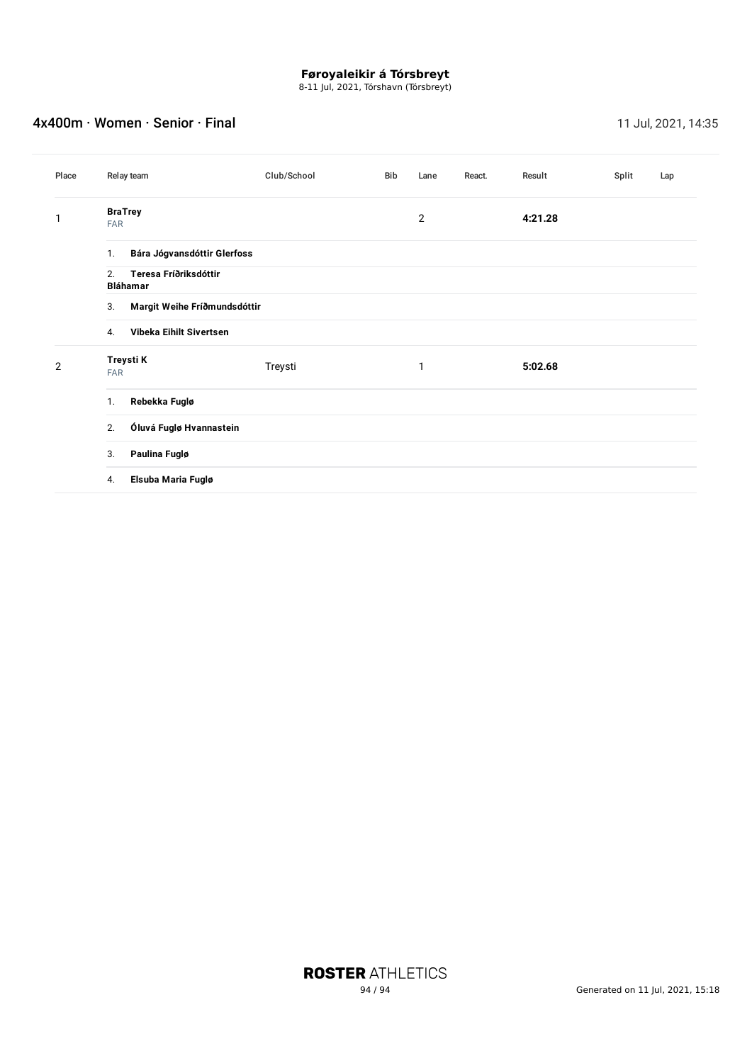# Føroyaleikir á Tórsbreyt

8-11 Jul, 2021, Tórshavn (Tórsbreyt)

## 4x400m · Women · Senior · Final

11 Jul, 2021, 14:35

| Place | Relay team | Club/School | Bib | Lane | React. | Result | Split | Lap |
|---|---|---|---|---|---|---|---|---|
| 1 | **BraTrey** FAR | | | 2 | | **4:21.28** | | |
| | 1. **Bára Jógvansdóttir Glerfoss** | | | | | | | |
| | 2. **Teresa Fríðriksdóttir Bláhamar** | | | | | | | |
| | 3. **Margit Weihe Fríðmundsdóttir** | | | | | | | |
| | 4. **Vibeka Eihilt Sivertsen** | | | | | | | |
| 2 | **Treysti K** FAR | Treysti | | 1 | | **5:02.68** | | |
| | 1. **Rebekka Fuglø** | | | | | | | |
| | 2. **Óluvá Fuglø Hvannastein** | | | | | | | |
| | 3. **Paulina Fuglø** | | | | | | | |
| | 4. **Elsuba Maria Fuglø** | | | | | | | |